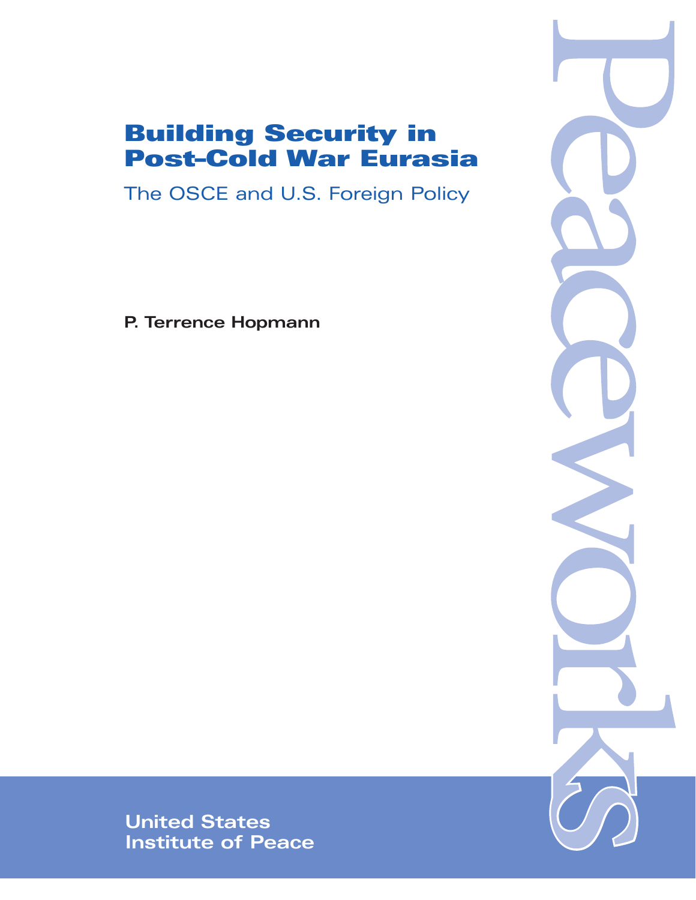# Building Security in Post-Cold War Eurasia

## The OSCE and U.S. Foreign Policy

**P. Terrence Hopmann**

Peaceworks

**United States Institute of Peace**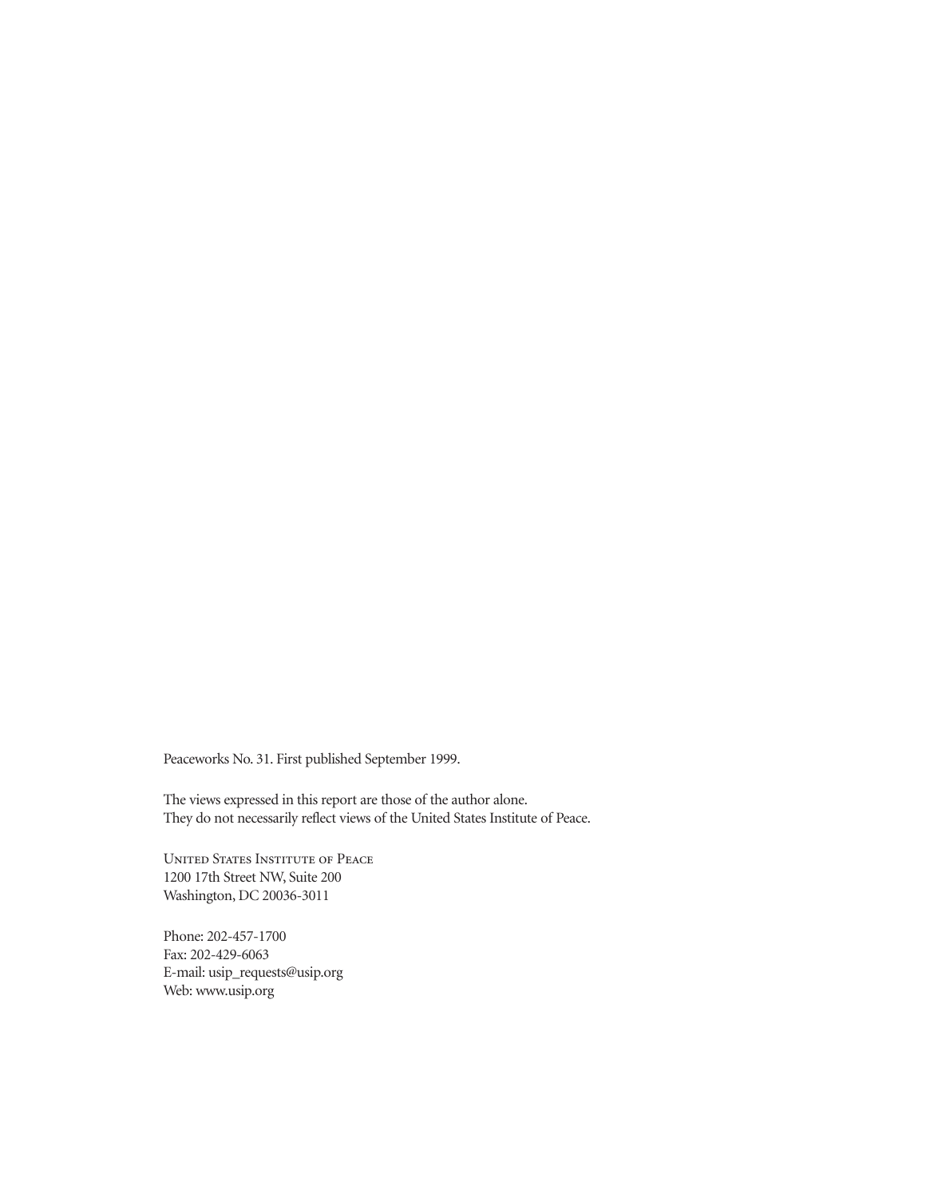Peaceworks No. 31. First published September 1999.

The views expressed in this report are those of the author alone.
They do not necessarily reflect views of the United States Institute of Peace.

United States Institute of Peace
1200 17th Street NW, Suite 200
Washington, DC 20036-3011

Phone: 202-457-1700
Fax: 202-429-6063
E-mail: usip_requests@usip.org
Web: www.usip.org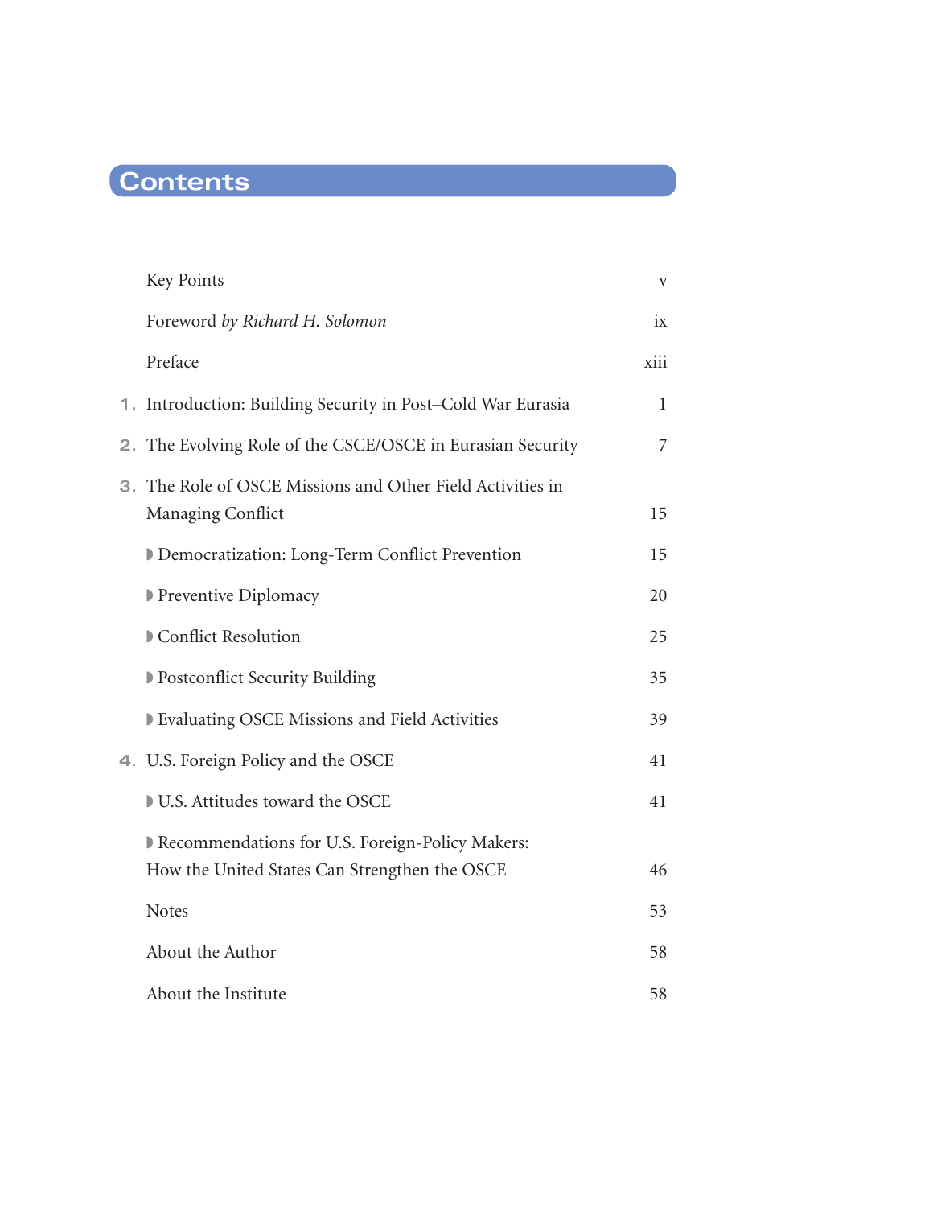# Contents

| | | |
|---|---|---|
| | Key Points | v |
| | Foreword *by Richard H. Solomon* | ix |
| | Preface | xiii |
| 1. | Introduction: Building Security in Post–Cold War Eurasia | 1 |
| 2. | The Evolving Role of the CSCE/OSCE in Eurasian Security | 7 |
| 3. | The Role of OSCE Missions and Other Field Activities in Managing Conflict | 15 |
| | ◗ Democratization: Long-Term Conflict Prevention | 15 |
| | ◗ Preventive Diplomacy | 20 |
| | ◗ Conflict Resolution | 25 |
| | ◗ Postconflict Security Building | 35 |
| | ◗ Evaluating OSCE Missions and Field Activities | 39 |
| 4. | U.S. Foreign Policy and the OSCE | 41 |
| | ◗ U.S. Attitudes toward the OSCE | 41 |
| | ◗ Recommendations for U.S. Foreign-Policy Makers: How the United States Can Strengthen the OSCE | 46 |
| | Notes | 53 |
| | About the Author | 58 |
| | About the Institute | 58 |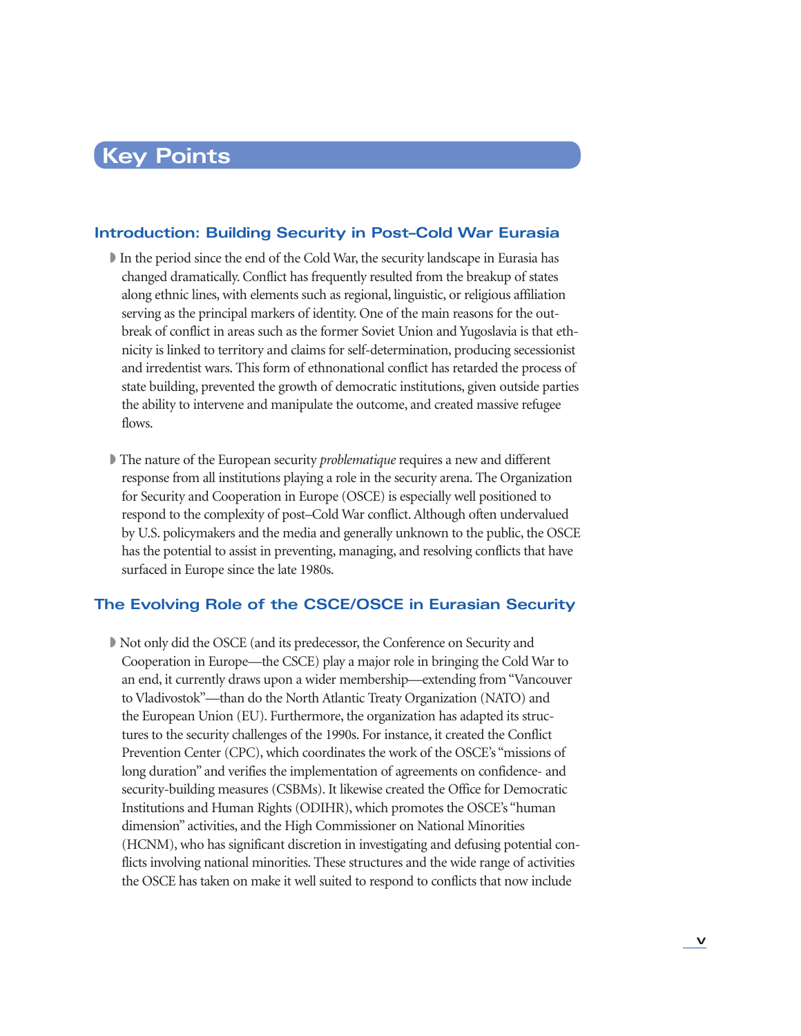# Key Points

## Introduction: Building Security in Post–Cold War Eurasia

- In the period since the end of the Cold War, the security landscape in Eurasia has changed dramatically. Conflict has frequently resulted from the breakup of states along ethnic lines, with elements such as regional, linguistic, or religious affiliation serving as the principal markers of identity. One of the main reasons for the outbreak of conflict in areas such as the former Soviet Union and Yugoslavia is that ethnicity is linked to territory and claims for self-determination, producing secessionist and irredentist wars. This form of ethnonational conflict has retarded the process of state building, prevented the growth of democratic institutions, given outside parties the ability to intervene and manipulate the outcome, and created massive refugee flows.

- The nature of the European security *problematique* requires a new and different response from all institutions playing a role in the security arena. The Organization for Security and Cooperation in Europe (OSCE) is especially well positioned to respond to the complexity of post–Cold War conflict. Although often undervalued by U.S. policymakers and the media and generally unknown to the public, the OSCE has the potential to assist in preventing, managing, and resolving conflicts that have surfaced in Europe since the late 1980s.

## The Evolving Role of the CSCE/OSCE in Eurasian Security

- Not only did the OSCE (and its predecessor, the Conference on Security and Cooperation in Europe—the CSCE) play a major role in bringing the Cold War to an end, it currently draws upon a wider membership—extending from "Vancouver to Vladivostok"—than do the North Atlantic Treaty Organization (NATO) and the European Union (EU). Furthermore, the organization has adapted its structures to the security challenges of the 1990s. For instance, it created the Conflict Prevention Center (CPC), which coordinates the work of the OSCE's "missions of long duration" and verifies the implementation of agreements on confidence- and security-building measures (CSBMs). It likewise created the Office for Democratic Institutions and Human Rights (ODIHR), which promotes the OSCE's "human dimension" activities, and the High Commissioner on National Minorities (HCNM), who has significant discretion in investigating and defusing potential conflicts involving national minorities. These structures and the wide range of activities the OSCE has taken on make it well suited to respond to conflicts that now include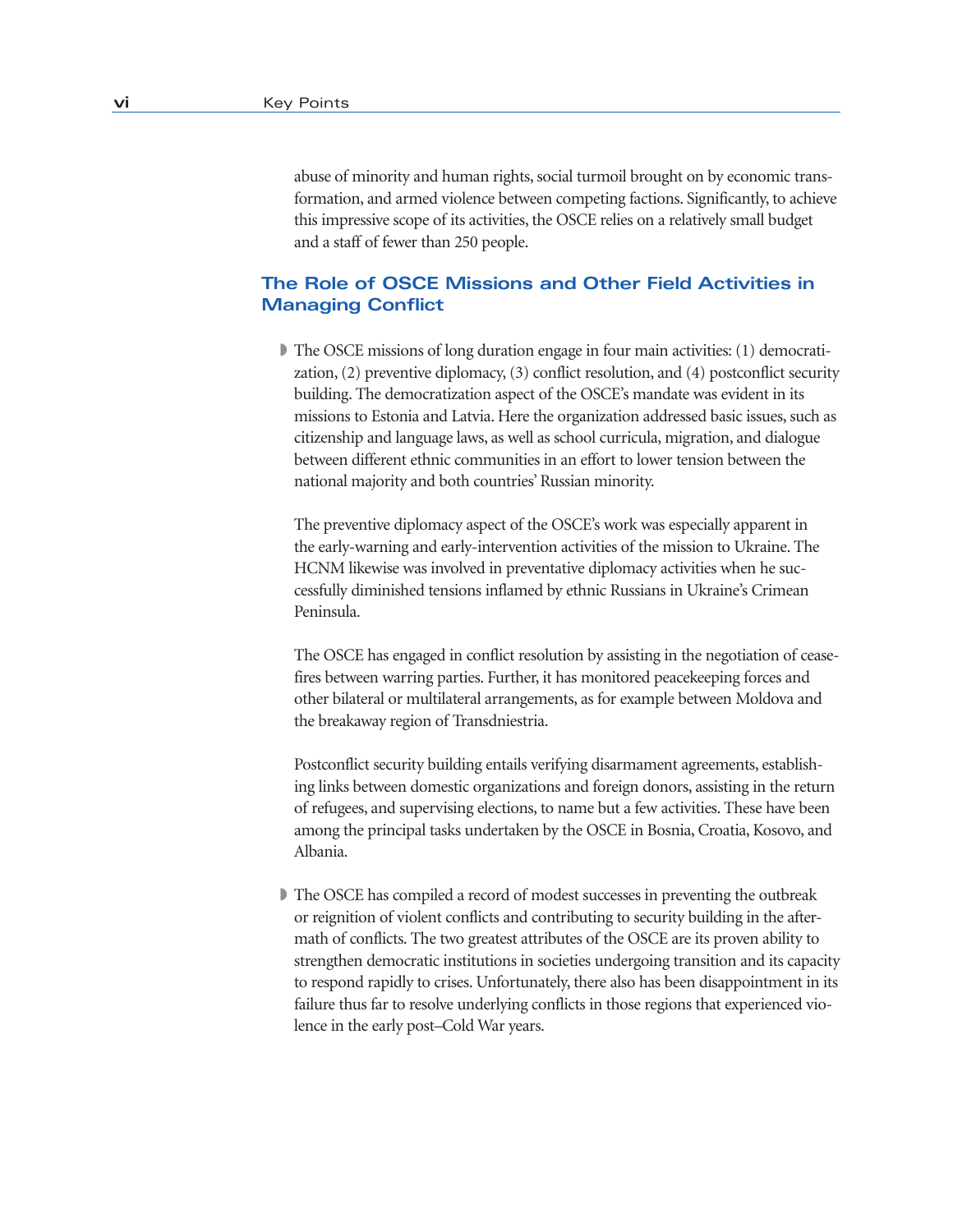abuse of minority and human rights, social turmoil brought on by economic transformation, and armed violence between competing factions. Significantly, to achieve this impressive scope of its activities, the OSCE relies on a relatively small budget and a staff of fewer than 250 people.

## The Role of OSCE Missions and Other Field Activities in Managing Conflict

- The OSCE missions of long duration engage in four main activities: (1) democratization, (2) preventive diplomacy, (3) conflict resolution, and (4) postconflict security building. The democratization aspect of the OSCE's mandate was evident in its missions to Estonia and Latvia. Here the organization addressed basic issues, such as citizenship and language laws, as well as school curricula, migration, and dialogue between different ethnic communities in an effort to lower tension between the national majority and both countries' Russian minority.

  The preventive diplomacy aspect of the OSCE's work was especially apparent in the early-warning and early-intervention activities of the mission to Ukraine. The HCNM likewise was involved in preventative diplomacy activities when he successfully diminished tensions inflamed by ethnic Russians in Ukraine's Crimean Peninsula.

  The OSCE has engaged in conflict resolution by assisting in the negotiation of ceasefires between warring parties. Further, it has monitored peacekeeping forces and other bilateral or multilateral arrangements, as for example between Moldova and the breakaway region of Transdniestria.

  Postconflict security building entails verifying disarmament agreements, establishing links between domestic organizations and foreign donors, assisting in the return of refugees, and supervising elections, to name but a few activities. These have been among the principal tasks undertaken by the OSCE in Bosnia, Croatia, Kosovo, and Albania.

- The OSCE has compiled a record of modest successes in preventing the outbreak or reignition of violent conflicts and contributing to security building in the aftermath of conflicts. The two greatest attributes of the OSCE are its proven ability to strengthen democratic institutions in societies undergoing transition and its capacity to respond rapidly to crises. Unfortunately, there also has been disappointment in its failure thus far to resolve underlying conflicts in those regions that experienced violence in the early post–Cold War years.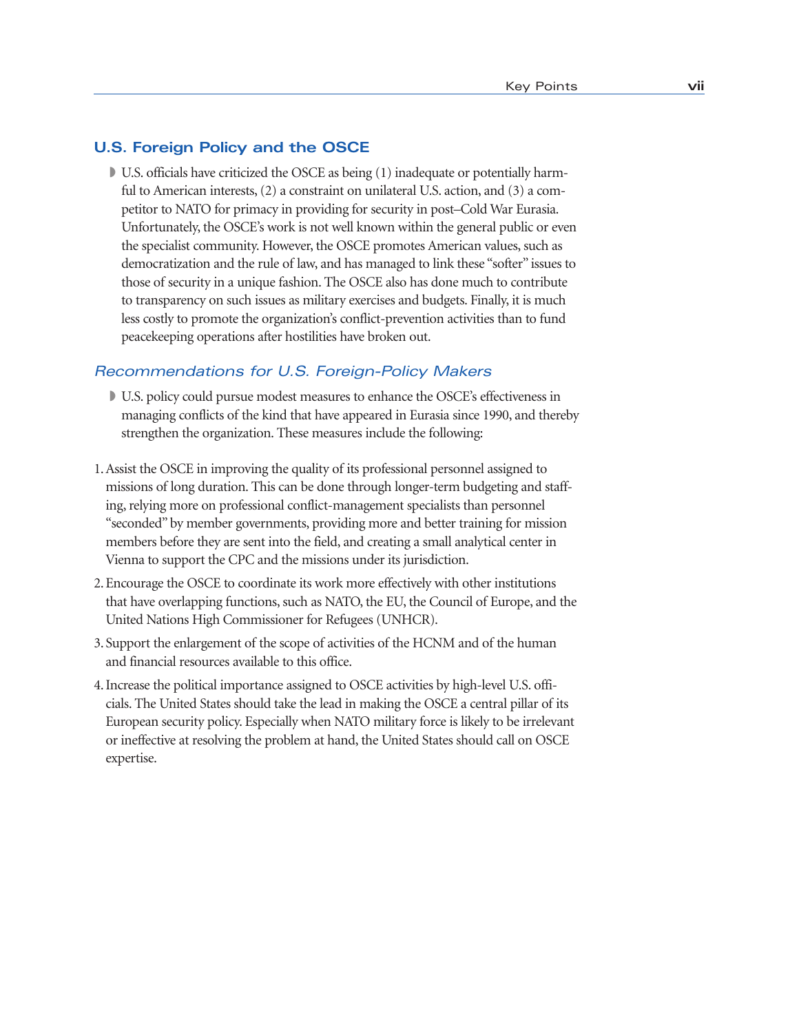## U.S. Foreign Policy and the OSCE

- U.S. officials have criticized the OSCE as being (1) inadequate or potentially harmful to American interests, (2) a constraint on unilateral U.S. action, and (3) a competitor to NATO for primacy in providing for security in post–Cold War Eurasia. Unfortunately, the OSCE's work is not well known within the general public or even the specialist community. However, the OSCE promotes American values, such as democratization and the rule of law, and has managed to link these "softer" issues to those of security in a unique fashion. The OSCE also has done much to contribute to transparency on such issues as military exercises and budgets. Finally, it is much less costly to promote the organization's conflict-prevention activities than to fund peacekeeping operations after hostilities have broken out.

### *Recommendations for U.S. Foreign-Policy Makers*

- U.S. policy could pursue modest measures to enhance the OSCE's effectiveness in managing conflicts of the kind that have appeared in Eurasia since 1990, and thereby strengthen the organization. These measures include the following:

1. Assist the OSCE in improving the quality of its professional personnel assigned to missions of long duration. This can be done through longer-term budgeting and staffing, relying more on professional conflict-management specialists than personnel "seconded" by member governments, providing more and better training for mission members before they are sent into the field, and creating a small analytical center in Vienna to support the CPC and the missions under its jurisdiction.
2. Encourage the OSCE to coordinate its work more effectively with other institutions that have overlapping functions, such as NATO, the EU, the Council of Europe, and the United Nations High Commissioner for Refugees (UNHCR).
3. Support the enlargement of the scope of activities of the HCNM and of the human and financial resources available to this office.
4. Increase the political importance assigned to OSCE activities by high-level U.S. officials. The United States should take the lead in making the OSCE a central pillar of its European security policy. Especially when NATO military force is likely to be irrelevant or ineffective at resolving the problem at hand, the United States should call on OSCE expertise.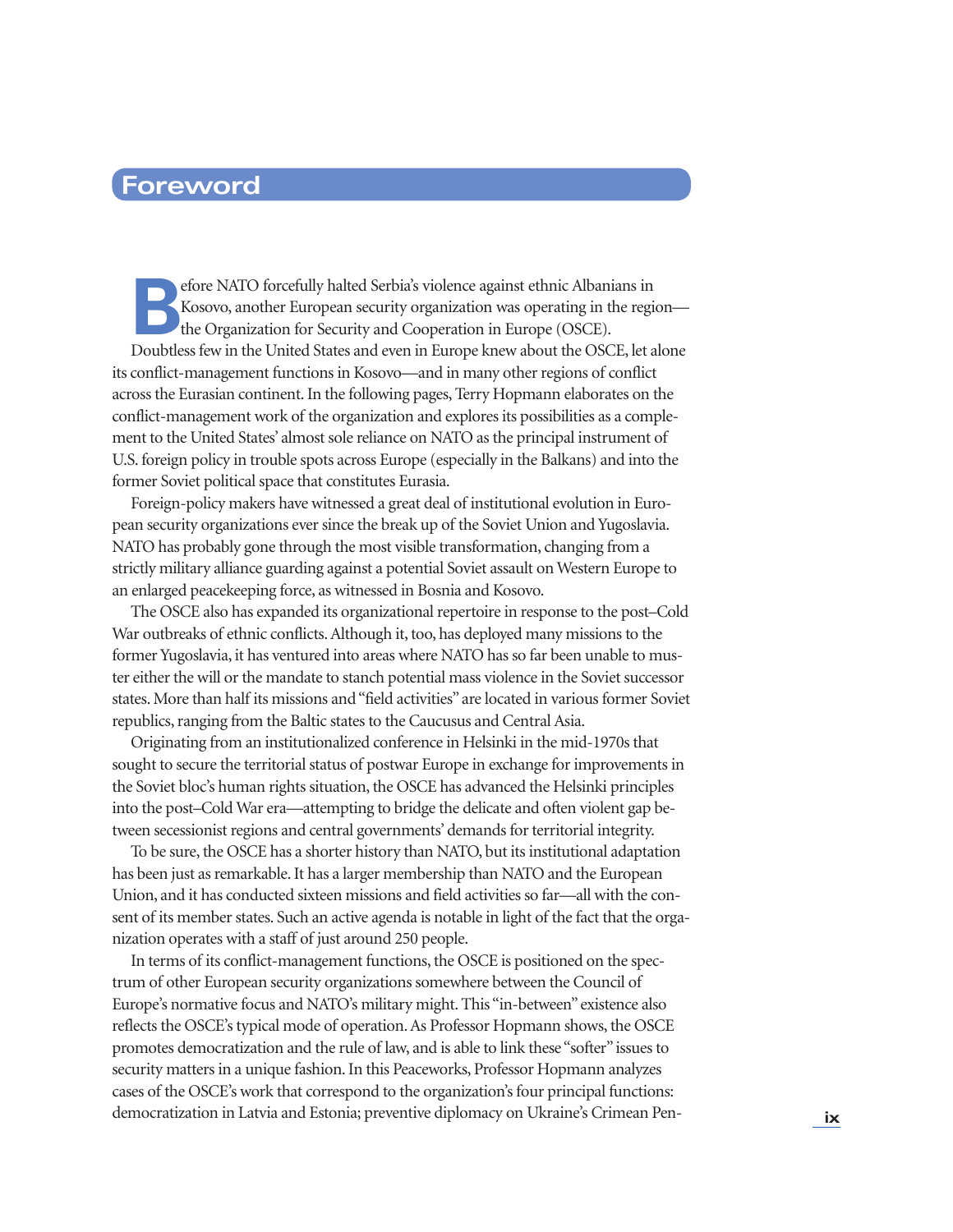# Foreword

Before NATO forcefully halted Serbia's violence against ethnic Albanians in Kosovo, another European security organization was operating in the region—the Organization for Security and Cooperation in Europe (OSCE). Doubtless few in the United States and even in Europe knew about the OSCE, let alone its conflict-management functions in Kosovo—and in many other regions of conflict across the Eurasian continent. In the following pages, Terry Hopmann elaborates on the conflict-management work of the organization and explores its possibilities as a complement to the United States' almost sole reliance on NATO as the principal instrument of U.S. foreign policy in trouble spots across Europe (especially in the Balkans) and into the former Soviet political space that constitutes Eurasia.

Foreign-policy makers have witnessed a great deal of institutional evolution in European security organizations ever since the break up of the Soviet Union and Yugoslavia. NATO has probably gone through the most visible transformation, changing from a strictly military alliance guarding against a potential Soviet assault on Western Europe to an enlarged peacekeeping force, as witnessed in Bosnia and Kosovo.

The OSCE also has expanded its organizational repertoire in response to the post–Cold War outbreaks of ethnic conflicts. Although it, too, has deployed many missions to the former Yugoslavia, it has ventured into areas where NATO has so far been unable to muster either the will or the mandate to stanch potential mass violence in the Soviet successor states. More than half its missions and "field activities" are located in various former Soviet republics, ranging from the Baltic states to the Caucusus and Central Asia.

Originating from an institutionalized conference in Helsinki in the mid-1970s that sought to secure the territorial status of postwar Europe in exchange for improvements in the Soviet bloc's human rights situation, the OSCE has advanced the Helsinki principles into the post–Cold War era—attempting to bridge the delicate and often violent gap between secessionist regions and central governments' demands for territorial integrity.

To be sure, the OSCE has a shorter history than NATO, but its institutional adaptation has been just as remarkable. It has a larger membership than NATO and the European Union, and it has conducted sixteen missions and field activities so far—all with the consent of its member states. Such an active agenda is notable in light of the fact that the organization operates with a staff of just around 250 people.

In terms of its conflict-management functions, the OSCE is positioned on the spectrum of other European security organizations somewhere between the Council of Europe's normative focus and NATO's military might. This "in-between" existence also reflects the OSCE's typical mode of operation. As Professor Hopmann shows, the OSCE promotes democratization and the rule of law, and is able to link these "softer" issues to security matters in a unique fashion. In this Peaceworks, Professor Hopmann analyzes cases of the OSCE's work that correspond to the organization's four principal functions: democratization in Latvia and Estonia; preventive diplomacy on Ukraine's Crimean Pen-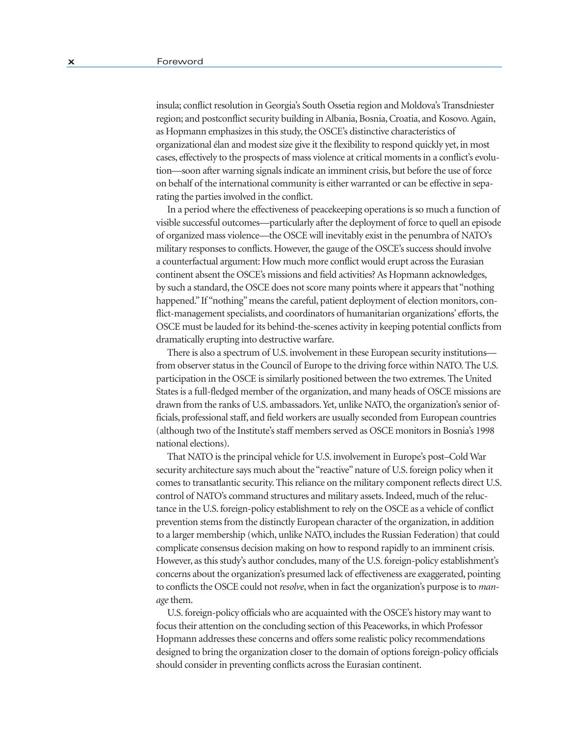insula; conflict resolution in Georgia's South Ossetia region and Moldova's Transdniester region; and postconflict security building in Albania, Bosnia, Croatia, and Kosovo. Again, as Hopmann emphasizes in this study, the OSCE's distinctive characteristics of organizational élan and modest size give it the flexibility to respond quickly yet, in most cases, effectively to the prospects of mass violence at critical moments in a conflict's evolution—soon after warning signals indicate an imminent crisis, but before the use of force on behalf of the international community is either warranted or can be effective in separating the parties involved in the conflict.

In a period where the effectiveness of peacekeeping operations is so much a function of visible successful outcomes—particularly after the deployment of force to quell an episode of organized mass violence—the OSCE will inevitably exist in the penumbra of NATO's military responses to conflicts. However, the gauge of the OSCE's success should involve a counterfactual argument: How much more conflict would erupt across the Eurasian continent absent the OSCE's missions and field activities? As Hopmann acknowledges, by such a standard, the OSCE does not score many points where it appears that "nothing happened." If "nothing" means the careful, patient deployment of election monitors, conflict-management specialists, and coordinators of humanitarian organizations' efforts, the OSCE must be lauded for its behind-the-scenes activity in keeping potential conflicts from dramatically erupting into destructive warfare.

There is also a spectrum of U.S. involvement in these European security institutions—from observer status in the Council of Europe to the driving force within NATO. The U.S. participation in the OSCE is similarly positioned between the two extremes. The United States is a full-fledged member of the organization, and many heads of OSCE missions are drawn from the ranks of U.S. ambassadors. Yet, unlike NATO, the organization's senior officials, professional staff, and field workers are usually seconded from European countries (although two of the Institute's staff members served as OSCE monitors in Bosnia's 1998 national elections).

That NATO is the principal vehicle for U.S. involvement in Europe's post–Cold War security architecture says much about the "reactive" nature of U.S. foreign policy when it comes to transatlantic security. This reliance on the military component reflects direct U.S. control of NATO's command structures and military assets. Indeed, much of the reluctance in the U.S. foreign-policy establishment to rely on the OSCE as a vehicle of conflict prevention stems from the distinctly European character of the organization, in addition to a larger membership (which, unlike NATO, includes the Russian Federation) that could complicate consensus decision making on how to respond rapidly to an imminent crisis. However, as this study's author concludes, many of the U.S. foreign-policy establishment's concerns about the organization's presumed lack of effectiveness are exaggerated, pointing to conflicts the OSCE could not *resolve*, when in fact the organization's purpose is to *manage* them.

U.S. foreign-policy officials who are acquainted with the OSCE's history may want to focus their attention on the concluding section of this Peaceworks, in which Professor Hopmann addresses these concerns and offers some realistic policy recommendations designed to bring the organization closer to the domain of options foreign-policy officials should consider in preventing conflicts across the Eurasian continent.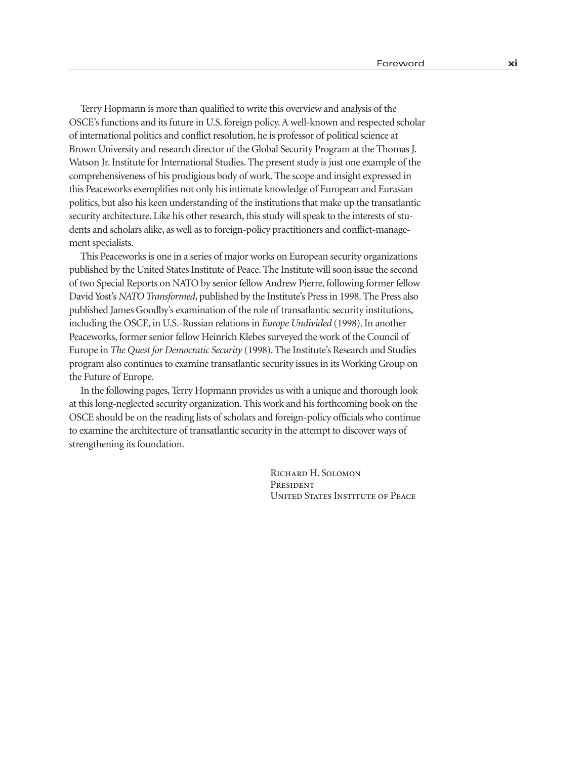Terry Hopmann is more than qualified to write this overview and analysis of the OSCE's functions and its future in U.S. foreign policy. A well-known and respected scholar of international politics and conflict resolution, he is professor of political science at Brown University and research director of the Global Security Program at the Thomas J. Watson Jr. Institute for International Studies. The present study is just one example of the comprehensiveness of his prodigious body of work. The scope and insight expressed in this Peaceworks exemplifies not only his intimate knowledge of European and Eurasian politics, but also his keen understanding of the institutions that make up the transatlantic security architecture. Like his other research, this study will speak to the interests of students and scholars alike, as well as to foreign-policy practitioners and conflict-management specialists.

This Peaceworks is one in a series of major works on European security organizations published by the United States Institute of Peace. The Institute will soon issue the second of two Special Reports on NATO by senior fellow Andrew Pierre, following former fellow David Yost's *NATO Transformed*, published by the Institute's Press in 1998. The Press also published James Goodby's examination of the role of transatlantic security institutions, including the OSCE, in U.S.-Russian relations in *Europe Undivided* (1998). In another Peaceworks, former senior fellow Heinrich Klebes surveyed the work of the Council of Europe in *The Quest for Democratic Security* (1998). The Institute's Research and Studies program also continues to examine transatlantic security issues in its Working Group on the Future of Europe.

In the following pages, Terry Hopmann provides us with a unique and thorough look at this long-neglected security organization. This work and his forthcoming book on the OSCE should be on the reading lists of scholars and foreign-policy officials who continue to examine the architecture of transatlantic security in the attempt to discover ways of strengthening its foundation.

Richard H. Solomon
President
United States Institute of Peace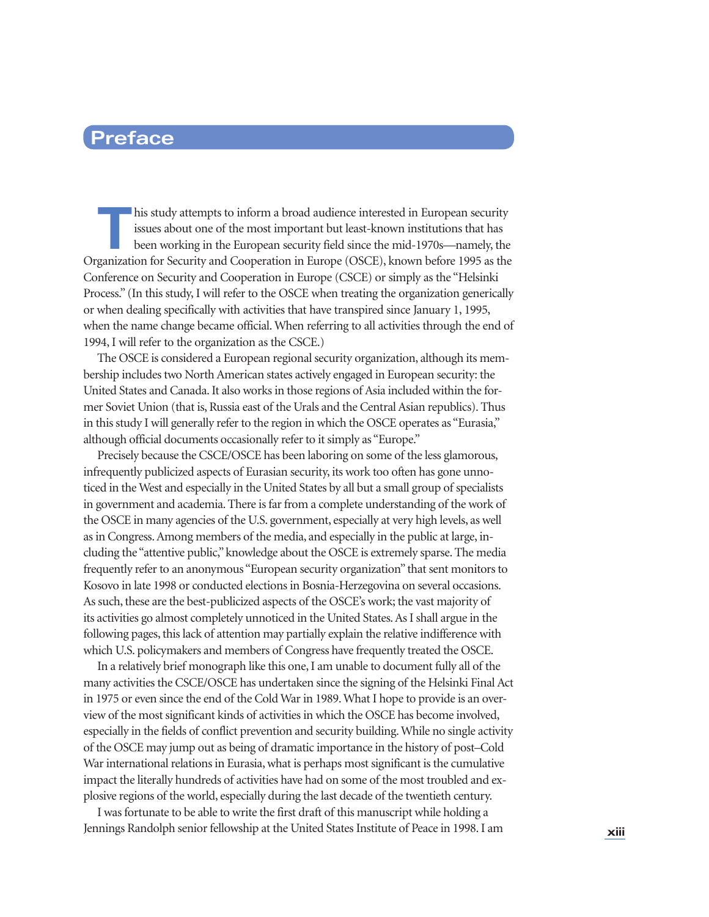# Preface

This study attempts to inform a broad audience interested in European security issues about one of the most important but least-known institutions that has been working in the European security field since the mid-1970s—namely, the Organization for Security and Cooperation in Europe (OSCE), known before 1995 as the Conference on Security and Cooperation in Europe (CSCE) or simply as the "Helsinki Process." (In this study, I will refer to the OSCE when treating the organization generically or when dealing specifically with activities that have transpired since January 1, 1995, when the name change became official. When referring to all activities through the end of 1994, I will refer to the organization as the CSCE.)

The OSCE is considered a European regional security organization, although its membership includes two North American states actively engaged in European security: the United States and Canada. It also works in those regions of Asia included within the former Soviet Union (that is, Russia east of the Urals and the Central Asian republics). Thus in this study I will generally refer to the region in which the OSCE operates as "Eurasia," although official documents occasionally refer to it simply as "Europe."

Precisely because the CSCE/OSCE has been laboring on some of the less glamorous, infrequently publicized aspects of Eurasian security, its work too often has gone unnoticed in the West and especially in the United States by all but a small group of specialists in government and academia. There is far from a complete understanding of the work of the OSCE in many agencies of the U.S. government, especially at very high levels, as well as in Congress. Among members of the media, and especially in the public at large, including the "attentive public," knowledge about the OSCE is extremely sparse. The media frequently refer to an anonymous "European security organization" that sent monitors to Kosovo in late 1998 or conducted elections in Bosnia-Herzegovina on several occasions. As such, these are the best-publicized aspects of the OSCE's work; the vast majority of its activities go almost completely unnoticed in the United States. As I shall argue in the following pages, this lack of attention may partially explain the relative indifference with which U.S. policymakers and members of Congress have frequently treated the OSCE.

In a relatively brief monograph like this one, I am unable to document fully all of the many activities the CSCE/OSCE has undertaken since the signing of the Helsinki Final Act in 1975 or even since the end of the Cold War in 1989. What I hope to provide is an overview of the most significant kinds of activities in which the OSCE has become involved, especially in the fields of conflict prevention and security building. While no single activity of the OSCE may jump out as being of dramatic importance in the history of post–Cold War international relations in Eurasia, what is perhaps most significant is the cumulative impact the literally hundreds of activities have had on some of the most troubled and explosive regions of the world, especially during the last decade of the twentieth century.

I was fortunate to be able to write the first draft of this manuscript while holding a Jennings Randolph senior fellowship at the United States Institute of Peace in 1998. I am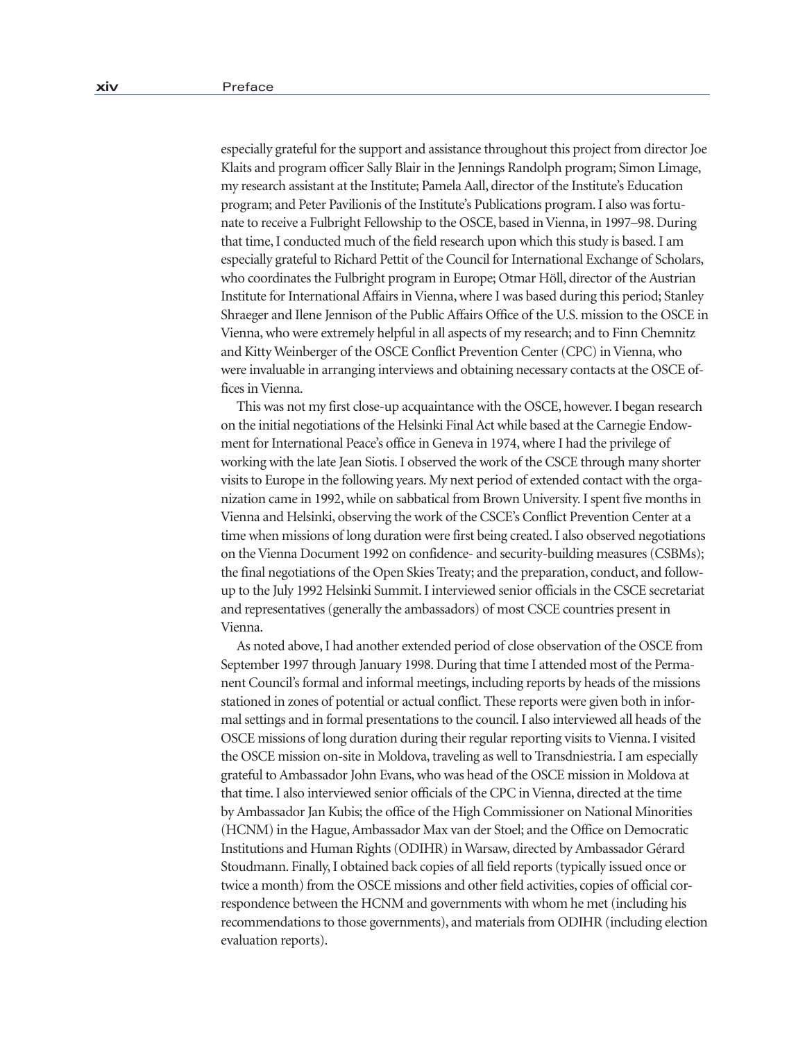especially grateful for the support and assistance throughout this project from director Joe Klaits and program officer Sally Blair in the Jennings Randolph program; Simon Limage, my research assistant at the Institute; Pamela Aall, director of the Institute's Education program; and Peter Pavilionis of the Institute's Publications program. I also was fortunate to receive a Fulbright Fellowship to the OSCE, based in Vienna, in 1997–98. During that time, I conducted much of the field research upon which this study is based. I am especially grateful to Richard Pettit of the Council for International Exchange of Scholars, who coordinates the Fulbright program in Europe; Otmar Höll, director of the Austrian Institute for International Affairs in Vienna, where I was based during this period; Stanley Shraeger and Ilene Jennison of the Public Affairs Office of the U.S. mission to the OSCE in Vienna, who were extremely helpful in all aspects of my research; and to Finn Chemnitz and Kitty Weinberger of the OSCE Conflict Prevention Center (CPC) in Vienna, who were invaluable in arranging interviews and obtaining necessary contacts at the OSCE offices in Vienna.

This was not my first close-up acquaintance with the OSCE, however. I began research on the initial negotiations of the Helsinki Final Act while based at the Carnegie Endowment for International Peace's office in Geneva in 1974, where I had the privilege of working with the late Jean Siotis. I observed the work of the CSCE through many shorter visits to Europe in the following years. My next period of extended contact with the organization came in 1992, while on sabbatical from Brown University. I spent five months in Vienna and Helsinki, observing the work of the CSCE's Conflict Prevention Center at a time when missions of long duration were first being created. I also observed negotiations on the Vienna Document 1992 on confidence- and security-building measures (CSBMs); the final negotiations of the Open Skies Treaty; and the preparation, conduct, and follow-up to the July 1992 Helsinki Summit. I interviewed senior officials in the CSCE secretariat and representatives (generally the ambassadors) of most CSCE countries present in Vienna.

As noted above, I had another extended period of close observation of the OSCE from September 1997 through January 1998. During that time I attended most of the Permanent Council's formal and informal meetings, including reports by heads of the missions stationed in zones of potential or actual conflict. These reports were given both in informal settings and in formal presentations to the council. I also interviewed all heads of the OSCE missions of long duration during their regular reporting visits to Vienna. I visited the OSCE mission on-site in Moldova, traveling as well to Transdniestria. I am especially grateful to Ambassador John Evans, who was head of the OSCE mission in Moldova at that time. I also interviewed senior officials of the CPC in Vienna, directed at the time by Ambassador Jan Kubis; the office of the High Commissioner on National Minorities (HCNM) in the Hague, Ambassador Max van der Stoel; and the Office on Democratic Institutions and Human Rights (ODIHR) in Warsaw, directed by Ambassador Gérard Stoudmann. Finally, I obtained back copies of all field reports (typically issued once or twice a month) from the OSCE missions and other field activities, copies of official correspondence between the HCNM and governments with whom he met (including his recommendations to those governments), and materials from ODIHR (including election evaluation reports).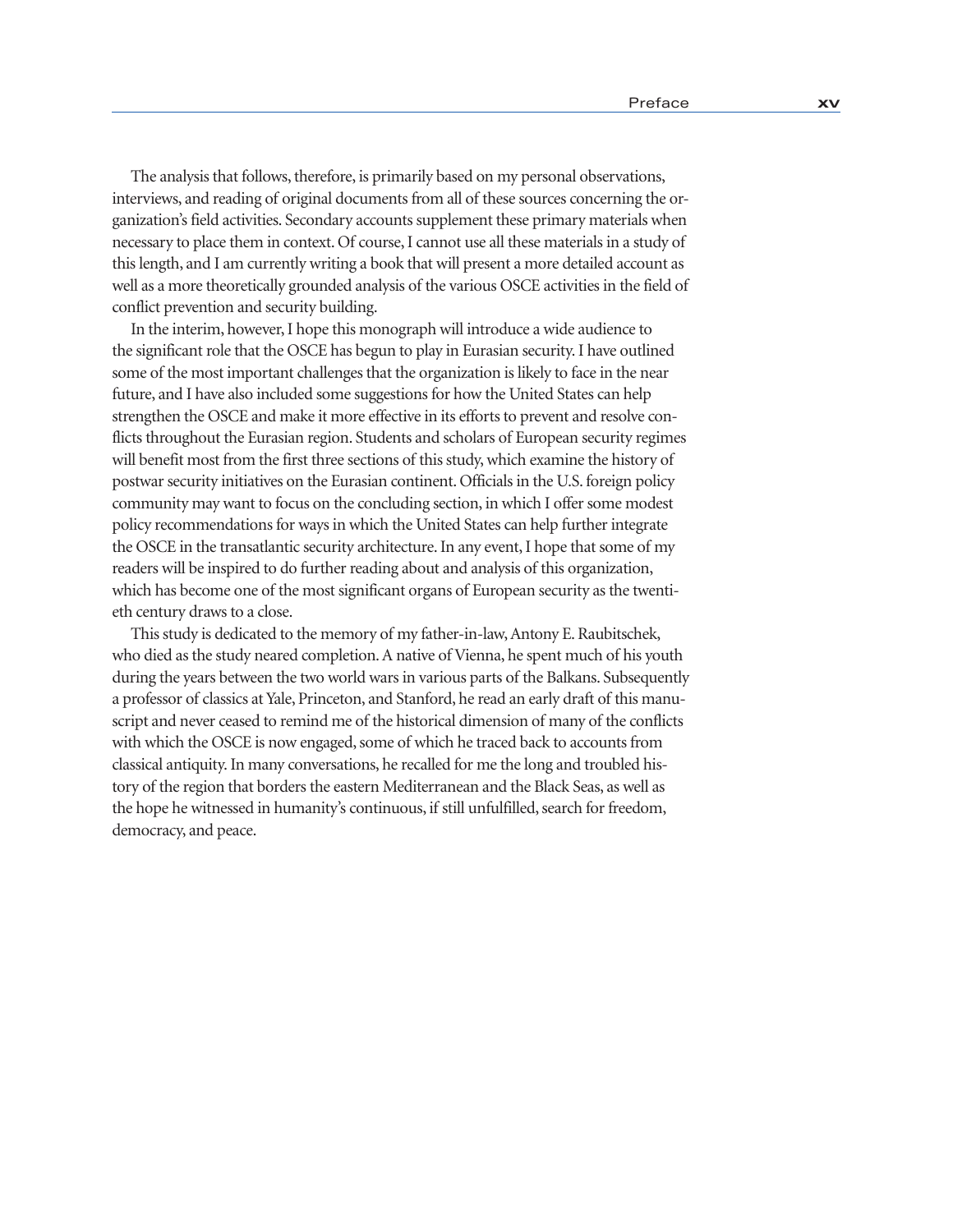The analysis that follows, therefore, is primarily based on my personal observations, interviews, and reading of original documents from all of these sources concerning the organization's field activities. Secondary accounts supplement these primary materials when necessary to place them in context. Of course, I cannot use all these materials in a study of this length, and I am currently writing a book that will present a more detailed account as well as a more theoretically grounded analysis of the various OSCE activities in the field of conflict prevention and security building.

In the interim, however, I hope this monograph will introduce a wide audience to the significant role that the OSCE has begun to play in Eurasian security. I have outlined some of the most important challenges that the organization is likely to face in the near future, and I have also included some suggestions for how the United States can help strengthen the OSCE and make it more effective in its efforts to prevent and resolve conflicts throughout the Eurasian region. Students and scholars of European security regimes will benefit most from the first three sections of this study, which examine the history of postwar security initiatives on the Eurasian continent. Officials in the U.S. foreign policy community may want to focus on the concluding section, in which I offer some modest policy recommendations for ways in which the United States can help further integrate the OSCE in the transatlantic security architecture. In any event, I hope that some of my readers will be inspired to do further reading about and analysis of this organization, which has become one of the most significant organs of European security as the twentieth century draws to a close.

This study is dedicated to the memory of my father-in-law, Antony E. Raubitschek, who died as the study neared completion. A native of Vienna, he spent much of his youth during the years between the two world wars in various parts of the Balkans. Subsequently a professor of classics at Yale, Princeton, and Stanford, he read an early draft of this manuscript and never ceased to remind me of the historical dimension of many of the conflicts with which the OSCE is now engaged, some of which he traced back to accounts from classical antiquity. In many conversations, he recalled for me the long and troubled history of the region that borders the eastern Mediterranean and the Black Seas, as well as the hope he witnessed in humanity's continuous, if still unfulfilled, search for freedom, democracy, and peace.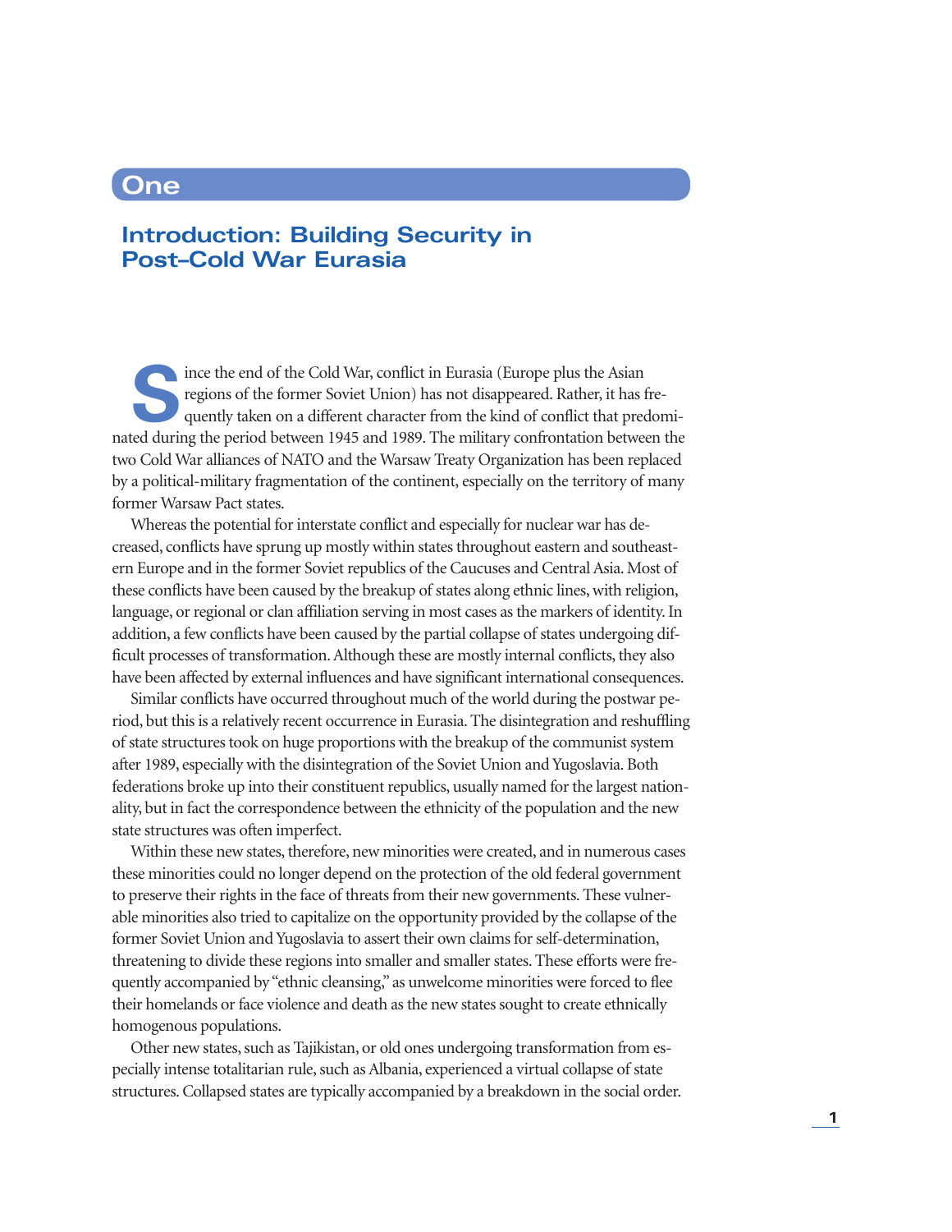# One

## Introduction: Building Security in Post–Cold War Eurasia

Since the end of the Cold War, conflict in Eurasia (Europe plus the Asian regions of the former Soviet Union) has not disappeared. Rather, it has frequently taken on a different character from the kind of conflict that predominated during the period between 1945 and 1989. The military confrontation between the two Cold War alliances of NATO and the Warsaw Treaty Organization has been replaced by a political-military fragmentation of the continent, especially on the territory of many former Warsaw Pact states.

Whereas the potential for interstate conflict and especially for nuclear war has decreased, conflicts have sprung up mostly within states throughout eastern and southeastern Europe and in the former Soviet republics of the Caucuses and Central Asia. Most of these conflicts have been caused by the breakup of states along ethnic lines, with religion, language, or regional or clan affiliation serving in most cases as the markers of identity. In addition, a few conflicts have been caused by the partial collapse of states undergoing difficult processes of transformation. Although these are mostly internal conflicts, they also have been affected by external influences and have significant international consequences.

Similar conflicts have occurred throughout much of the world during the postwar period, but this is a relatively recent occurrence in Eurasia. The disintegration and reshuffling of state structures took on huge proportions with the breakup of the communist system after 1989, especially with the disintegration of the Soviet Union and Yugoslavia. Both federations broke up into their constituent republics, usually named for the largest nationality, but in fact the correspondence between the ethnicity of the population and the new state structures was often imperfect.

Within these new states, therefore, new minorities were created, and in numerous cases these minorities could no longer depend on the protection of the old federal government to preserve their rights in the face of threats from their new governments. These vulnerable minorities also tried to capitalize on the opportunity provided by the collapse of the former Soviet Union and Yugoslavia to assert their own claims for self-determination, threatening to divide these regions into smaller and smaller states. These efforts were frequently accompanied by "ethnic cleansing," as unwelcome minorities were forced to flee their homelands or face violence and death as the new states sought to create ethnically homogenous populations.

Other new states, such as Tajikistan, or old ones undergoing transformation from especially intense totalitarian rule, such as Albania, experienced a virtual collapse of state structures. Collapsed states are typically accompanied by a breakdown in the social order.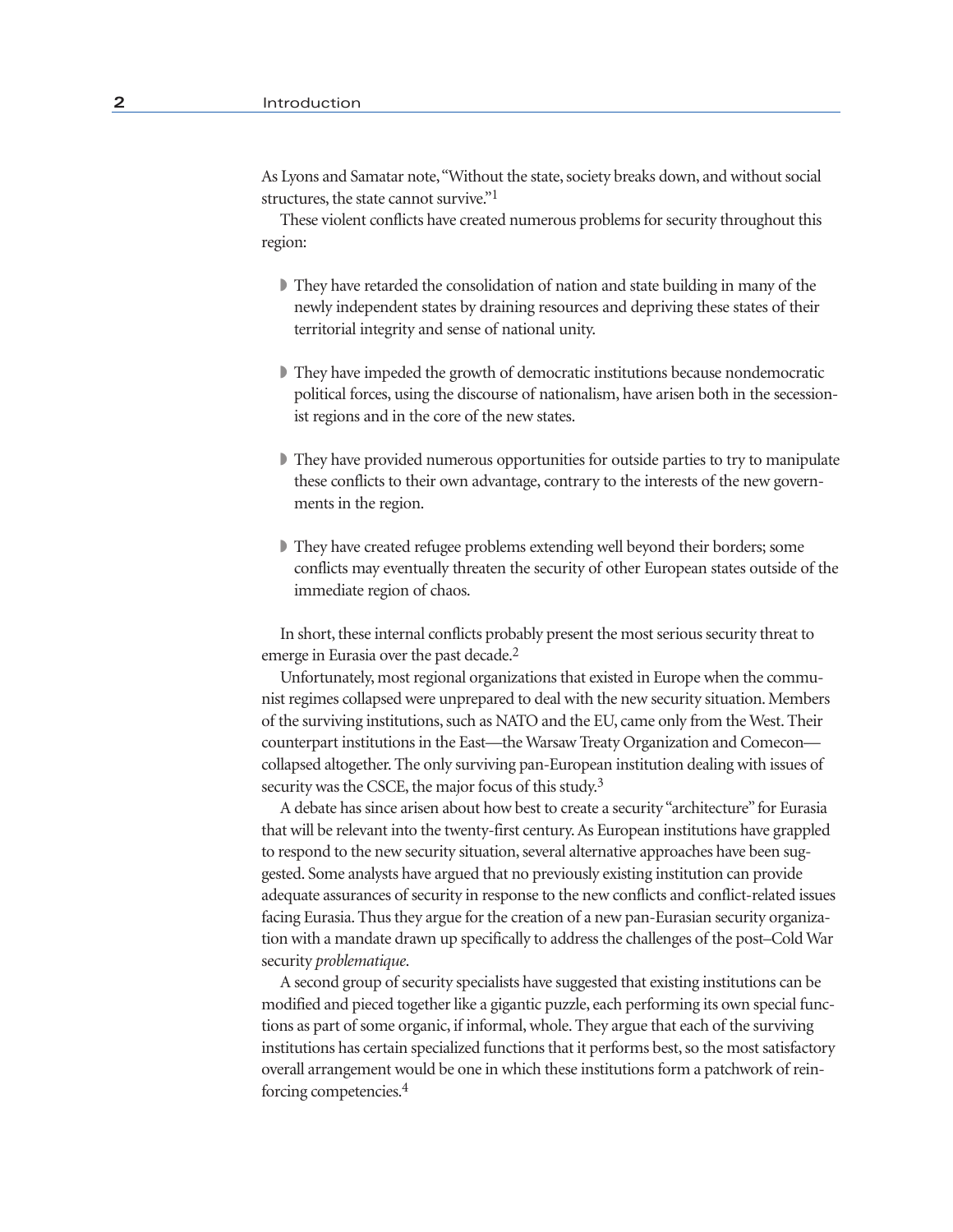As Lyons and Samatar note, "Without the state, society breaks down, and without social structures, the state cannot survive."[1]

These violent conflicts have created numerous problems for security throughout this region:

- They have retarded the consolidation of nation and state building in many of the newly independent states by draining resources and depriving these states of their territorial integrity and sense of national unity.

- They have impeded the growth of democratic institutions because nondemocratic political forces, using the discourse of nationalism, have arisen both in the secessionist regions and in the core of the new states.

- They have provided numerous opportunities for outside parties to try to manipulate these conflicts to their own advantage, contrary to the interests of the new governments in the region.

- They have created refugee problems extending well beyond their borders; some conflicts may eventually threaten the security of other European states outside of the immediate region of chaos.

In short, these internal conflicts probably present the most serious security threat to emerge in Eurasia over the past decade.[2]

Unfortunately, most regional organizations that existed in Europe when the communist regimes collapsed were unprepared to deal with the new security situation. Members of the surviving institutions, such as NATO and the EU, came only from the West. Their counterpart institutions in the East—the Warsaw Treaty Organization and Comecon—collapsed altogether. The only surviving pan-European institution dealing with issues of security was the CSCE, the major focus of this study.[3]

A debate has since arisen about how best to create a security "architecture" for Eurasia that will be relevant into the twenty-first century. As European institutions have grappled to respond to the new security situation, several alternative approaches have been suggested. Some analysts have argued that no previously existing institution can provide adequate assurances of security in response to the new conflicts and conflict-related issues facing Eurasia. Thus they argue for the creation of a new pan-Eurasian security organization with a mandate drawn up specifically to address the challenges of the post–Cold War security *problematique*.

A second group of security specialists have suggested that existing institutions can be modified and pieced together like a gigantic puzzle, each performing its own special functions as part of some organic, if informal, whole. They argue that each of the surviving institutions has certain specialized functions that it performs best, so the most satisfactory overall arrangement would be one in which these institutions form a patchwork of reinforcing competencies.[4]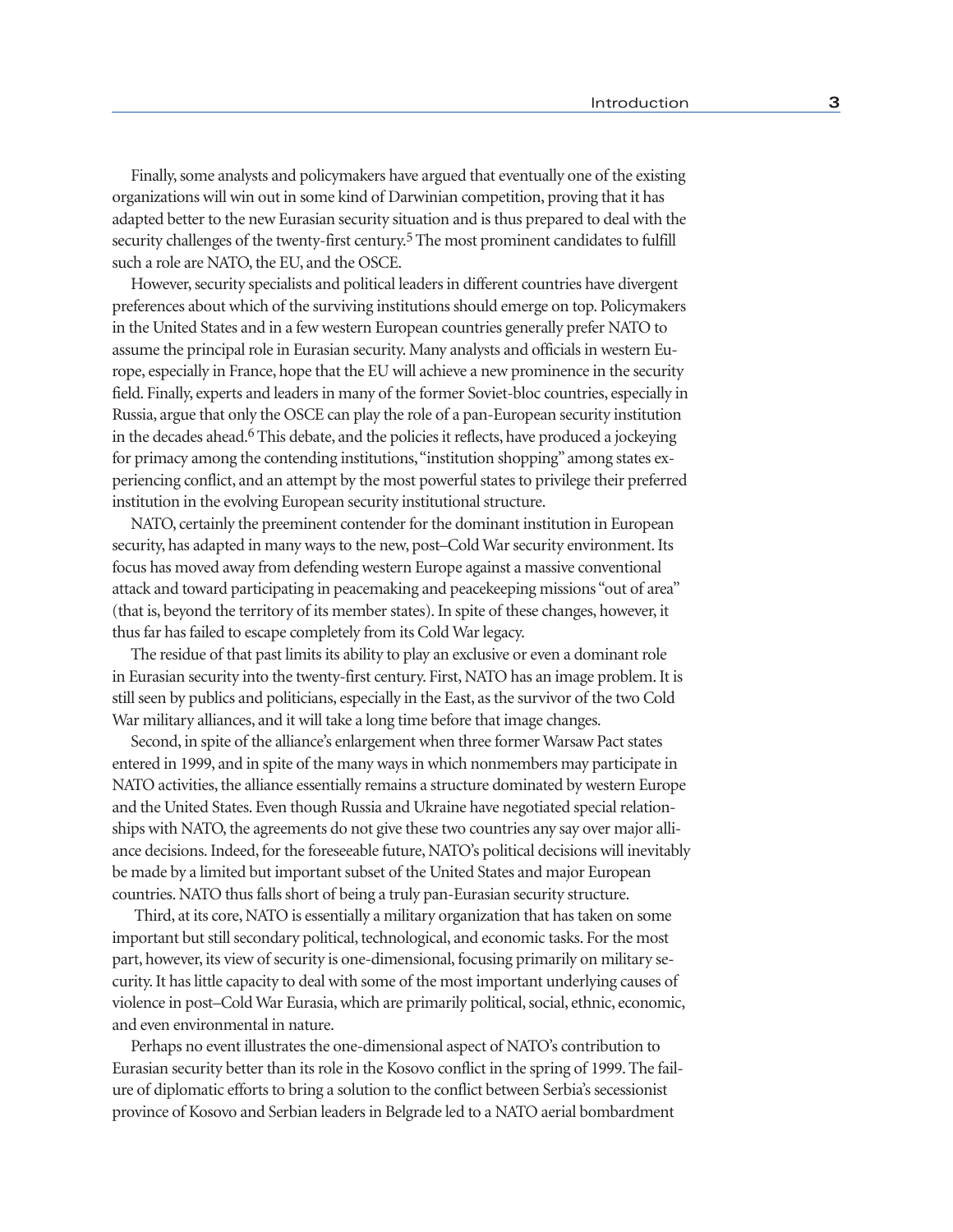Finally, some analysts and policymakers have argued that eventually one of the existing organizations will win out in some kind of Darwinian competition, proving that it has adapted better to the new Eurasian security situation and is thus prepared to deal with the security challenges of the twenty-first century.[5] The most prominent candidates to fulfill such a role are NATO, the EU, and the OSCE.

However, security specialists and political leaders in different countries have divergent preferences about which of the surviving institutions should emerge on top. Policymakers in the United States and in a few western European countries generally prefer NATO to assume the principal role in Eurasian security. Many analysts and officials in western Europe, especially in France, hope that the EU will achieve a new prominence in the security field. Finally, experts and leaders in many of the former Soviet-bloc countries, especially in Russia, argue that only the OSCE can play the role of a pan-European security institution in the decades ahead.[6] This debate, and the policies it reflects, have produced a jockeying for primacy among the contending institutions, "institution shopping" among states experiencing conflict, and an attempt by the most powerful states to privilege their preferred institution in the evolving European security institutional structure.

NATO, certainly the preeminent contender for the dominant institution in European security, has adapted in many ways to the new, post–Cold War security environment. Its focus has moved away from defending western Europe against a massive conventional attack and toward participating in peacemaking and peacekeeping missions "out of area" (that is, beyond the territory of its member states). In spite of these changes, however, it thus far has failed to escape completely from its Cold War legacy.

The residue of that past limits its ability to play an exclusive or even a dominant role in Eurasian security into the twenty-first century. First, NATO has an image problem. It is still seen by publics and politicians, especially in the East, as the survivor of the two Cold War military alliances, and it will take a long time before that image changes.

Second, in spite of the alliance's enlargement when three former Warsaw Pact states entered in 1999, and in spite of the many ways in which nonmembers may participate in NATO activities, the alliance essentially remains a structure dominated by western Europe and the United States. Even though Russia and Ukraine have negotiated special relationships with NATO, the agreements do not give these two countries any say over major alliance decisions. Indeed, for the foreseeable future, NATO's political decisions will inevitably be made by a limited but important subset of the United States and major European countries. NATO thus falls short of being a truly pan-Eurasian security structure.

Third, at its core, NATO is essentially a military organization that has taken on some important but still secondary political, technological, and economic tasks. For the most part, however, its view of security is one-dimensional, focusing primarily on military security. It has little capacity to deal with some of the most important underlying causes of violence in post–Cold War Eurasia, which are primarily political, social, ethnic, economic, and even environmental in nature.

Perhaps no event illustrates the one-dimensional aspect of NATO's contribution to Eurasian security better than its role in the Kosovo conflict in the spring of 1999. The failure of diplomatic efforts to bring a solution to the conflict between Serbia's secessionist province of Kosovo and Serbian leaders in Belgrade led to a NATO aerial bombardment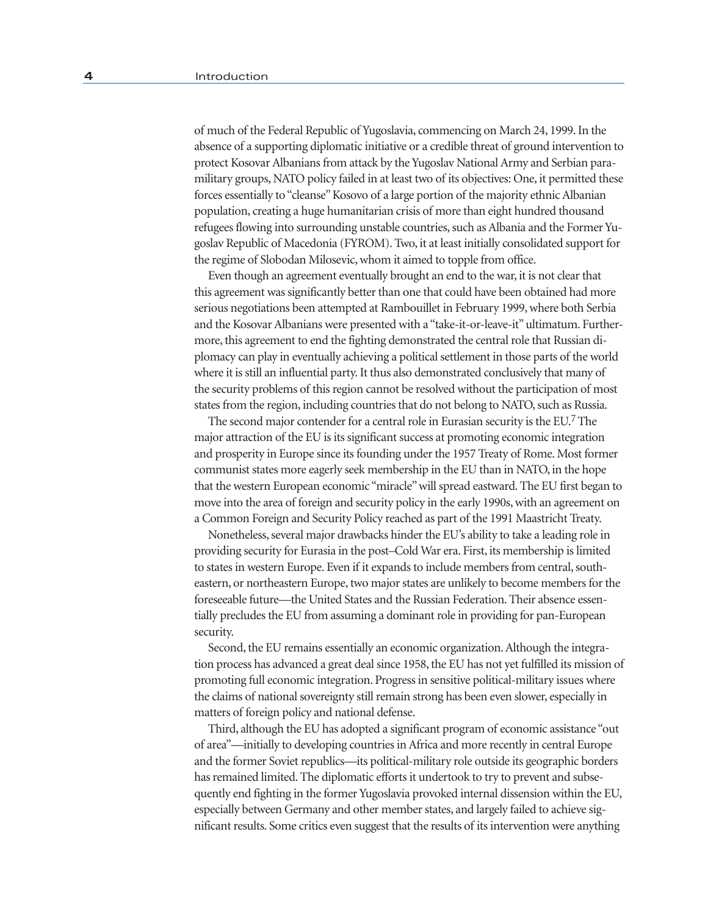of much of the Federal Republic of Yugoslavia, commencing on March 24, 1999. In the absence of a supporting diplomatic initiative or a credible threat of ground intervention to protect Kosovar Albanians from attack by the Yugoslav National Army and Serbian paramilitary groups, NATO policy failed in at least two of its objectives: One, it permitted these forces essentially to "cleanse" Kosovo of a large portion of the majority ethnic Albanian population, creating a huge humanitarian crisis of more than eight hundred thousand refugees flowing into surrounding unstable countries, such as Albania and the Former Yugoslav Republic of Macedonia (FYROM). Two, it at least initially consolidated support for the regime of Slobodan Milosevic, whom it aimed to topple from office.

Even though an agreement eventually brought an end to the war, it is not clear that this agreement was significantly better than one that could have been obtained had more serious negotiations been attempted at Rambouillet in February 1999, where both Serbia and the Kosovar Albanians were presented with a "take-it-or-leave-it" ultimatum. Furthermore, this agreement to end the fighting demonstrated the central role that Russian diplomacy can play in eventually achieving a political settlement in those parts of the world where it is still an influential party. It thus also demonstrated conclusively that many of the security problems of this region cannot be resolved without the participation of most states from the region, including countries that do not belong to NATO, such as Russia.

The second major contender for a central role in Eurasian security is the EU.[7] The major attraction of the EU is its significant success at promoting economic integration and prosperity in Europe since its founding under the 1957 Treaty of Rome. Most former communist states more eagerly seek membership in the EU than in NATO, in the hope that the western European economic "miracle" will spread eastward. The EU first began to move into the area of foreign and security policy in the early 1990s, with an agreement on a Common Foreign and Security Policy reached as part of the 1991 Maastricht Treaty.

Nonetheless, several major drawbacks hinder the EU's ability to take a leading role in providing security for Eurasia in the post–Cold War era. First, its membership is limited to states in western Europe. Even if it expands to include members from central, southeastern, or northeastern Europe, two major states are unlikely to become members for the foreseeable future—the United States and the Russian Federation. Their absence essentially precludes the EU from assuming a dominant role in providing for pan-European security.

Second, the EU remains essentially an economic organization. Although the integration process has advanced a great deal since 1958, the EU has not yet fulfilled its mission of promoting full economic integration. Progress in sensitive political-military issues where the claims of national sovereignty still remain strong has been even slower, especially in matters of foreign policy and national defense.

Third, although the EU has adopted a significant program of economic assistance "out of area"—initially to developing countries in Africa and more recently in central Europe and the former Soviet republics—its political-military role outside its geographic borders has remained limited. The diplomatic efforts it undertook to try to prevent and subsequently end fighting in the former Yugoslavia provoked internal dissension within the EU, especially between Germany and other member states, and largely failed to achieve significant results. Some critics even suggest that the results of its intervention were anything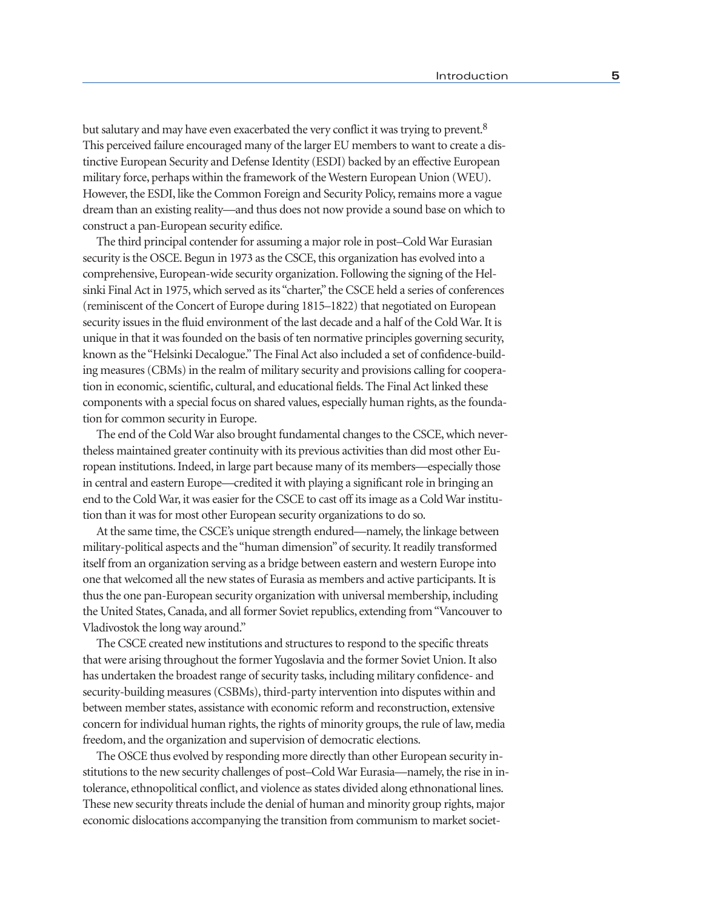but salutary and may have even exacerbated the very conflict it was trying to prevent.[8] This perceived failure encouraged many of the larger EU members to want to create a distinctive European Security and Defense Identity (ESDI) backed by an effective European military force, perhaps within the framework of the Western European Union (WEU). However, the ESDI, like the Common Foreign and Security Policy, remains more a vague dream than an existing reality—and thus does not now provide a sound base on which to construct a pan-European security edifice.

The third principal contender for assuming a major role in post–Cold War Eurasian security is the OSCE. Begun in 1973 as the CSCE, this organization has evolved into a comprehensive, European-wide security organization. Following the signing of the Helsinki Final Act in 1975, which served as its "charter," the CSCE held a series of conferences (reminiscent of the Concert of Europe during 1815–1822) that negotiated on European security issues in the fluid environment of the last decade and a half of the Cold War. It is unique in that it was founded on the basis of ten normative principles governing security, known as the "Helsinki Decalogue." The Final Act also included a set of confidence-building measures (CBMs) in the realm of military security and provisions calling for cooperation in economic, scientific, cultural, and educational fields. The Final Act linked these components with a special focus on shared values, especially human rights, as the foundation for common security in Europe.

The end of the Cold War also brought fundamental changes to the CSCE, which nevertheless maintained greater continuity with its previous activities than did most other European institutions. Indeed, in large part because many of its members—especially those in central and eastern Europe—credited it with playing a significant role in bringing an end to the Cold War, it was easier for the CSCE to cast off its image as a Cold War institution than it was for most other European security organizations to do so.

At the same time, the CSCE's unique strength endured—namely, the linkage between military-political aspects and the "human dimension" of security. It readily transformed itself from an organization serving as a bridge between eastern and western Europe into one that welcomed all the new states of Eurasia as members and active participants. It is thus the one pan-European security organization with universal membership, including the United States, Canada, and all former Soviet republics, extending from "Vancouver to Vladivostok the long way around."

The CSCE created new institutions and structures to respond to the specific threats that were arising throughout the former Yugoslavia and the former Soviet Union. It also has undertaken the broadest range of security tasks, including military confidence- and security-building measures (CSBMs), third-party intervention into disputes within and between member states, assistance with economic reform and reconstruction, extensive concern for individual human rights, the rights of minority groups, the rule of law, media freedom, and the organization and supervision of democratic elections.

The OSCE thus evolved by responding more directly than other European security institutions to the new security challenges of post–Cold War Eurasia—namely, the rise in intolerance, ethnopolitical conflict, and violence as states divided along ethnonational lines. These new security threats include the denial of human and minority group rights, major economic dislocations accompanying the transition from communism to market societ-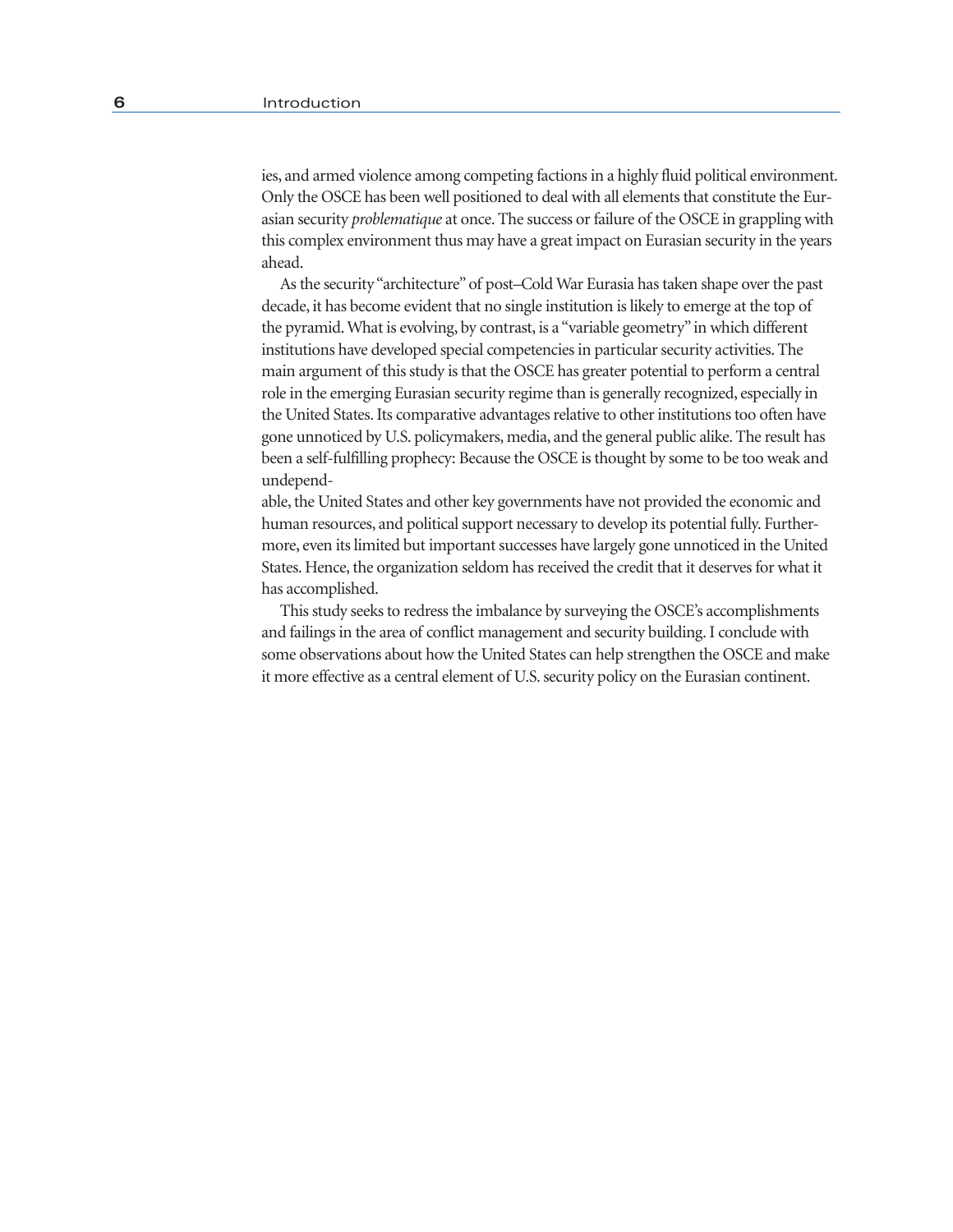ies, and armed violence among competing factions in a highly fluid political environment. Only the OSCE has been well positioned to deal with all elements that constitute the Eurasian security *problematique* at once. The success or failure of the OSCE in grappling with this complex environment thus may have a great impact on Eurasian security in the years ahead.

As the security "architecture" of post–Cold War Eurasia has taken shape over the past decade, it has become evident that no single institution is likely to emerge at the top of the pyramid. What is evolving, by contrast, is a "variable geometry" in which different institutions have developed special competencies in particular security activities. The main argument of this study is that the OSCE has greater potential to perform a central role in the emerging Eurasian security regime than is generally recognized, especially in the United States. Its comparative advantages relative to other institutions too often have gone unnoticed by U.S. policymakers, media, and the general public alike. The result has been a self-fulfilling prophecy: Because the OSCE is thought by some to be too weak and undependable, the United States and other key governments have not provided the economic and human resources, and political support necessary to develop its potential fully. Furthermore, even its limited but important successes have largely gone unnoticed in the United States. Hence, the organization seldom has received the credit that it deserves for what it has accomplished.

This study seeks to redress the imbalance by surveying the OSCE's accomplishments and failings in the area of conflict management and security building. I conclude with some observations about how the United States can help strengthen the OSCE and make it more effective as a central element of U.S. security policy on the Eurasian continent.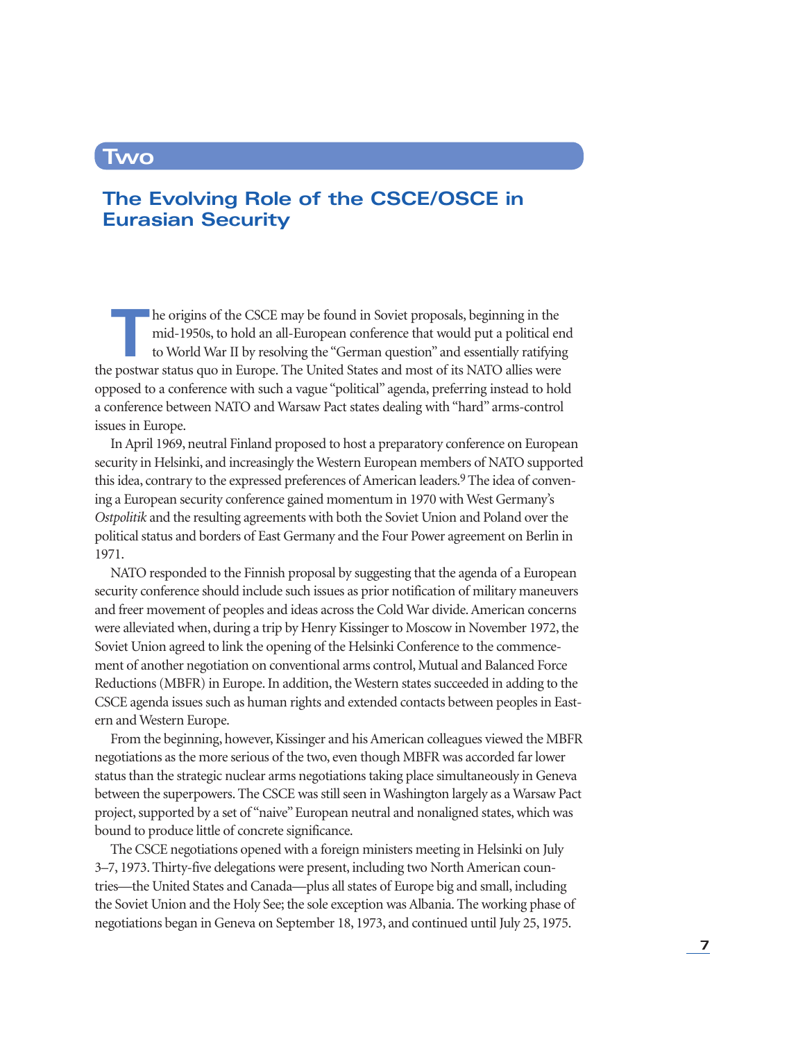# Two

## The Evolving Role of the CSCE/OSCE in Eurasian Security

The origins of the CSCE may be found in Soviet proposals, beginning in the mid-1950s, to hold an all-European conference that would put a political end to World War II by resolving the "German question" and essentially ratifying the postwar status quo in Europe. The United States and most of its NATO allies were opposed to a conference with such a vague "political" agenda, preferring instead to hold a conference between NATO and Warsaw Pact states dealing with "hard" arms-control issues in Europe.

In April 1969, neutral Finland proposed to host a preparatory conference on European security in Helsinki, and increasingly the Western European members of NATO supported this idea, contrary to the expressed preferences of American leaders.[9] The idea of convening a European security conference gained momentum in 1970 with West Germany's *Ostpolitik* and the resulting agreements with both the Soviet Union and Poland over the political status and borders of East Germany and the Four Power agreement on Berlin in 1971.

NATO responded to the Finnish proposal by suggesting that the agenda of a European security conference should include such issues as prior notification of military maneuvers and freer movement of peoples and ideas across the Cold War divide. American concerns were alleviated when, during a trip by Henry Kissinger to Moscow in November 1972, the Soviet Union agreed to link the opening of the Helsinki Conference to the commencement of another negotiation on conventional arms control, Mutual and Balanced Force Reductions (MBFR) in Europe. In addition, the Western states succeeded in adding to the CSCE agenda issues such as human rights and extended contacts between peoples in Eastern and Western Europe.

From the beginning, however, Kissinger and his American colleagues viewed the MBFR negotiations as the more serious of the two, even though MBFR was accorded far lower status than the strategic nuclear arms negotiations taking place simultaneously in Geneva between the superpowers. The CSCE was still seen in Washington largely as a Warsaw Pact project, supported by a set of "naive" European neutral and nonaligned states, which was bound to produce little of concrete significance.

The CSCE negotiations opened with a foreign ministers meeting in Helsinki on July 3–7, 1973. Thirty-five delegations were present, including two North American countries—the United States and Canada—plus all states of Europe big and small, including the Soviet Union and the Holy See; the sole exception was Albania. The working phase of negotiations began in Geneva on September 18, 1973, and continued until July 25, 1975.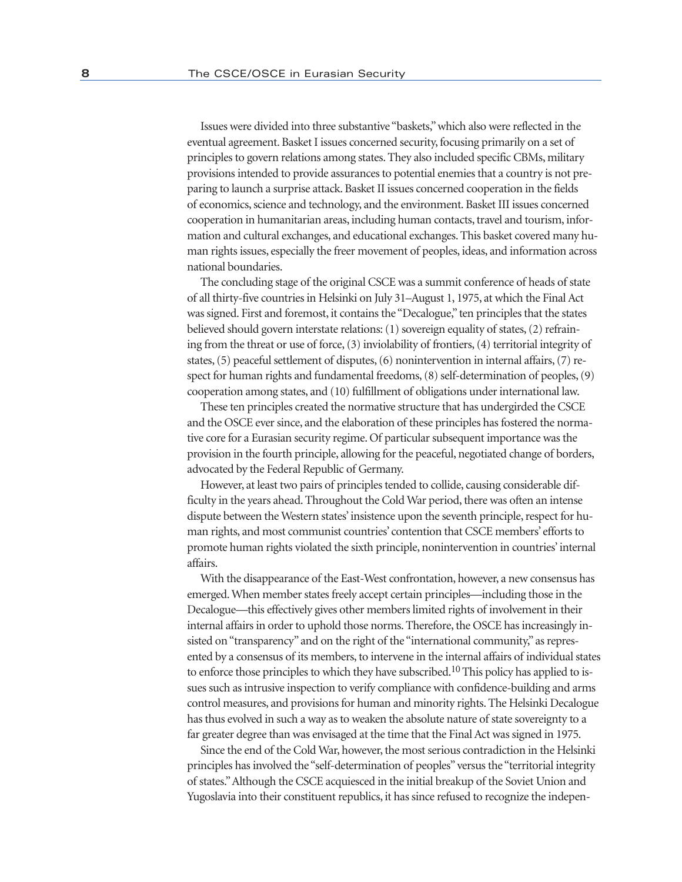Issues were divided into three substantive "baskets," which also were reflected in the eventual agreement. Basket I issues concerned security, focusing primarily on a set of principles to govern relations among states. They also included specific CBMs, military provisions intended to provide assurances to potential enemies that a country is not preparing to launch a surprise attack. Basket II issues concerned cooperation in the fields of economics, science and technology, and the environment. Basket III issues concerned cooperation in humanitarian areas, including human contacts, travel and tourism, information and cultural exchanges, and educational exchanges. This basket covered many human rights issues, especially the freer movement of peoples, ideas, and information across national boundaries.

The concluding stage of the original CSCE was a summit conference of heads of state of all thirty-five countries in Helsinki on July 31–August 1, 1975, at which the Final Act was signed. First and foremost, it contains the "Decalogue," ten principles that the states believed should govern interstate relations: (1) sovereign equality of states, (2) refraining from the threat or use of force, (3) inviolability of frontiers, (4) territorial integrity of states, (5) peaceful settlement of disputes, (6) nonintervention in internal affairs, (7) respect for human rights and fundamental freedoms, (8) self-determination of peoples, (9) cooperation among states, and (10) fulfillment of obligations under international law.

These ten principles created the normative structure that has undergirded the CSCE and the OSCE ever since, and the elaboration of these principles has fostered the normative core for a Eurasian security regime. Of particular subsequent importance was the provision in the fourth principle, allowing for the peaceful, negotiated change of borders, advocated by the Federal Republic of Germany.

However, at least two pairs of principles tended to collide, causing considerable difficulty in the years ahead. Throughout the Cold War period, there was often an intense dispute between the Western states' insistence upon the seventh principle, respect for human rights, and most communist countries' contention that CSCE members' efforts to promote human rights violated the sixth principle, nonintervention in countries' internal affairs.

With the disappearance of the East-West confrontation, however, a new consensus has emerged. When member states freely accept certain principles—including those in the Decalogue—this effectively gives other members limited rights of involvement in their internal affairs in order to uphold those norms. Therefore, the OSCE has increasingly insisted on "transparency" and on the right of the "international community," as represented by a consensus of its members, to intervene in the internal affairs of individual states to enforce those principles to which they have subscribed.[10] This policy has applied to issues such as intrusive inspection to verify compliance with confidence-building and arms control measures, and provisions for human and minority rights. The Helsinki Decalogue has thus evolved in such a way as to weaken the absolute nature of state sovereignty to a far greater degree than was envisaged at the time that the Final Act was signed in 1975.

Since the end of the Cold War, however, the most serious contradiction in the Helsinki principles has involved the "self-determination of peoples" versus the "territorial integrity of states." Although the CSCE acquiesced in the initial breakup of the Soviet Union and Yugoslavia into their constituent republics, it has since refused to recognize the indepen-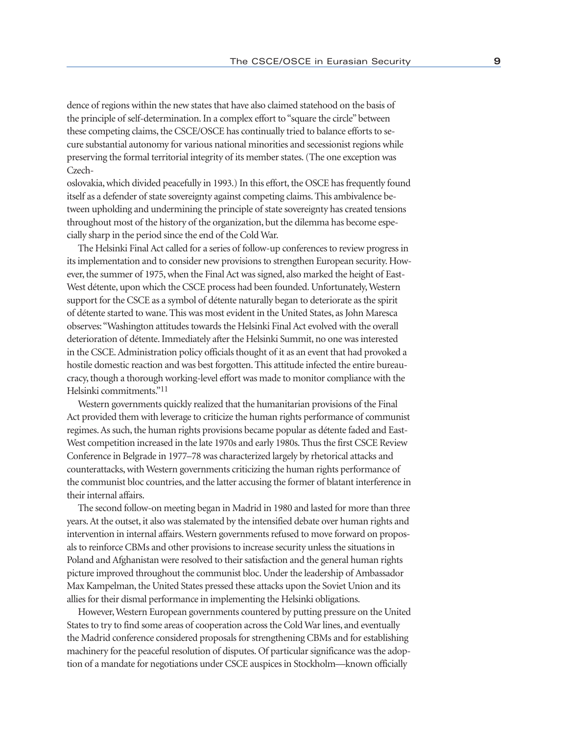dence of regions within the new states that have also claimed statehood on the basis of the principle of self-determination. In a complex effort to "square the circle" between these competing claims, the CSCE/OSCE has continually tried to balance efforts to secure substantial autonomy for various national minorities and secessionist regions while preserving the formal territorial integrity of its member states. (The one exception was Czechoslovakia, which divided peacefully in 1993.) In this effort, the OSCE has frequently found itself as a defender of state sovereignty against competing claims. This ambivalence between upholding and undermining the principle of state sovereignty has created tensions throughout most of the history of the organization, but the dilemma has become especially sharp in the period since the end of the Cold War.

The Helsinki Final Act called for a series of follow-up conferences to review progress in its implementation and to consider new provisions to strengthen European security. However, the summer of 1975, when the Final Act was signed, also marked the height of East-West détente, upon which the CSCE process had been founded. Unfortunately, Western support for the CSCE as a symbol of détente naturally began to deteriorate as the spirit of détente started to wane. This was most evident in the United States, as John Maresca observes: "Washington attitudes towards the Helsinki Final Act evolved with the overall deterioration of détente. Immediately after the Helsinki Summit, no one was interested in the CSCE. Administration policy officials thought of it as an event that had provoked a hostile domestic reaction and was best forgotten. This attitude infected the entire bureaucracy, though a thorough working-level effort was made to monitor compliance with the Helsinki commitments."[11]

Western governments quickly realized that the humanitarian provisions of the Final Act provided them with leverage to criticize the human rights performance of communist regimes. As such, the human rights provisions became popular as détente faded and East-West competition increased in the late 1970s and early 1980s. Thus the first CSCE Review Conference in Belgrade in 1977–78 was characterized largely by rhetorical attacks and counterattacks, with Western governments criticizing the human rights performance of the communist bloc countries, and the latter accusing the former of blatant interference in their internal affairs.

The second follow-on meeting began in Madrid in 1980 and lasted for more than three years. At the outset, it also was stalemated by the intensified debate over human rights and intervention in internal affairs. Western governments refused to move forward on proposals to reinforce CBMs and other provisions to increase security unless the situations in Poland and Afghanistan were resolved to their satisfaction and the general human rights picture improved throughout the communist bloc. Under the leadership of Ambassador Max Kampelman, the United States pressed these attacks upon the Soviet Union and its allies for their dismal performance in implementing the Helsinki obligations.

However, Western European governments countered by putting pressure on the United States to try to find some areas of cooperation across the Cold War lines, and eventually the Madrid conference considered proposals for strengthening CBMs and for establishing machinery for the peaceful resolution of disputes. Of particular significance was the adoption of a mandate for negotiations under CSCE auspices in Stockholm—known officially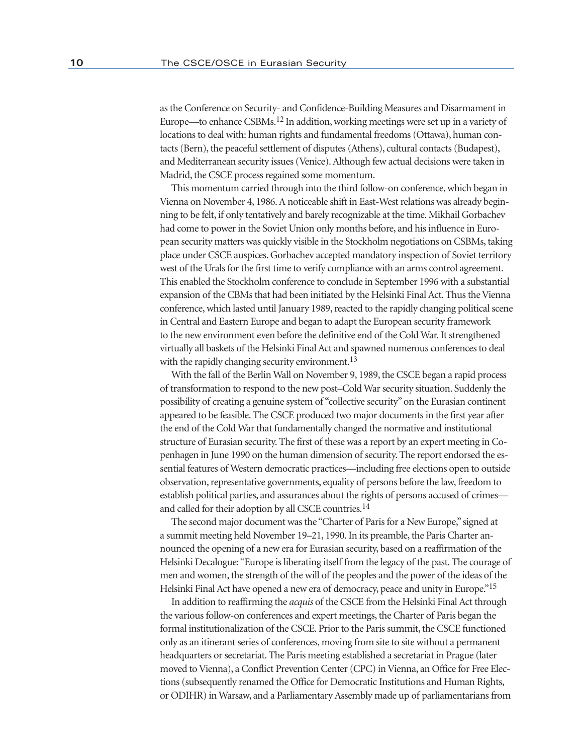as the Conference on Security- and Confidence-Building Measures and Disarmament in Europe—to enhance CSBMs.[12] In addition, working meetings were set up in a variety of locations to deal with: human rights and fundamental freedoms (Ottawa), human contacts (Bern), the peaceful settlement of disputes (Athens), cultural contacts (Budapest), and Mediterranean security issues (Venice). Although few actual decisions were taken in Madrid, the CSCE process regained some momentum.

This momentum carried through into the third follow-on conference, which began in Vienna on November 4, 1986. A noticeable shift in East-West relations was already beginning to be felt, if only tentatively and barely recognizable at the time. Mikhail Gorbachev had come to power in the Soviet Union only months before, and his influence in European security matters was quickly visible in the Stockholm negotiations on CSBMs, taking place under CSCE auspices. Gorbachev accepted mandatory inspection of Soviet territory west of the Urals for the first time to verify compliance with an arms control agreement. This enabled the Stockholm conference to conclude in September 1996 with a substantial expansion of the CBMs that had been initiated by the Helsinki Final Act. Thus the Vienna conference, which lasted until January 1989, reacted to the rapidly changing political scene in Central and Eastern Europe and began to adapt the European security framework to the new environment even before the definitive end of the Cold War. It strengthened virtually all baskets of the Helsinki Final Act and spawned numerous conferences to deal with the rapidly changing security environment.[13]

With the fall of the Berlin Wall on November 9, 1989, the CSCE began a rapid process of transformation to respond to the new post–Cold War security situation. Suddenly the possibility of creating a genuine system of "collective security" on the Eurasian continent appeared to be feasible. The CSCE produced two major documents in the first year after the end of the Cold War that fundamentally changed the normative and institutional structure of Eurasian security. The first of these was a report by an expert meeting in Copenhagen in June 1990 on the human dimension of security. The report endorsed the essential features of Western democratic practices—including free elections open to outside observation, representative governments, equality of persons before the law, freedom to establish political parties, and assurances about the rights of persons accused of crimes—and called for their adoption by all CSCE countries.[14]

The second major document was the "Charter of Paris for a New Europe," signed at a summit meeting held November 19–21, 1990. In its preamble, the Paris Charter announced the opening of a new era for Eurasian security, based on a reaffirmation of the Helsinki Decalogue: "Europe is liberating itself from the legacy of the past. The courage of men and women, the strength of the will of the peoples and the power of the ideas of the Helsinki Final Act have opened a new era of democracy, peace and unity in Europe."[15]

In addition to reaffirming the *acquis* of the CSCE from the Helsinki Final Act through the various follow-on conferences and expert meetings, the Charter of Paris began the formal institutionalization of the CSCE. Prior to the Paris summit, the CSCE functioned only as an itinerant series of conferences, moving from site to site without a permanent headquarters or secretariat. The Paris meeting established a secretariat in Prague (later moved to Vienna), a Conflict Prevention Center (CPC) in Vienna, an Office for Free Elections (subsequently renamed the Office for Democratic Institutions and Human Rights, or ODIHR) in Warsaw, and a Parliamentary Assembly made up of parliamentarians from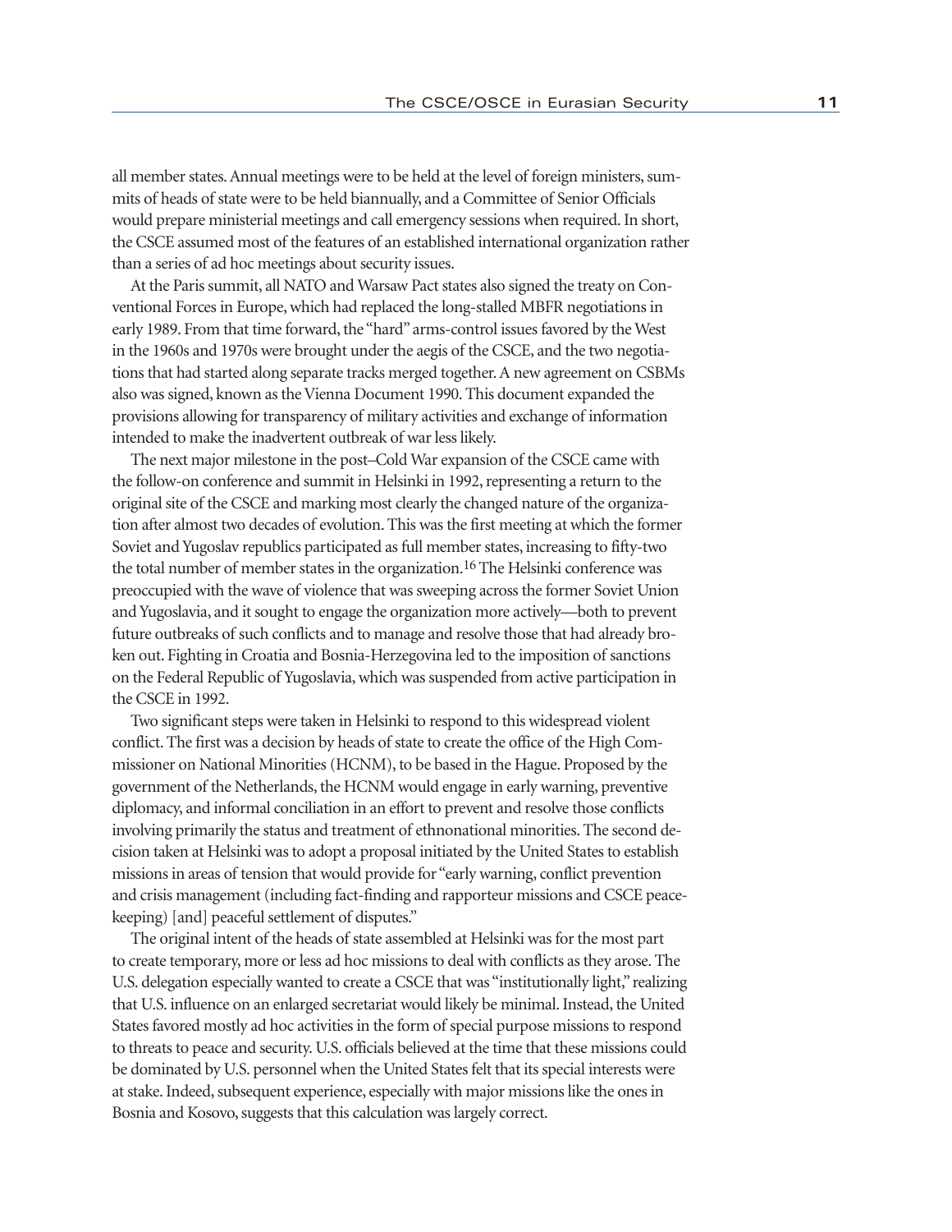all member states. Annual meetings were to be held at the level of foreign ministers, summits of heads of state were to be held biannually, and a Committee of Senior Officials would prepare ministerial meetings and call emergency sessions when required. In short, the CSCE assumed most of the features of an established international organization rather than a series of ad hoc meetings about security issues.

At the Paris summit, all NATO and Warsaw Pact states also signed the treaty on Conventional Forces in Europe, which had replaced the long-stalled MBFR negotiations in early 1989. From that time forward, the "hard" arms-control issues favored by the West in the 1960s and 1970s were brought under the aegis of the CSCE, and the two negotiations that had started along separate tracks merged together. A new agreement on CSBMs also was signed, known as the Vienna Document 1990. This document expanded the provisions allowing for transparency of military activities and exchange of information intended to make the inadvertent outbreak of war less likely.

The next major milestone in the post–Cold War expansion of the CSCE came with the follow-on conference and summit in Helsinki in 1992, representing a return to the original site of the CSCE and marking most clearly the changed nature of the organization after almost two decades of evolution. This was the first meeting at which the former Soviet and Yugoslav republics participated as full member states, increasing to fifty-two the total number of member states in the organization.[16] The Helsinki conference was preoccupied with the wave of violence that was sweeping across the former Soviet Union and Yugoslavia, and it sought to engage the organization more actively—both to prevent future outbreaks of such conflicts and to manage and resolve those that had already broken out. Fighting in Croatia and Bosnia-Herzegovina led to the imposition of sanctions on the Federal Republic of Yugoslavia, which was suspended from active participation in the CSCE in 1992.

Two significant steps were taken in Helsinki to respond to this widespread violent conflict. The first was a decision by heads of state to create the office of the High Commissioner on National Minorities (HCNM), to be based in the Hague. Proposed by the government of the Netherlands, the HCNM would engage in early warning, preventive diplomacy, and informal conciliation in an effort to prevent and resolve those conflicts involving primarily the status and treatment of ethnonational minorities. The second decision taken at Helsinki was to adopt a proposal initiated by the United States to establish missions in areas of tension that would provide for "early warning, conflict prevention and crisis management (including fact-finding and rapporteur missions and CSCE peacekeeping) [and] peaceful settlement of disputes."

The original intent of the heads of state assembled at Helsinki was for the most part to create temporary, more or less ad hoc missions to deal with conflicts as they arose. The U.S. delegation especially wanted to create a CSCE that was "institutionally light," realizing that U.S. influence on an enlarged secretariat would likely be minimal. Instead, the United States favored mostly ad hoc activities in the form of special purpose missions to respond to threats to peace and security. U.S. officials believed at the time that these missions could be dominated by U.S. personnel when the United States felt that its special interests were at stake. Indeed, subsequent experience, especially with major missions like the ones in Bosnia and Kosovo, suggests that this calculation was largely correct.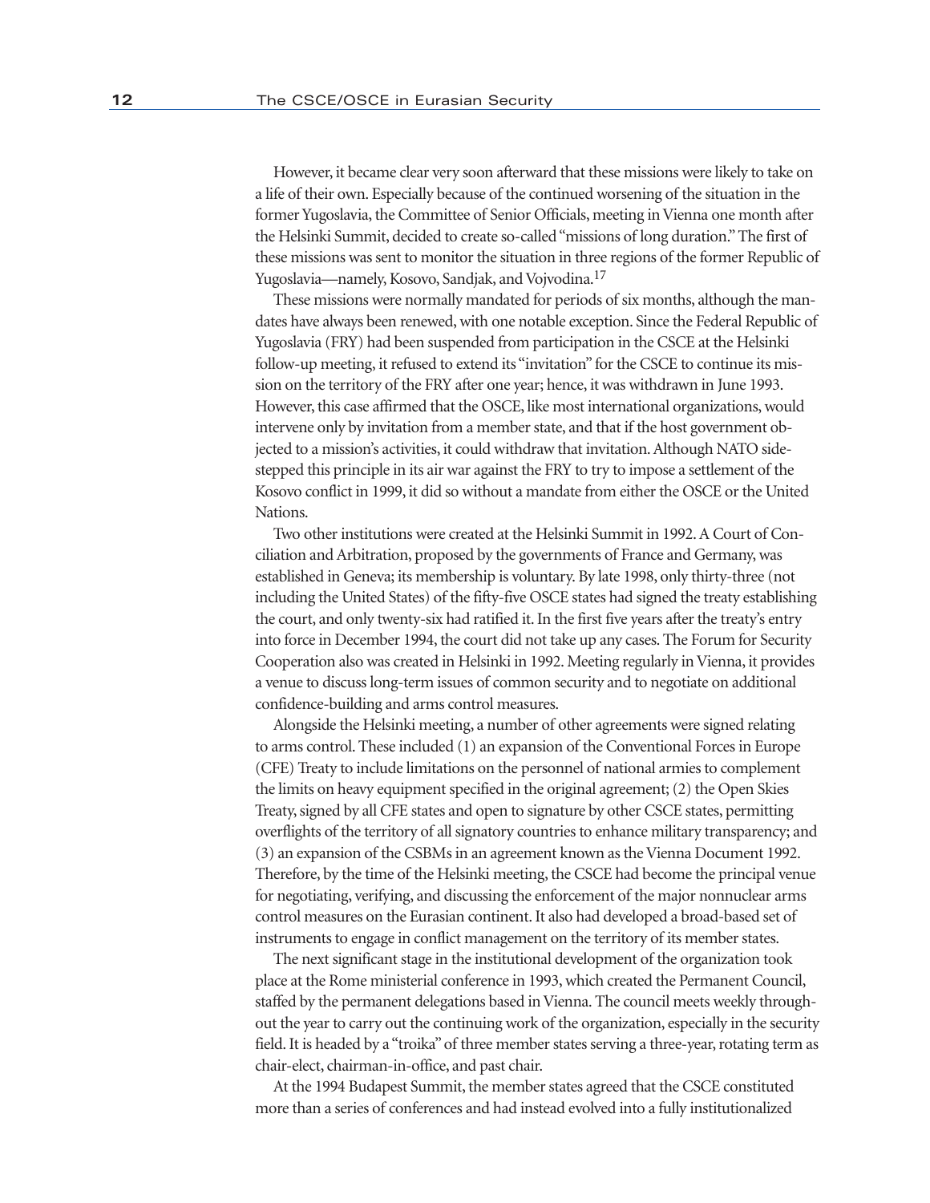However, it became clear very soon afterward that these missions were likely to take on a life of their own. Especially because of the continued worsening of the situation in the former Yugoslavia, the Committee of Senior Officials, meeting in Vienna one month after the Helsinki Summit, decided to create so-called "missions of long duration." The first of these missions was sent to monitor the situation in three regions of the former Republic of Yugoslavia—namely, Kosovo, Sandjak, and Vojvodina.[17]

These missions were normally mandated for periods of six months, although the mandates have always been renewed, with one notable exception. Since the Federal Republic of Yugoslavia (FRY) had been suspended from participation in the CSCE at the Helsinki follow-up meeting, it refused to extend its "invitation" for the CSCE to continue its mission on the territory of the FRY after one year; hence, it was withdrawn in June 1993. However, this case affirmed that the OSCE, like most international organizations, would intervene only by invitation from a member state, and that if the host government objected to a mission's activities, it could withdraw that invitation. Although NATO sidestepped this principle in its air war against the FRY to try to impose a settlement of the Kosovo conflict in 1999, it did so without a mandate from either the OSCE or the United Nations.

Two other institutions were created at the Helsinki Summit in 1992. A Court of Conciliation and Arbitration, proposed by the governments of France and Germany, was established in Geneva; its membership is voluntary. By late 1998, only thirty-three (not including the United States) of the fifty-five OSCE states had signed the treaty establishing the court, and only twenty-six had ratified it. In the first five years after the treaty's entry into force in December 1994, the court did not take up any cases. The Forum for Security Cooperation also was created in Helsinki in 1992. Meeting regularly in Vienna, it provides a venue to discuss long-term issues of common security and to negotiate on additional confidence-building and arms control measures.

Alongside the Helsinki meeting, a number of other agreements were signed relating to arms control. These included (1) an expansion of the Conventional Forces in Europe (CFE) Treaty to include limitations on the personnel of national armies to complement the limits on heavy equipment specified in the original agreement; (2) the Open Skies Treaty, signed by all CFE states and open to signature by other CSCE states, permitting overflights of the territory of all signatory countries to enhance military transparency; and (3) an expansion of the CSBMs in an agreement known as the Vienna Document 1992. Therefore, by the time of the Helsinki meeting, the CSCE had become the principal venue for negotiating, verifying, and discussing the enforcement of the major nonnuclear arms control measures on the Eurasian continent. It also had developed a broad-based set of instruments to engage in conflict management on the territory of its member states.

The next significant stage in the institutional development of the organization took place at the Rome ministerial conference in 1993, which created the Permanent Council, staffed by the permanent delegations based in Vienna. The council meets weekly throughout the year to carry out the continuing work of the organization, especially in the security field. It is headed by a "troika" of three member states serving a three-year, rotating term as chair-elect, chairman-in-office, and past chair.

At the 1994 Budapest Summit, the member states agreed that the CSCE constituted more than a series of conferences and had instead evolved into a fully institutionalized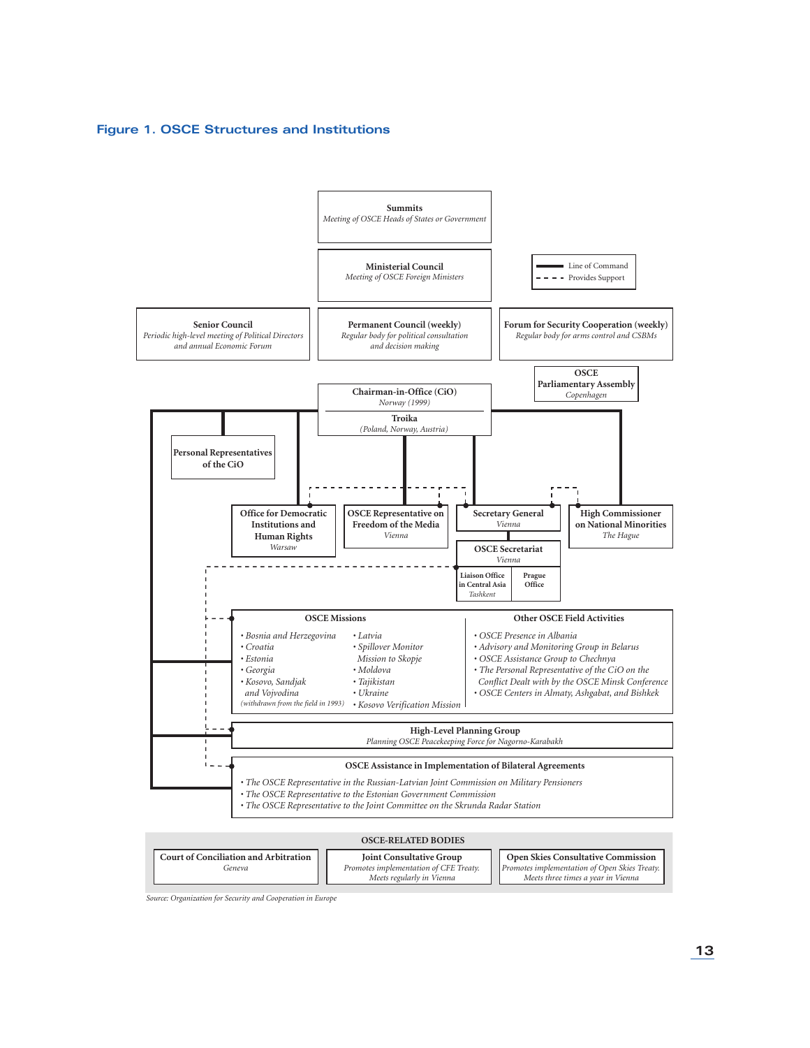# Figure 1. OSCE Structures and Institutions

**Summits**
*Meeting of OSCE Heads of States or Government*

**Ministerial Council**
*Meeting of OSCE Foreign Ministers*

Line of Command
Provides Support

**Senior Council**
*Periodic high-level meeting of Political Directors and annual Economic Forum*

**Permanent Council (weekly)**
*Regular body for political consultation and decision making*

**Forum for Security Cooperation (weekly)**
*Regular body for arms control and CSBMs*

**OSCE Parliamentary Assembly**
*Copenhagen*

**Chairman-in-Office (CiO)**
*Norway (1999)*

**Troika**
*(Poland, Norway, Austria)*

**Personal Representatives of the CiO**

**Office for Democratic Institutions and Human Rights**
*Warsaw*

**OSCE Representative on Freedom of the Media**
*Vienna*

**Secretary General**
*Vienna*

**High Commissioner on National Minorities**
*The Hague*

**OSCE Secretariat**
*Vienna*

**Liaison Office in Central Asia**
*Tashkent*

**Prague Office**

**OSCE Missions**

- *Bosnia and Herzegovina*
- *Croatia*
- *Estonia*
- *Georgia*
- *Kosovo, Sandjak and Vojvodina* *(withdrawn from the field in 1993)*
- *Latvia*
- *Spillover Monitor Mission to Skopje*
- *Moldova*
- *Tajikistan*
- *Ukraine*
- *Kosovo Verification Mission*

**Other OSCE Field Activities**

- *OSCE Presence in Albania*
- *Advisory and Monitoring Group in Belarus*
- *OSCE Assistance Group to Chechnya*
- *The Personal Representative of the CiO on the Conflict Dealt with by the OSCE Minsk Conference*
- *OSCE Centers in Almaty, Ashgabat, and Bishkek*

**High-Level Planning Group**
*Planning OSCE Peacekeeping Force for Nagorno-Karabakh*

**OSCE Assistance in Implementation of Bilateral Agreements**

- *The OSCE Representative in the Russian-Latvian Joint Commission on Military Pensioners*
- *The OSCE Representative to the Estonian Government Commission*
- *The OSCE Representative to the Joint Committee on the Skrunda Radar Station*

**OSCE-RELATED BODIES**

**Court of Conciliation and Arbitration**
*Geneva*

**Joint Consultative Group**
*Promotes implementation of CFE Treaty. Meets regularly in Vienna*

**Open Skies Consultative Commission**
*Promotes implementation of Open Skies Treaty. Meets three times a year in Vienna*

*Source: Organization for Security and Cooperation in Europe*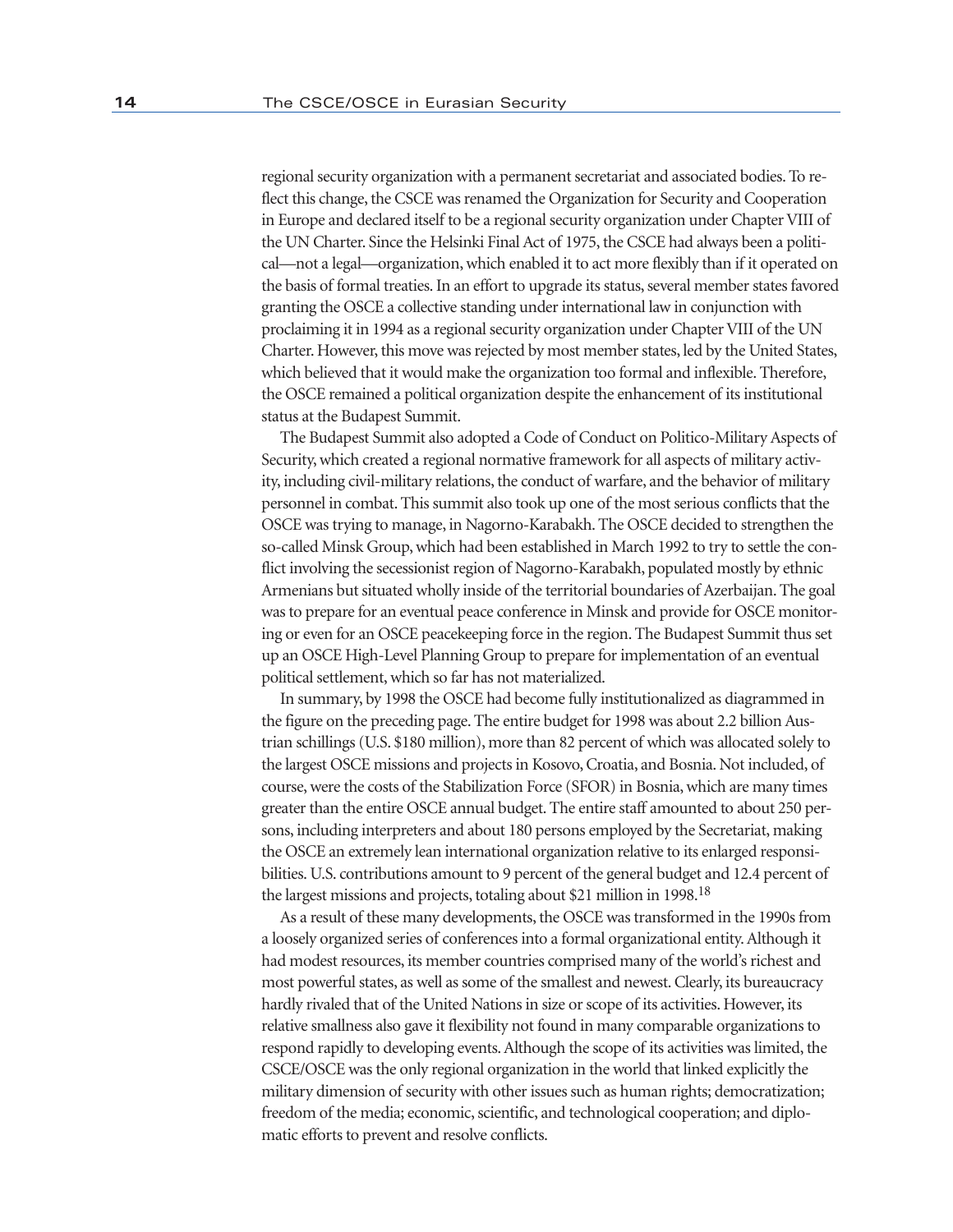regional security organization with a permanent secretariat and associated bodies. To reflect this change, the CSCE was renamed the Organization for Security and Cooperation in Europe and declared itself to be a regional security organization under Chapter VIII of the UN Charter. Since the Helsinki Final Act of 1975, the CSCE had always been a political—not a legal—organization, which enabled it to act more flexibly than if it operated on the basis of formal treaties. In an effort to upgrade its status, several member states favored granting the OSCE a collective standing under international law in conjunction with proclaiming it in 1994 as a regional security organization under Chapter VIII of the UN Charter. However, this move was rejected by most member states, led by the United States, which believed that it would make the organization too formal and inflexible. Therefore, the OSCE remained a political organization despite the enhancement of its institutional status at the Budapest Summit.

The Budapest Summit also adopted a Code of Conduct on Politico-Military Aspects of Security, which created a regional normative framework for all aspects of military activity, including civil-military relations, the conduct of warfare, and the behavior of military personnel in combat. This summit also took up one of the most serious conflicts that the OSCE was trying to manage, in Nagorno-Karabakh. The OSCE decided to strengthen the so-called Minsk Group, which had been established in March 1992 to try to settle the conflict involving the secessionist region of Nagorno-Karabakh, populated mostly by ethnic Armenians but situated wholly inside of the territorial boundaries of Azerbaijan. The goal was to prepare for an eventual peace conference in Minsk and provide for OSCE monitoring or even for an OSCE peacekeeping force in the region. The Budapest Summit thus set up an OSCE High-Level Planning Group to prepare for implementation of an eventual political settlement, which so far has not materialized.

In summary, by 1998 the OSCE had become fully institutionalized as diagrammed in the figure on the preceding page. The entire budget for 1998 was about 2.2 billion Austrian schillings (U.S. $180 million), more than 82 percent of which was allocated solely to the largest OSCE missions and projects in Kosovo, Croatia, and Bosnia. Not included, of course, were the costs of the Stabilization Force (SFOR) in Bosnia, which are many times greater than the entire OSCE annual budget. The entire staff amounted to about 250 persons, including interpreters and about 180 persons employed by the Secretariat, making the OSCE an extremely lean international organization relative to its enlarged responsibilities. U.S. contributions amount to 9 percent of the general budget and 12.4 percent of the largest missions and projects, totaling about $21 million in 1998.[18]

As a result of these many developments, the OSCE was transformed in the 1990s from a loosely organized series of conferences into a formal organizational entity. Although it had modest resources, its member countries comprised many of the world's richest and most powerful states, as well as some of the smallest and newest. Clearly, its bureaucracy hardly rivaled that of the United Nations in size or scope of its activities. However, its relative smallness also gave it flexibility not found in many comparable organizations to respond rapidly to developing events. Although the scope of its activities was limited, the CSCE/OSCE was the only regional organization in the world that linked explicitly the military dimension of security with other issues such as human rights; democratization; freedom of the media; economic, scientific, and technological cooperation; and diplomatic efforts to prevent and resolve conflicts.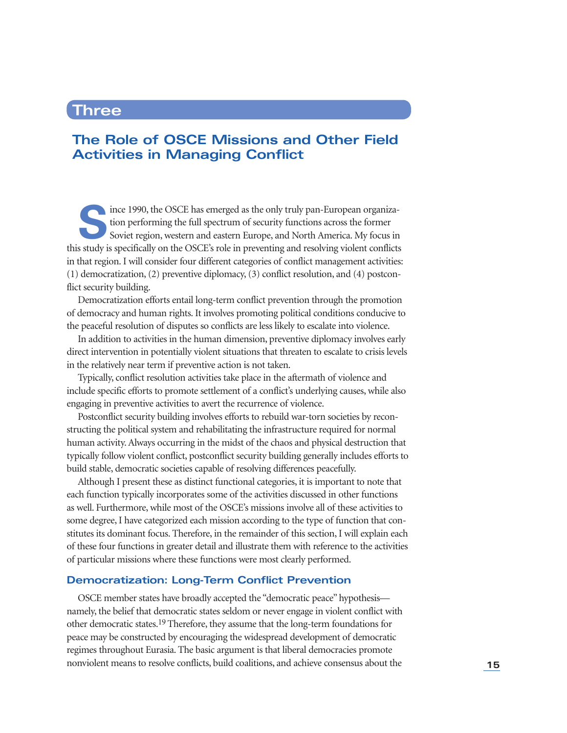# Three

## The Role of OSCE Missions and Other Field Activities in Managing Conflict

Since 1990, the OSCE has emerged as the only truly pan-European organization performing the full spectrum of security functions across the former Soviet region, western and eastern Europe, and North America. My focus in this study is specifically on the OSCE's role in preventing and resolving violent conflicts in that region. I will consider four different categories of conflict management activities: (1) democratization, (2) preventive diplomacy, (3) conflict resolution, and (4) postconflict security building.

Democratization efforts entail long-term conflict prevention through the promotion of democracy and human rights. It involves promoting political conditions conducive to the peaceful resolution of disputes so conflicts are less likely to escalate into violence.

In addition to activities in the human dimension, preventive diplomacy involves early direct intervention in potentially violent situations that threaten to escalate to crisis levels in the relatively near term if preventive action is not taken.

Typically, conflict resolution activities take place in the aftermath of violence and include specific efforts to promote settlement of a conflict's underlying causes, while also engaging in preventive activities to avert the recurrence of violence.

Postconflict security building involves efforts to rebuild war-torn societies by reconstructing the political system and rehabilitating the infrastructure required for normal human activity. Always occurring in the midst of the chaos and physical destruction that typically follow violent conflict, postconflict security building generally includes efforts to build stable, democratic societies capable of resolving differences peacefully.

Although I present these as distinct functional categories, it is important to note that each function typically incorporates some of the activities discussed in other functions as well. Furthermore, while most of the OSCE's missions involve all of these activities to some degree, I have categorized each mission according to the type of function that constitutes its dominant focus. Therefore, in the remainder of this section, I will explain each of these four functions in greater detail and illustrate them with reference to the activities of particular missions where these functions were most clearly performed.

### Democratization: Long-Term Conflict Prevention

OSCE member states have broadly accepted the "democratic peace" hypothesis—namely, the belief that democratic states seldom or never engage in violent conflict with other democratic states.[19] Therefore, they assume that the long-term foundations for peace may be constructed by encouraging the widespread development of democratic regimes throughout Eurasia. The basic argument is that liberal democracies promote nonviolent means to resolve conflicts, build coalitions, and achieve consensus about the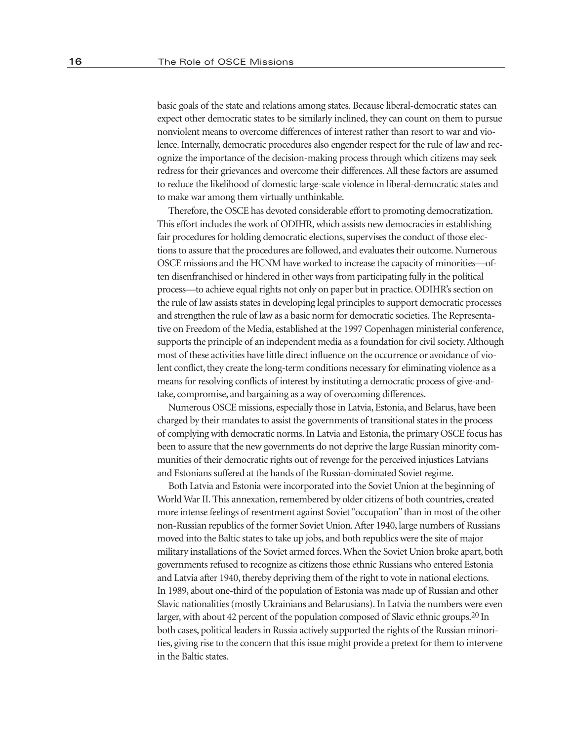basic goals of the state and relations among states. Because liberal-democratic states can expect other democratic states to be similarly inclined, they can count on them to pursue nonviolent means to overcome differences of interest rather than resort to war and violence. Internally, democratic procedures also engender respect for the rule of law and recognize the importance of the decision-making process through which citizens may seek redress for their grievances and overcome their differences. All these factors are assumed to reduce the likelihood of domestic large-scale violence in liberal-democratic states and to make war among them virtually unthinkable.

Therefore, the OSCE has devoted considerable effort to promoting democratization. This effort includes the work of ODIHR, which assists new democracies in establishing fair procedures for holding democratic elections, supervises the conduct of those elections to assure that the procedures are followed, and evaluates their outcome. Numerous OSCE missions and the HCNM have worked to increase the capacity of minorities—often disenfranchised or hindered in other ways from participating fully in the political process—to achieve equal rights not only on paper but in practice. ODIHR's section on the rule of law assists states in developing legal principles to support democratic processes and strengthen the rule of law as a basic norm for democratic societies. The Representative on Freedom of the Media, established at the 1997 Copenhagen ministerial conference, supports the principle of an independent media as a foundation for civil society. Although most of these activities have little direct influence on the occurrence or avoidance of violent conflict, they create the long-term conditions necessary for eliminating violence as a means for resolving conflicts of interest by instituting a democratic process of give-and-take, compromise, and bargaining as a way of overcoming differences.

Numerous OSCE missions, especially those in Latvia, Estonia, and Belarus, have been charged by their mandates to assist the governments of transitional states in the process of complying with democratic norms. In Latvia and Estonia, the primary OSCE focus has been to assure that the new governments do not deprive the large Russian minority communities of their democratic rights out of revenge for the perceived injustices Latvians and Estonians suffered at the hands of the Russian-dominated Soviet regime.

Both Latvia and Estonia were incorporated into the Soviet Union at the beginning of World War II. This annexation, remembered by older citizens of both countries, created more intense feelings of resentment against Soviet "occupation" than in most of the other non-Russian republics of the former Soviet Union. After 1940, large numbers of Russians moved into the Baltic states to take up jobs, and both republics were the site of major military installations of the Soviet armed forces. When the Soviet Union broke apart, both governments refused to recognize as citizens those ethnic Russians who entered Estonia and Latvia after 1940, thereby depriving them of the right to vote in national elections. In 1989, about one-third of the population of Estonia was made up of Russian and other Slavic nationalities (mostly Ukrainians and Belarusians). In Latvia the numbers were even larger, with about 42 percent of the population composed of Slavic ethnic groups.[20] In both cases, political leaders in Russia actively supported the rights of the Russian minorities, giving rise to the concern that this issue might provide a pretext for them to intervene in the Baltic states.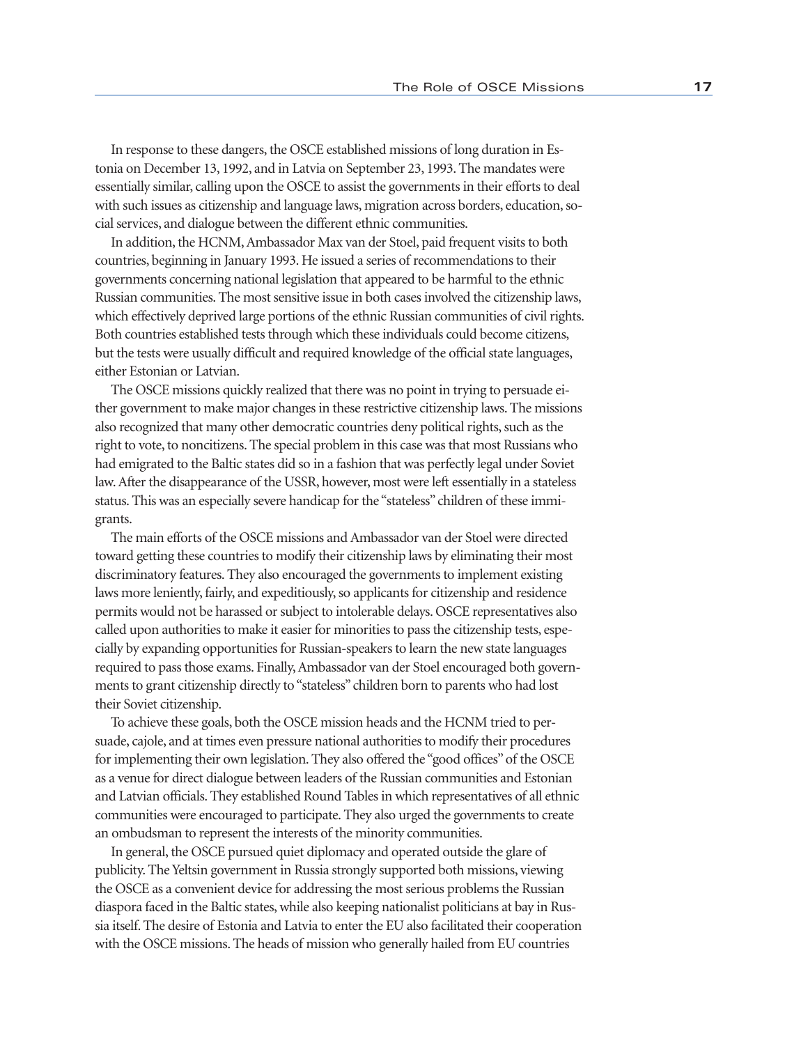In response to these dangers, the OSCE established missions of long duration in Estonia on December 13, 1992, and in Latvia on September 23, 1993. The mandates were essentially similar, calling upon the OSCE to assist the governments in their efforts to deal with such issues as citizenship and language laws, migration across borders, education, social services, and dialogue between the different ethnic communities.

In addition, the HCNM, Ambassador Max van der Stoel, paid frequent visits to both countries, beginning in January 1993. He issued a series of recommendations to their governments concerning national legislation that appeared to be harmful to the ethnic Russian communities. The most sensitive issue in both cases involved the citizenship laws, which effectively deprived large portions of the ethnic Russian communities of civil rights. Both countries established tests through which these individuals could become citizens, but the tests were usually difficult and required knowledge of the official state languages, either Estonian or Latvian.

The OSCE missions quickly realized that there was no point in trying to persuade either government to make major changes in these restrictive citizenship laws. The missions also recognized that many other democratic countries deny political rights, such as the right to vote, to noncitizens. The special problem in this case was that most Russians who had emigrated to the Baltic states did so in a fashion that was perfectly legal under Soviet law. After the disappearance of the USSR, however, most were left essentially in a stateless status. This was an especially severe handicap for the "stateless" children of these immigrants.

The main efforts of the OSCE missions and Ambassador van der Stoel were directed toward getting these countries to modify their citizenship laws by eliminating their most discriminatory features. They also encouraged the governments to implement existing laws more leniently, fairly, and expeditiously, so applicants for citizenship and residence permits would not be harassed or subject to intolerable delays. OSCE representatives also called upon authorities to make it easier for minorities to pass the citizenship tests, especially by expanding opportunities for Russian-speakers to learn the new state languages required to pass those exams. Finally, Ambassador van der Stoel encouraged both governments to grant citizenship directly to "stateless" children born to parents who had lost their Soviet citizenship.

To achieve these goals, both the OSCE mission heads and the HCNM tried to persuade, cajole, and at times even pressure national authorities to modify their procedures for implementing their own legislation. They also offered the "good offices" of the OSCE as a venue for direct dialogue between leaders of the Russian communities and Estonian and Latvian officials. They established Round Tables in which representatives of all ethnic communities were encouraged to participate. They also urged the governments to create an ombudsman to represent the interests of the minority communities.

In general, the OSCE pursued quiet diplomacy and operated outside the glare of publicity. The Yeltsin government in Russia strongly supported both missions, viewing the OSCE as a convenient device for addressing the most serious problems the Russian diaspora faced in the Baltic states, while also keeping nationalist politicians at bay in Russia itself. The desire of Estonia and Latvia to enter the EU also facilitated their cooperation with the OSCE missions. The heads of mission who generally hailed from EU countries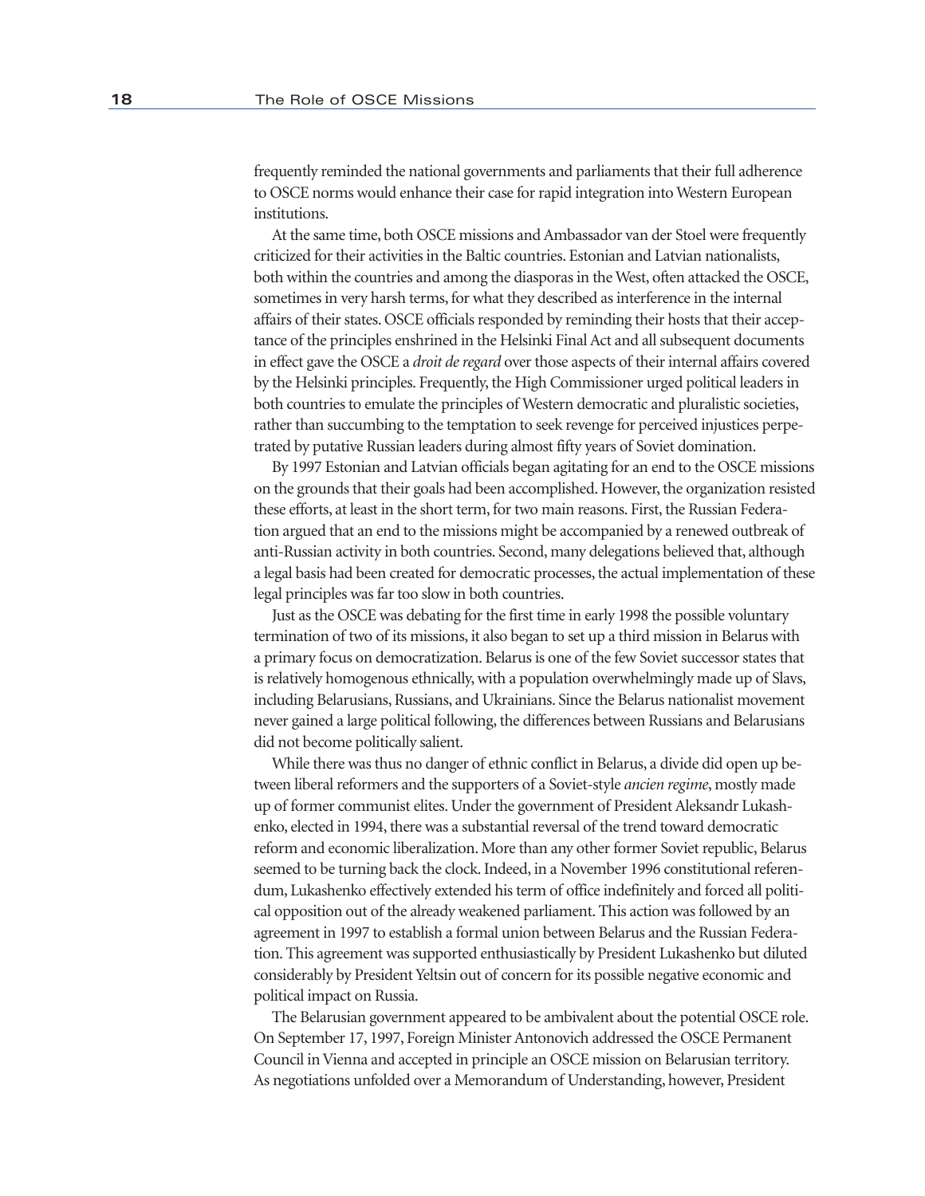frequently reminded the national governments and parliaments that their full adherence to OSCE norms would enhance their case for rapid integration into Western European institutions.

At the same time, both OSCE missions and Ambassador van der Stoel were frequently criticized for their activities in the Baltic countries. Estonian and Latvian nationalists, both within the countries and among the diasporas in the West, often attacked the OSCE, sometimes in very harsh terms, for what they described as interference in the internal affairs of their states. OSCE officials responded by reminding their hosts that their acceptance of the principles enshrined in the Helsinki Final Act and all subsequent documents in effect gave the OSCE a *droit de regard* over those aspects of their internal affairs covered by the Helsinki principles. Frequently, the High Commissioner urged political leaders in both countries to emulate the principles of Western democratic and pluralistic societies, rather than succumbing to the temptation to seek revenge for perceived injustices perpetrated by putative Russian leaders during almost fifty years of Soviet domination.

By 1997 Estonian and Latvian officials began agitating for an end to the OSCE missions on the grounds that their goals had been accomplished. However, the organization resisted these efforts, at least in the short term, for two main reasons. First, the Russian Federation argued that an end to the missions might be accompanied by a renewed outbreak of anti-Russian activity in both countries. Second, many delegations believed that, although a legal basis had been created for democratic processes, the actual implementation of these legal principles was far too slow in both countries.

Just as the OSCE was debating for the first time in early 1998 the possible voluntary termination of two of its missions, it also began to set up a third mission in Belarus with a primary focus on democratization. Belarus is one of the few Soviet successor states that is relatively homogenous ethnically, with a population overwhelmingly made up of Slavs, including Belarusians, Russians, and Ukrainians. Since the Belarus nationalist movement never gained a large political following, the differences between Russians and Belarusians did not become politically salient.

While there was thus no danger of ethnic conflict in Belarus, a divide did open up between liberal reformers and the supporters of a Soviet-style *ancien regime*, mostly made up of former communist elites. Under the government of President Aleksandr Lukashenko, elected in 1994, there was a substantial reversal of the trend toward democratic reform and economic liberalization. More than any other former Soviet republic, Belarus seemed to be turning back the clock. Indeed, in a November 1996 constitutional referendum, Lukashenko effectively extended his term of office indefinitely and forced all political opposition out of the already weakened parliament. This action was followed by an agreement in 1997 to establish a formal union between Belarus and the Russian Federation. This agreement was supported enthusiastically by President Lukashenko but diluted considerably by President Yeltsin out of concern for its possible negative economic and political impact on Russia.

The Belarusian government appeared to be ambivalent about the potential OSCE role. On September 17, 1997, Foreign Minister Antonovich addressed the OSCE Permanent Council in Vienna and accepted in principle an OSCE mission on Belarusian territory. As negotiations unfolded over a Memorandum of Understanding, however, President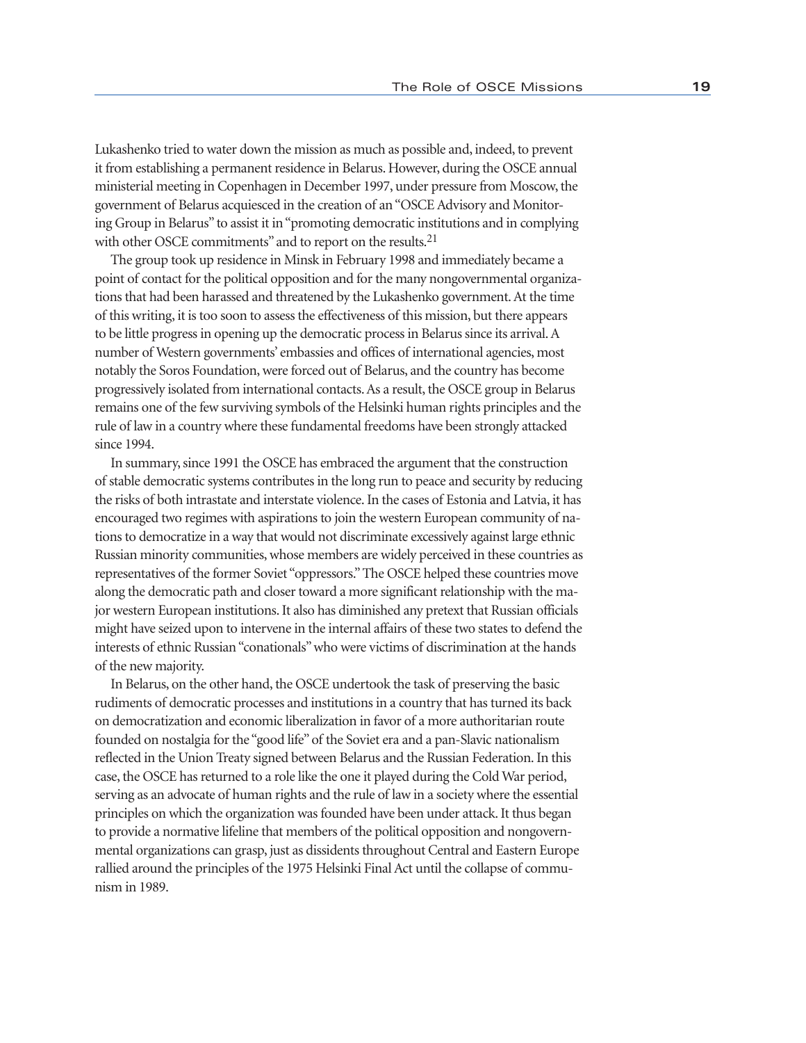Lukashenko tried to water down the mission as much as possible and, indeed, to prevent it from establishing a permanent residence in Belarus. However, during the OSCE annual ministerial meeting in Copenhagen in December 1997, under pressure from Moscow, the government of Belarus acquiesced in the creation of an "OSCE Advisory and Monitoring Group in Belarus" to assist it in "promoting democratic institutions and in complying with other OSCE commitments" and to report on the results.[21]

The group took up residence in Minsk in February 1998 and immediately became a point of contact for the political opposition and for the many nongovernmental organizations that had been harassed and threatened by the Lukashenko government. At the time of this writing, it is too soon to assess the effectiveness of this mission, but there appears to be little progress in opening up the democratic process in Belarus since its arrival. A number of Western governments' embassies and offices of international agencies, most notably the Soros Foundation, were forced out of Belarus, and the country has become progressively isolated from international contacts. As a result, the OSCE group in Belarus remains one of the few surviving symbols of the Helsinki human rights principles and the rule of law in a country where these fundamental freedoms have been strongly attacked since 1994.

In summary, since 1991 the OSCE has embraced the argument that the construction of stable democratic systems contributes in the long run to peace and security by reducing the risks of both intrastate and interstate violence. In the cases of Estonia and Latvia, it has encouraged two regimes with aspirations to join the western European community of nations to democratize in a way that would not discriminate excessively against large ethnic Russian minority communities, whose members are widely perceived in these countries as representatives of the former Soviet "oppressors." The OSCE helped these countries move along the democratic path and closer toward a more significant relationship with the major western European institutions. It also has diminished any pretext that Russian officials might have seized upon to intervene in the internal affairs of these two states to defend the interests of ethnic Russian "conationals" who were victims of discrimination at the hands of the new majority.

In Belarus, on the other hand, the OSCE undertook the task of preserving the basic rudiments of democratic processes and institutions in a country that has turned its back on democratization and economic liberalization in favor of a more authoritarian route founded on nostalgia for the "good life" of the Soviet era and a pan-Slavic nationalism reflected in the Union Treaty signed between Belarus and the Russian Federation. In this case, the OSCE has returned to a role like the one it played during the Cold War period, serving as an advocate of human rights and the rule of law in a society where the essential principles on which the organization was founded have been under attack. It thus began to provide a normative lifeline that members of the political opposition and nongovernmental organizations can grasp, just as dissidents throughout Central and Eastern Europe rallied around the principles of the 1975 Helsinki Final Act until the collapse of communism in 1989.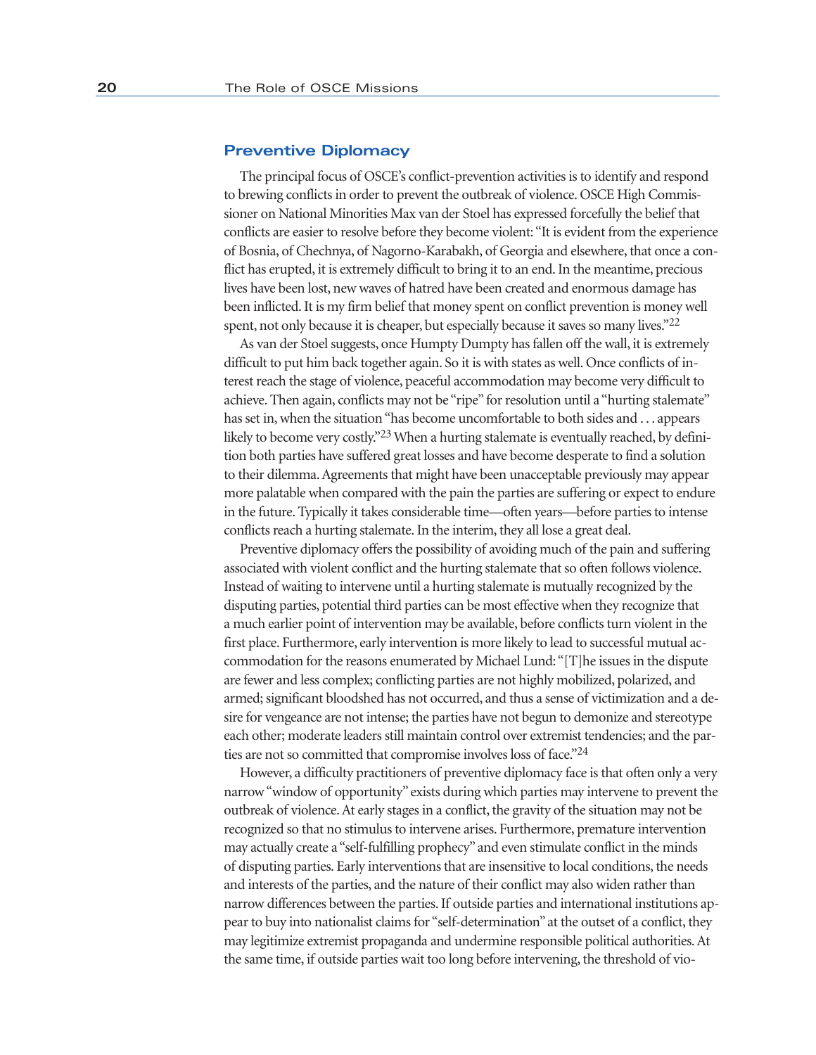## Preventive Diplomacy

The principal focus of OSCE's conflict-prevention activities is to identify and respond to brewing conflicts in order to prevent the outbreak of violence. OSCE High Commissioner on National Minorities Max van der Stoel has expressed forcefully the belief that conflicts are easier to resolve before they become violent: "It is evident from the experience of Bosnia, of Chechnya, of Nagorno-Karabakh, of Georgia and elsewhere, that once a conflict has erupted, it is extremely difficult to bring it to an end. In the meantime, precious lives have been lost, new waves of hatred have been created and enormous damage has been inflicted. It is my firm belief that money spent on conflict prevention is money well spent, not only because it is cheaper, but especially because it saves so many lives."[22]

As van der Stoel suggests, once Humpty Dumpty has fallen off the wall, it is extremely difficult to put him back together again. So it is with states as well. Once conflicts of interest reach the stage of violence, peaceful accommodation may become very difficult to achieve. Then again, conflicts may not be "ripe" for resolution until a "hurting stalemate" has set in, when the situation "has become uncomfortable to both sides and . . . appears likely to become very costly."[23] When a hurting stalemate is eventually reached, by definition both parties have suffered great losses and have become desperate to find a solution to their dilemma. Agreements that might have been unacceptable previously may appear more palatable when compared with the pain the parties are suffering or expect to endure in the future. Typically it takes considerable time—often years—before parties to intense conflicts reach a hurting stalemate. In the interim, they all lose a great deal.

Preventive diplomacy offers the possibility of avoiding much of the pain and suffering associated with violent conflict and the hurting stalemate that so often follows violence. Instead of waiting to intervene until a hurting stalemate is mutually recognized by the disputing parties, potential third parties can be most effective when they recognize that a much earlier point of intervention may be available, before conflicts turn violent in the first place. Furthermore, early intervention is more likely to lead to successful mutual accommodation for the reasons enumerated by Michael Lund: "[T]he issues in the dispute are fewer and less complex; conflicting parties are not highly mobilized, polarized, and armed; significant bloodshed has not occurred, and thus a sense of victimization and a desire for vengeance are not intense; the parties have not begun to demonize and stereotype each other; moderate leaders still maintain control over extremist tendencies; and the parties are not so committed that compromise involves loss of face."[24]

However, a difficulty practitioners of preventive diplomacy face is that often only a very narrow "window of opportunity" exists during which parties may intervene to prevent the outbreak of violence. At early stages in a conflict, the gravity of the situation may not be recognized so that no stimulus to intervene arises. Furthermore, premature intervention may actually create a "self-fulfilling prophecy" and even stimulate conflict in the minds of disputing parties. Early interventions that are insensitive to local conditions, the needs and interests of the parties, and the nature of their conflict may also widen rather than narrow differences between the parties. If outside parties and international institutions appear to buy into nationalist claims for "self-determination" at the outset of a conflict, they may legitimize extremist propaganda and undermine responsible political authorities. At the same time, if outside parties wait too long before intervening, the threshold of vio-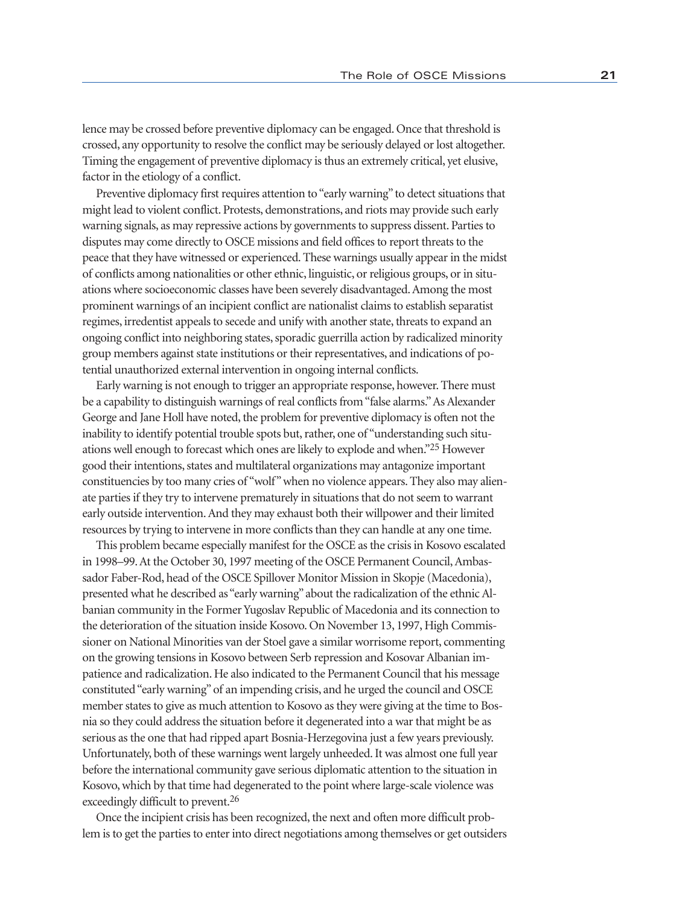lence may be crossed before preventive diplomacy can be engaged. Once that threshold is crossed, any opportunity to resolve the conflict may be seriously delayed or lost altogether. Timing the engagement of preventive diplomacy is thus an extremely critical, yet elusive, factor in the etiology of a conflict.

Preventive diplomacy first requires attention to "early warning" to detect situations that might lead to violent conflict. Protests, demonstrations, and riots may provide such early warning signals, as may repressive actions by governments to suppress dissent. Parties to disputes may come directly to OSCE missions and field offices to report threats to the peace that they have witnessed or experienced. These warnings usually appear in the midst of conflicts among nationalities or other ethnic, linguistic, or religious groups, or in situations where socioeconomic classes have been severely disadvantaged. Among the most prominent warnings of an incipient conflict are nationalist claims to establish separatist regimes, irredentist appeals to secede and unify with another state, threats to expand an ongoing conflict into neighboring states, sporadic guerrilla action by radicalized minority group members against state institutions or their representatives, and indications of potential unauthorized external intervention in ongoing internal conflicts.

Early warning is not enough to trigger an appropriate response, however. There must be a capability to distinguish warnings of real conflicts from "false alarms." As Alexander George and Jane Holl have noted, the problem for preventive diplomacy is often not the inability to identify potential trouble spots but, rather, one of "understanding such situations well enough to forecast which ones are likely to explode and when."[25] However good their intentions, states and multilateral organizations may antagonize important constituencies by too many cries of "wolf" when no violence appears. They also may alienate parties if they try to intervene prematurely in situations that do not seem to warrant early outside intervention. And they may exhaust both their willpower and their limited resources by trying to intervene in more conflicts than they can handle at any one time.

This problem became especially manifest for the OSCE as the crisis in Kosovo escalated in 1998–99. At the October 30, 1997 meeting of the OSCE Permanent Council, Ambassador Faber-Rod, head of the OSCE Spillover Monitor Mission in Skopje (Macedonia), presented what he described as "early warning" about the radicalization of the ethnic Albanian community in the Former Yugoslav Republic of Macedonia and its connection to the deterioration of the situation inside Kosovo. On November 13, 1997, High Commissioner on National Minorities van der Stoel gave a similar worrisome report, commenting on the growing tensions in Kosovo between Serb repression and Kosovar Albanian impatience and radicalization. He also indicated to the Permanent Council that his message constituted "early warning" of an impending crisis, and he urged the council and OSCE member states to give as much attention to Kosovo as they were giving at the time to Bosnia so they could address the situation before it degenerated into a war that might be as serious as the one that had ripped apart Bosnia-Herzegovina just a few years previously. Unfortunately, both of these warnings went largely unheeded. It was almost one full year before the international community gave serious diplomatic attention to the situation in Kosovo, which by that time had degenerated to the point where large-scale violence was exceedingly difficult to prevent.[26]

Once the incipient crisis has been recognized, the next and often more difficult problem is to get the parties to enter into direct negotiations among themselves or get outsiders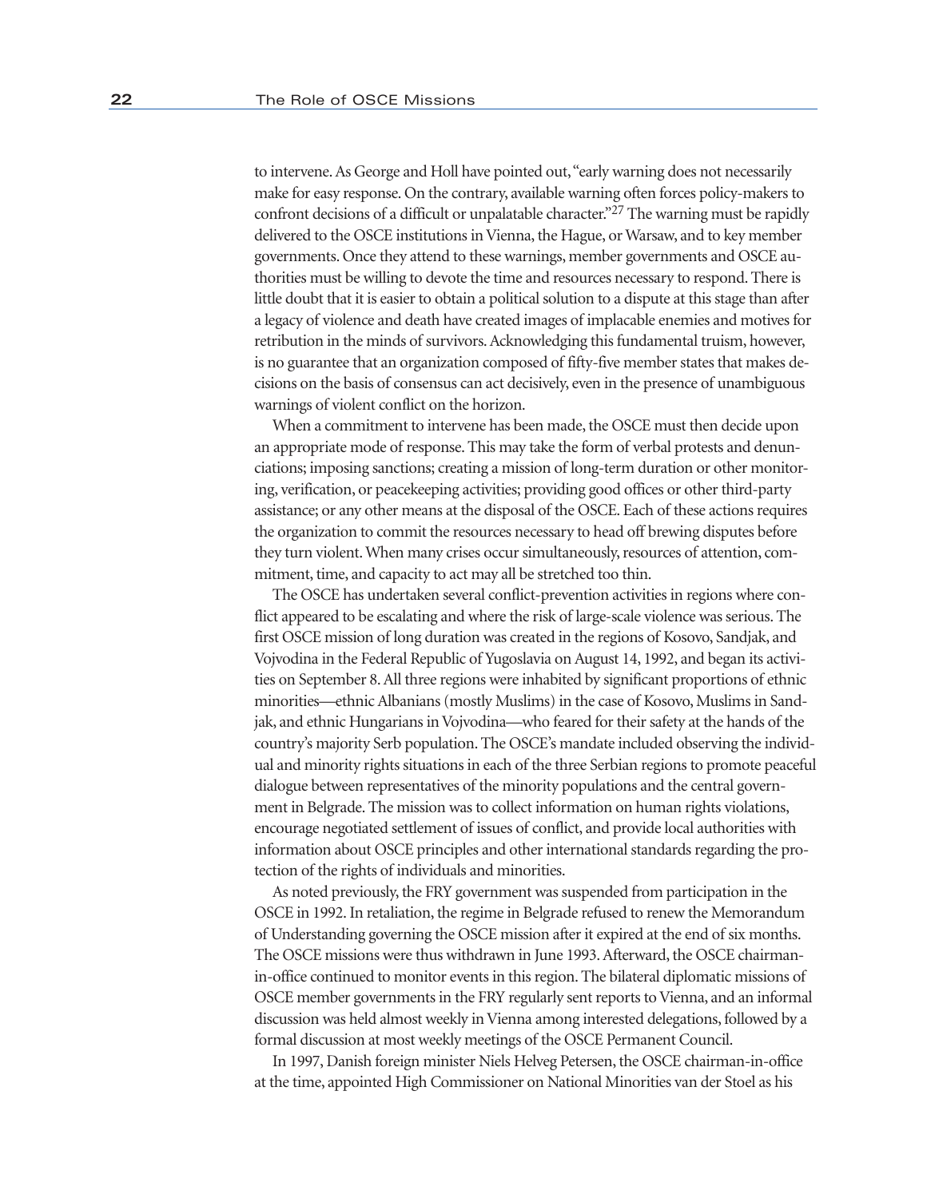to intervene. As George and Holl have pointed out, "early warning does not necessarily make for easy response. On the contrary, available warning often forces policy-makers to confront decisions of a difficult or unpalatable character."[27] The warning must be rapidly delivered to the OSCE institutions in Vienna, the Hague, or Warsaw, and to key member governments. Once they attend to these warnings, member governments and OSCE authorities must be willing to devote the time and resources necessary to respond. There is little doubt that it is easier to obtain a political solution to a dispute at this stage than after a legacy of violence and death have created images of implacable enemies and motives for retribution in the minds of survivors. Acknowledging this fundamental truism, however, is no guarantee that an organization composed of fifty-five member states that makes decisions on the basis of consensus can act decisively, even in the presence of unambiguous warnings of violent conflict on the horizon.

When a commitment to intervene has been made, the OSCE must then decide upon an appropriate mode of response. This may take the form of verbal protests and denunciations; imposing sanctions; creating a mission of long-term duration or other monitoring, verification, or peacekeeping activities; providing good offices or other third-party assistance; or any other means at the disposal of the OSCE. Each of these actions requires the organization to commit the resources necessary to head off brewing disputes before they turn violent. When many crises occur simultaneously, resources of attention, commitment, time, and capacity to act may all be stretched too thin.

The OSCE has undertaken several conflict-prevention activities in regions where conflict appeared to be escalating and where the risk of large-scale violence was serious. The first OSCE mission of long duration was created in the regions of Kosovo, Sandjak, and Vojvodina in the Federal Republic of Yugoslavia on August 14, 1992, and began its activities on September 8. All three regions were inhabited by significant proportions of ethnic minorities—ethnic Albanians (mostly Muslims) in the case of Kosovo, Muslims in Sandjak, and ethnic Hungarians in Vojvodina—who feared for their safety at the hands of the country's majority Serb population. The OSCE's mandate included observing the individual and minority rights situations in each of the three Serbian regions to promote peaceful dialogue between representatives of the minority populations and the central government in Belgrade. The mission was to collect information on human rights violations, encourage negotiated settlement of issues of conflict, and provide local authorities with information about OSCE principles and other international standards regarding the protection of the rights of individuals and minorities.

As noted previously, the FRY government was suspended from participation in the OSCE in 1992. In retaliation, the regime in Belgrade refused to renew the Memorandum of Understanding governing the OSCE mission after it expired at the end of six months. The OSCE missions were thus withdrawn in June 1993. Afterward, the OSCE chairman-in-office continued to monitor events in this region. The bilateral diplomatic missions of OSCE member governments in the FRY regularly sent reports to Vienna, and an informal discussion was held almost weekly in Vienna among interested delegations, followed by a formal discussion at most weekly meetings of the OSCE Permanent Council.

In 1997, Danish foreign minister Niels Helveg Petersen, the OSCE chairman-in-office at the time, appointed High Commissioner on National Minorities van der Stoel as his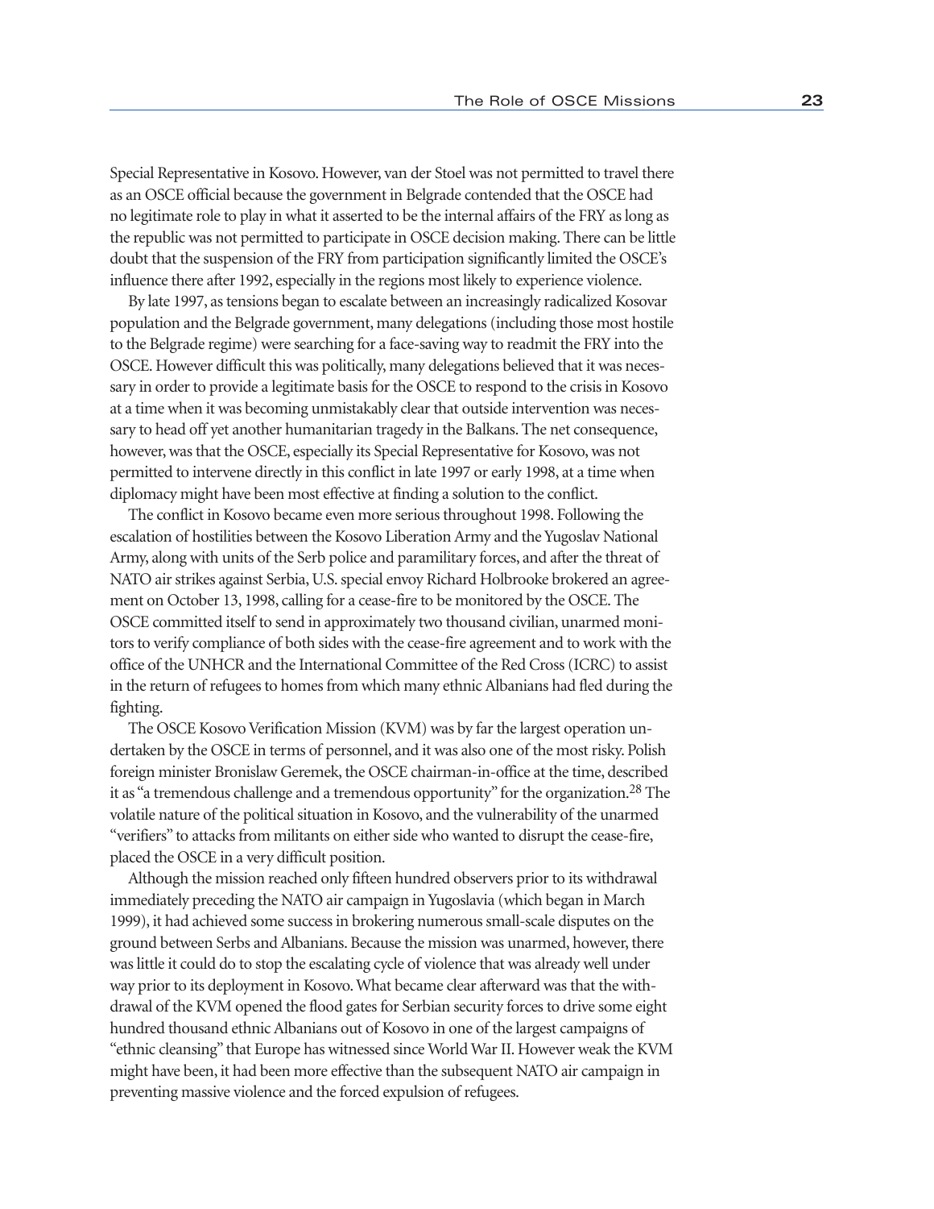Special Representative in Kosovo. However, van der Stoel was not permitted to travel there as an OSCE official because the government in Belgrade contended that the OSCE had no legitimate role to play in what it asserted to be the internal affairs of the FRY as long as the republic was not permitted to participate in OSCE decision making. There can be little doubt that the suspension of the FRY from participation significantly limited the OSCE's influence there after 1992, especially in the regions most likely to experience violence.

By late 1997, as tensions began to escalate between an increasingly radicalized Kosovar population and the Belgrade government, many delegations (including those most hostile to the Belgrade regime) were searching for a face-saving way to readmit the FRY into the OSCE. However difficult this was politically, many delegations believed that it was necessary in order to provide a legitimate basis for the OSCE to respond to the crisis in Kosovo at a time when it was becoming unmistakably clear that outside intervention was necessary to head off yet another humanitarian tragedy in the Balkans. The net consequence, however, was that the OSCE, especially its Special Representative for Kosovo, was not permitted to intervene directly in this conflict in late 1997 or early 1998, at a time when diplomacy might have been most effective at finding a solution to the conflict.

The conflict in Kosovo became even more serious throughout 1998. Following the escalation of hostilities between the Kosovo Liberation Army and the Yugoslav National Army, along with units of the Serb police and paramilitary forces, and after the threat of NATO air strikes against Serbia, U.S. special envoy Richard Holbrooke brokered an agreement on October 13, 1998, calling for a cease-fire to be monitored by the OSCE. The OSCE committed itself to send in approximately two thousand civilian, unarmed monitors to verify compliance of both sides with the cease-fire agreement and to work with the office of the UNHCR and the International Committee of the Red Cross (ICRC) to assist in the return of refugees to homes from which many ethnic Albanians had fled during the fighting.

The OSCE Kosovo Verification Mission (KVM) was by far the largest operation undertaken by the OSCE in terms of personnel, and it was also one of the most risky. Polish foreign minister Bronislaw Geremek, the OSCE chairman-in-office at the time, described it as "a tremendous challenge and a tremendous opportunity" for the organization.[28] The volatile nature of the political situation in Kosovo, and the vulnerability of the unarmed "verifiers" to attacks from militants on either side who wanted to disrupt the cease-fire, placed the OSCE in a very difficult position.

Although the mission reached only fifteen hundred observers prior to its withdrawal immediately preceding the NATO air campaign in Yugoslavia (which began in March 1999), it had achieved some success in brokering numerous small-scale disputes on the ground between Serbs and Albanians. Because the mission was unarmed, however, there was little it could do to stop the escalating cycle of violence that was already well under way prior to its deployment in Kosovo. What became clear afterward was that the withdrawal of the KVM opened the flood gates for Serbian security forces to drive some eight hundred thousand ethnic Albanians out of Kosovo in one of the largest campaigns of "ethnic cleansing" that Europe has witnessed since World War II. However weak the KVM might have been, it had been more effective than the subsequent NATO air campaign in preventing massive violence and the forced expulsion of refugees.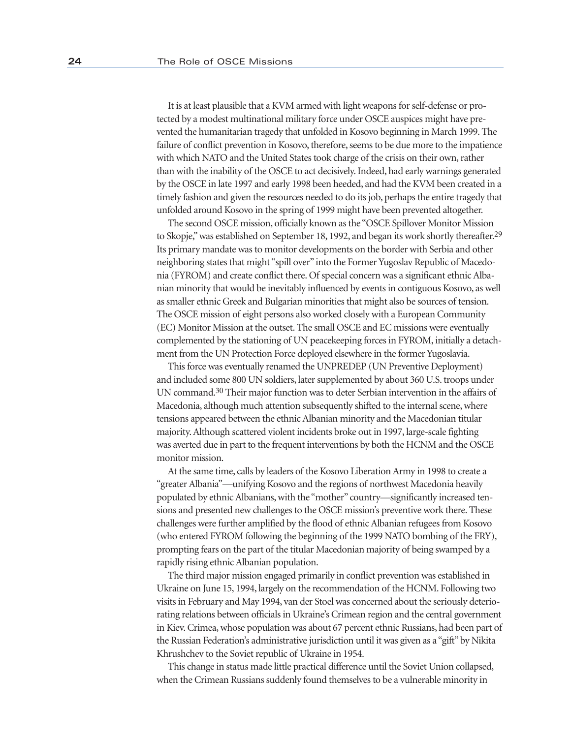It is at least plausible that a KVM armed with light weapons for self-defense or protected by a modest multinational military force under OSCE auspices might have prevented the humanitarian tragedy that unfolded in Kosovo beginning in March 1999. The failure of conflict prevention in Kosovo, therefore, seems to be due more to the impatience with which NATO and the United States took charge of the crisis on their own, rather than with the inability of the OSCE to act decisively. Indeed, had early warnings generated by the OSCE in late 1997 and early 1998 been heeded, and had the KVM been created in a timely fashion and given the resources needed to do its job, perhaps the entire tragedy that unfolded around Kosovo in the spring of 1999 might have been prevented altogether.

The second OSCE mission, officially known as the "OSCE Spillover Monitor Mission to Skopje," was established on September 18, 1992, and began its work shortly thereafter.[29] Its primary mandate was to monitor developments on the border with Serbia and other neighboring states that might "spill over" into the Former Yugoslav Republic of Macedonia (FYROM) and create conflict there. Of special concern was a significant ethnic Albanian minority that would be inevitably influenced by events in contiguous Kosovo, as well as smaller ethnic Greek and Bulgarian minorities that might also be sources of tension. The OSCE mission of eight persons also worked closely with a European Community (EC) Monitor Mission at the outset. The small OSCE and EC missions were eventually complemented by the stationing of UN peacekeeping forces in FYROM, initially a detachment from the UN Protection Force deployed elsewhere in the former Yugoslavia.

This force was eventually renamed the UNPREDEP (UN Preventive Deployment) and included some 800 UN soldiers, later supplemented by about 360 U.S. troops under UN command.[30] Their major function was to deter Serbian intervention in the affairs of Macedonia, although much attention subsequently shifted to the internal scene, where tensions appeared between the ethnic Albanian minority and the Macedonian titular majority. Although scattered violent incidents broke out in 1997, large-scale fighting was averted due in part to the frequent interventions by both the HCNM and the OSCE monitor mission.

At the same time, calls by leaders of the Kosovo Liberation Army in 1998 to create a "greater Albania"—unifying Kosovo and the regions of northwest Macedonia heavily populated by ethnic Albanians, with the "mother" country—significantly increased tensions and presented new challenges to the OSCE mission's preventive work there. These challenges were further amplified by the flood of ethnic Albanian refugees from Kosovo (who entered FYROM following the beginning of the 1999 NATO bombing of the FRY), prompting fears on the part of the titular Macedonian majority of being swamped by a rapidly rising ethnic Albanian population.

The third major mission engaged primarily in conflict prevention was established in Ukraine on June 15, 1994, largely on the recommendation of the HCNM. Following two visits in February and May 1994, van der Stoel was concerned about the seriously deteriorating relations between officials in Ukraine's Crimean region and the central government in Kiev. Crimea, whose population was about 67 percent ethnic Russians, had been part of the Russian Federation's administrative jurisdiction until it was given as a "gift" by Nikita Khrushchev to the Soviet republic of Ukraine in 1954.

This change in status made little practical difference until the Soviet Union collapsed, when the Crimean Russians suddenly found themselves to be a vulnerable minority in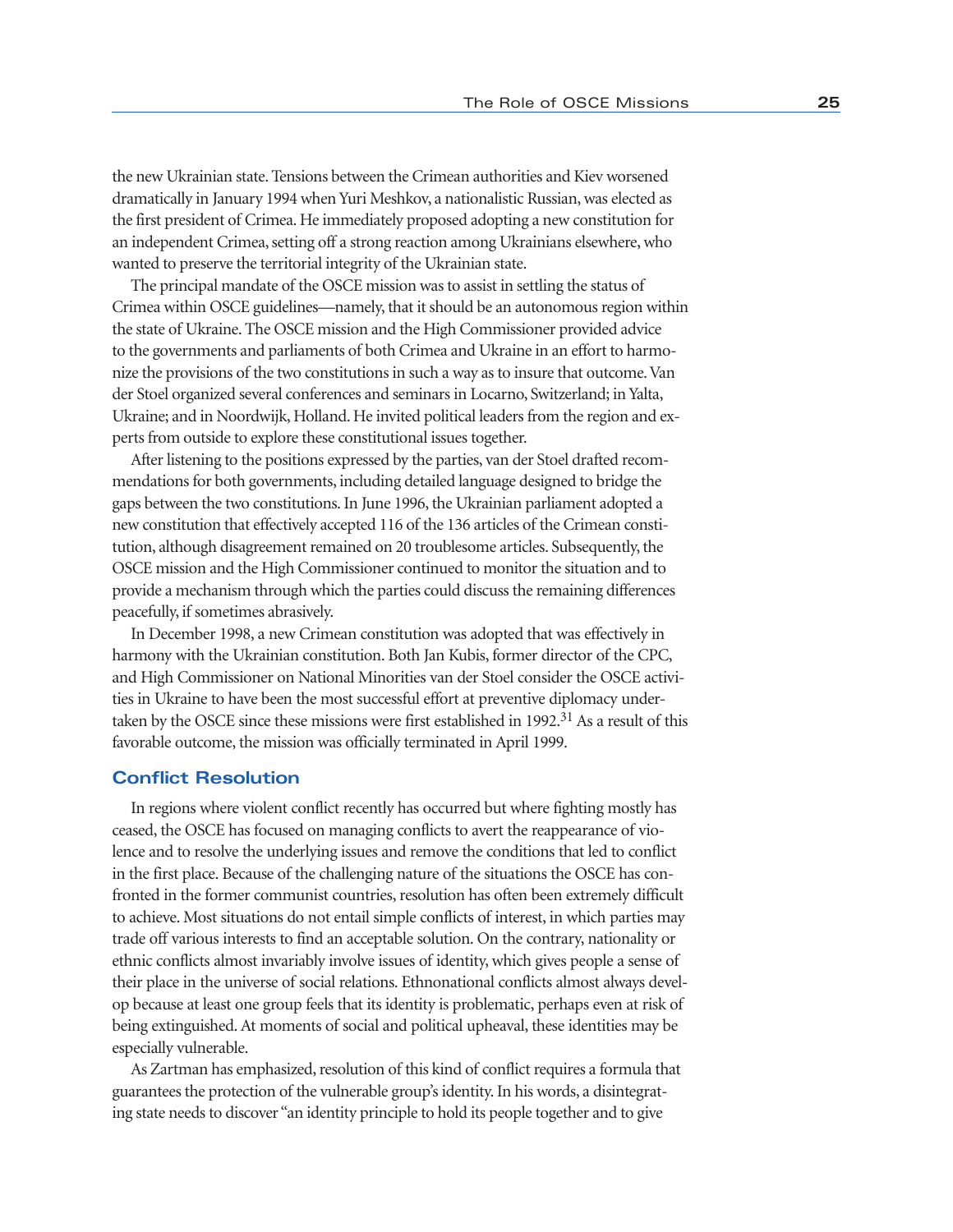the new Ukrainian state. Tensions between the Crimean authorities and Kiev worsened dramatically in January 1994 when Yuri Meshkov, a nationalistic Russian, was elected as the first president of Crimea. He immediately proposed adopting a new constitution for an independent Crimea, setting off a strong reaction among Ukrainians elsewhere, who wanted to preserve the territorial integrity of the Ukrainian state.

The principal mandate of the OSCE mission was to assist in settling the status of Crimea within OSCE guidelines—namely, that it should be an autonomous region within the state of Ukraine. The OSCE mission and the High Commissioner provided advice to the governments and parliaments of both Crimea and Ukraine in an effort to harmonize the provisions of the two constitutions in such a way as to insure that outcome. Van der Stoel organized several conferences and seminars in Locarno, Switzerland; in Yalta, Ukraine; and in Noordwijk, Holland. He invited political leaders from the region and experts from outside to explore these constitutional issues together.

After listening to the positions expressed by the parties, van der Stoel drafted recommendations for both governments, including detailed language designed to bridge the gaps between the two constitutions. In June 1996, the Ukrainian parliament adopted a new constitution that effectively accepted 116 of the 136 articles of the Crimean constitution, although disagreement remained on 20 troublesome articles. Subsequently, the OSCE mission and the High Commissioner continued to monitor the situation and to provide a mechanism through which the parties could discuss the remaining differences peacefully, if sometimes abrasively.

In December 1998, a new Crimean constitution was adopted that was effectively in harmony with the Ukrainian constitution. Both Jan Kubis, former director of the CPC, and High Commissioner on National Minorities van der Stoel consider the OSCE activities in Ukraine to have been the most successful effort at preventive diplomacy undertaken by the OSCE since these missions were first established in 1992.[31] As a result of this favorable outcome, the mission was officially terminated in April 1999.

### Conflict Resolution

In regions where violent conflict recently has occurred but where fighting mostly has ceased, the OSCE has focused on managing conflicts to avert the reappearance of violence and to resolve the underlying issues and remove the conditions that led to conflict in the first place. Because of the challenging nature of the situations the OSCE has confronted in the former communist countries, resolution has often been extremely difficult to achieve. Most situations do not entail simple conflicts of interest, in which parties may trade off various interests to find an acceptable solution. On the contrary, nationality or ethnic conflicts almost invariably involve issues of identity, which gives people a sense of their place in the universe of social relations. Ethnonational conflicts almost always develop because at least one group feels that its identity is problematic, perhaps even at risk of being extinguished. At moments of social and political upheaval, these identities may be especially vulnerable.

As Zartman has emphasized, resolution of this kind of conflict requires a formula that guarantees the protection of the vulnerable group's identity. In his words, a disintegrating state needs to discover "an identity principle to hold its people together and to give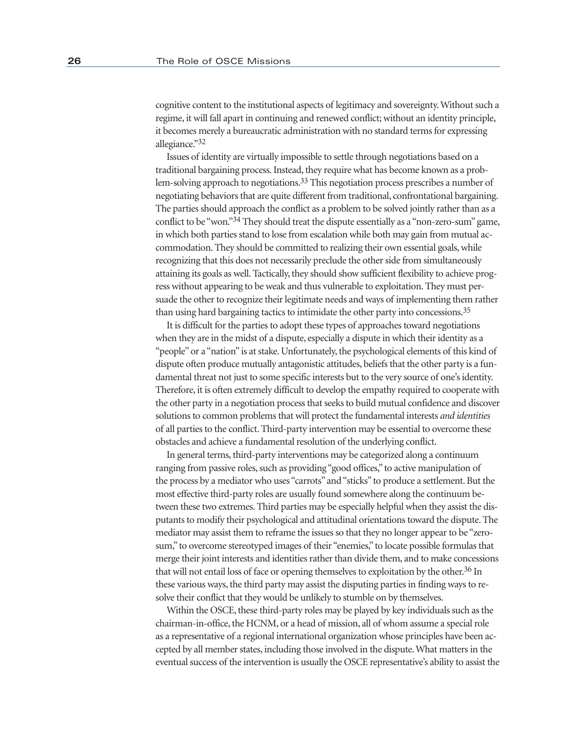cognitive content to the institutional aspects of legitimacy and sovereignty. Without such a regime, it will fall apart in continuing and renewed conflict; without an identity principle, it becomes merely a bureaucratic administration with no standard terms for expressing allegiance."[32]

Issues of identity are virtually impossible to settle through negotiations based on a traditional bargaining process. Instead, they require what has become known as a problem-solving approach to negotiations.[33] This negotiation process prescribes a number of negotiating behaviors that are quite different from traditional, confrontational bargaining. The parties should approach the conflict as a problem to be solved jointly rather than as a conflict to be "won."[34] They should treat the dispute essentially as a "non-zero-sum" game, in which both parties stand to lose from escalation while both may gain from mutual accommodation. They should be committed to realizing their own essential goals, while recognizing that this does not necessarily preclude the other side from simultaneously attaining its goals as well. Tactically, they should show sufficient flexibility to achieve progress without appearing to be weak and thus vulnerable to exploitation. They must persuade the other to recognize their legitimate needs and ways of implementing them rather than using hard bargaining tactics to intimidate the other party into concessions.[35]

It is difficult for the parties to adopt these types of approaches toward negotiations when they are in the midst of a dispute, especially a dispute in which their identity as a "people" or a "nation" is at stake. Unfortunately, the psychological elements of this kind of dispute often produce mutually antagonistic attitudes, beliefs that the other party is a fundamental threat not just to some specific interests but to the very source of one's identity. Therefore, it is often extremely difficult to develop the empathy required to cooperate with the other party in a negotiation process that seeks to build mutual confidence and discover solutions to common problems that will protect the fundamental interests *and identities* of all parties to the conflict. Third-party intervention may be essential to overcome these obstacles and achieve a fundamental resolution of the underlying conflict.

In general terms, third-party interventions may be categorized along a continuum ranging from passive roles, such as providing "good offices," to active manipulation of the process by a mediator who uses "carrots" and "sticks" to produce a settlement. But the most effective third-party roles are usually found somewhere along the continuum between these two extremes. Third parties may be especially helpful when they assist the disputants to modify their psychological and attitudinal orientations toward the dispute. The mediator may assist them to reframe the issues so that they no longer appear to be "zero-sum," to overcome stereotyped images of their "enemies," to locate possible formulas that merge their joint interests and identities rather than divide them, and to make concessions that will not entail loss of face or opening themselves to exploitation by the other.[36] In these various ways, the third party may assist the disputing parties in finding ways to resolve their conflict that they would be unlikely to stumble on by themselves.

Within the OSCE, these third-party roles may be played by key individuals such as the chairman-in-office, the HCNM, or a head of mission, all of whom assume a special role as a representative of a regional international organization whose principles have been accepted by all member states, including those involved in the dispute. What matters in the eventual success of the intervention is usually the OSCE representative's ability to assist the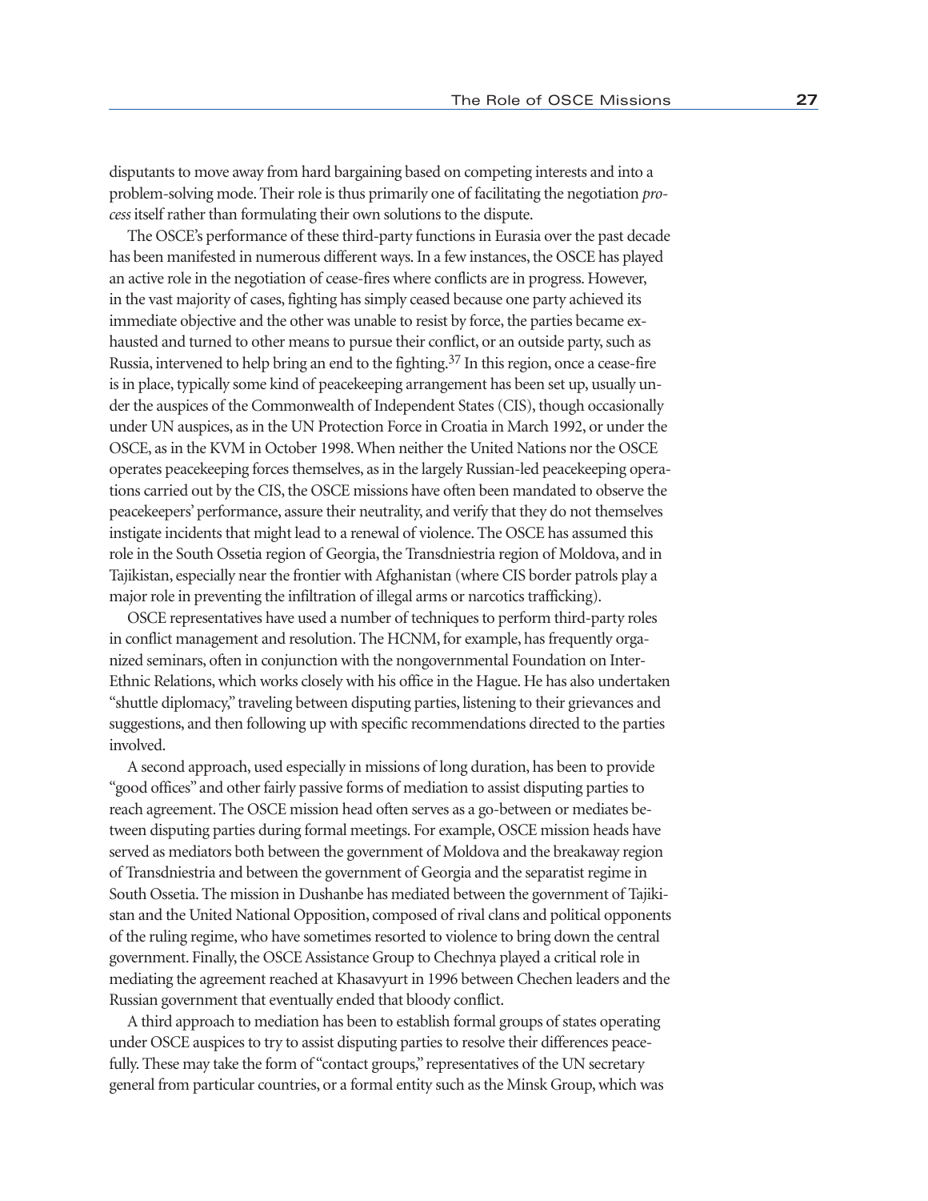disputants to move away from hard bargaining based on competing interests and into a problem-solving mode. Their role is thus primarily one of facilitating the negotiation *process* itself rather than formulating their own solutions to the dispute.

The OSCE's performance of these third-party functions in Eurasia over the past decade has been manifested in numerous different ways. In a few instances, the OSCE has played an active role in the negotiation of cease-fires where conflicts are in progress. However, in the vast majority of cases, fighting has simply ceased because one party achieved its immediate objective and the other was unable to resist by force, the parties became exhausted and turned to other means to pursue their conflict, or an outside party, such as Russia, intervened to help bring an end to the fighting.[37] In this region, once a cease-fire is in place, typically some kind of peacekeeping arrangement has been set up, usually under the auspices of the Commonwealth of Independent States (CIS), though occasionally under UN auspices, as in the UN Protection Force in Croatia in March 1992, or under the OSCE, as in the KVM in October 1998. When neither the United Nations nor the OSCE operates peacekeeping forces themselves, as in the largely Russian-led peacekeeping operations carried out by the CIS, the OSCE missions have often been mandated to observe the peacekeepers' performance, assure their neutrality, and verify that they do not themselves instigate incidents that might lead to a renewal of violence. The OSCE has assumed this role in the South Ossetia region of Georgia, the Transdniestria region of Moldova, and in Tajikistan, especially near the frontier with Afghanistan (where CIS border patrols play a major role in preventing the infiltration of illegal arms or narcotics trafficking).

OSCE representatives have used a number of techniques to perform third-party roles in conflict management and resolution. The HCNM, for example, has frequently organized seminars, often in conjunction with the nongovernmental Foundation on Inter-Ethnic Relations, which works closely with his office in the Hague. He has also undertaken "shuttle diplomacy," traveling between disputing parties, listening to their grievances and suggestions, and then following up with specific recommendations directed to the parties involved.

A second approach, used especially in missions of long duration, has been to provide "good offices" and other fairly passive forms of mediation to assist disputing parties to reach agreement. The OSCE mission head often serves as a go-between or mediates between disputing parties during formal meetings. For example, OSCE mission heads have served as mediators both between the government of Moldova and the breakaway region of Transdniestria and between the government of Georgia and the separatist regime in South Ossetia. The mission in Dushanbe has mediated between the government of Tajikistan and the United National Opposition, composed of rival clans and political opponents of the ruling regime, who have sometimes resorted to violence to bring down the central government. Finally, the OSCE Assistance Group to Chechnya played a critical role in mediating the agreement reached at Khasavyurt in 1996 between Chechen leaders and the Russian government that eventually ended that bloody conflict.

A third approach to mediation has been to establish formal groups of states operating under OSCE auspices to try to assist disputing parties to resolve their differences peacefully. These may take the form of "contact groups," representatives of the UN secretary general from particular countries, or a formal entity such as the Minsk Group, which was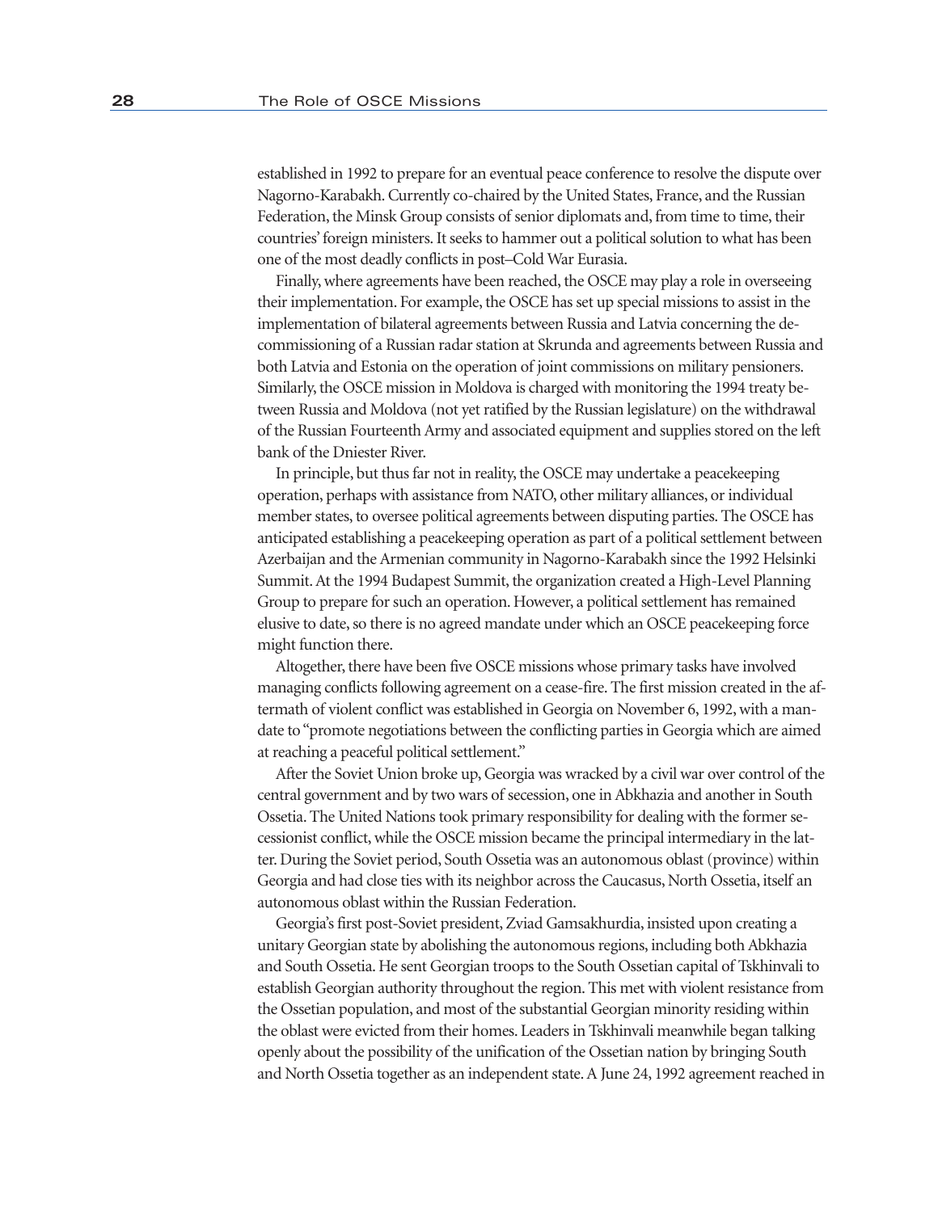established in 1992 to prepare for an eventual peace conference to resolve the dispute over Nagorno-Karabakh. Currently co-chaired by the United States, France, and the Russian Federation, the Minsk Group consists of senior diplomats and, from time to time, their countries' foreign ministers. It seeks to hammer out a political solution to what has been one of the most deadly conflicts in post–Cold War Eurasia.

Finally, where agreements have been reached, the OSCE may play a role in overseeing their implementation. For example, the OSCE has set up special missions to assist in the implementation of bilateral agreements between Russia and Latvia concerning the decommissioning of a Russian radar station at Skrunda and agreements between Russia and both Latvia and Estonia on the operation of joint commissions on military pensioners. Similarly, the OSCE mission in Moldova is charged with monitoring the 1994 treaty between Russia and Moldova (not yet ratified by the Russian legislature) on the withdrawal of the Russian Fourteenth Army and associated equipment and supplies stored on the left bank of the Dniester River.

In principle, but thus far not in reality, the OSCE may undertake a peacekeeping operation, perhaps with assistance from NATO, other military alliances, or individual member states, to oversee political agreements between disputing parties. The OSCE has anticipated establishing a peacekeeping operation as part of a political settlement between Azerbaijan and the Armenian community in Nagorno-Karabakh since the 1992 Helsinki Summit. At the 1994 Budapest Summit, the organization created a High-Level Planning Group to prepare for such an operation. However, a political settlement has remained elusive to date, so there is no agreed mandate under which an OSCE peacekeeping force might function there.

Altogether, there have been five OSCE missions whose primary tasks have involved managing conflicts following agreement on a cease-fire. The first mission created in the aftermath of violent conflict was established in Georgia on November 6, 1992, with a mandate to "promote negotiations between the conflicting parties in Georgia which are aimed at reaching a peaceful political settlement."

After the Soviet Union broke up, Georgia was wracked by a civil war over control of the central government and by two wars of secession, one in Abkhazia and another in South Ossetia. The United Nations took primary responsibility for dealing with the former secessionist conflict, while the OSCE mission became the principal intermediary in the latter. During the Soviet period, South Ossetia was an autonomous oblast (province) within Georgia and had close ties with its neighbor across the Caucasus, North Ossetia, itself an autonomous oblast within the Russian Federation.

Georgia's first post-Soviet president, Zviad Gamsakhurdia, insisted upon creating a unitary Georgian state by abolishing the autonomous regions, including both Abkhazia and South Ossetia. He sent Georgian troops to the South Ossetian capital of Tskhinvali to establish Georgian authority throughout the region. This met with violent resistance from the Ossetian population, and most of the substantial Georgian minority residing within the oblast were evicted from their homes. Leaders in Tskhinvali meanwhile began talking openly about the possibility of the unification of the Ossetian nation by bringing South and North Ossetia together as an independent state. A June 24, 1992 agreement reached in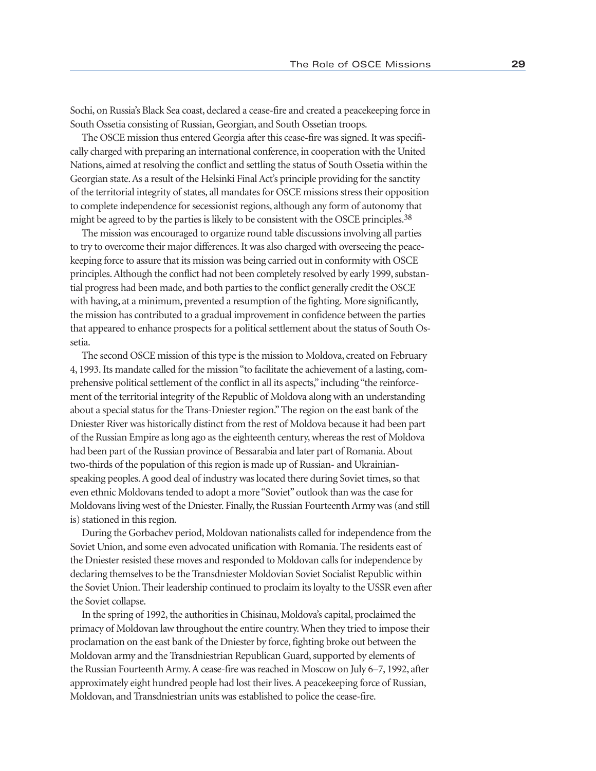Sochi, on Russia's Black Sea coast, declared a cease-fire and created a peacekeeping force in South Ossetia consisting of Russian, Georgian, and South Ossetian troops.

The OSCE mission thus entered Georgia after this cease-fire was signed. It was specifically charged with preparing an international conference, in cooperation with the United Nations, aimed at resolving the conflict and settling the status of South Ossetia within the Georgian state. As a result of the Helsinki Final Act's principle providing for the sanctity of the territorial integrity of states, all mandates for OSCE missions stress their opposition to complete independence for secessionist regions, although any form of autonomy that might be agreed to by the parties is likely to be consistent with the OSCE principles.[38]

The mission was encouraged to organize round table discussions involving all parties to try to overcome their major differences. It was also charged with overseeing the peacekeeping force to assure that its mission was being carried out in conformity with OSCE principles. Although the conflict had not been completely resolved by early 1999, substantial progress had been made, and both parties to the conflict generally credit the OSCE with having, at a minimum, prevented a resumption of the fighting. More significantly, the mission has contributed to a gradual improvement in confidence between the parties that appeared to enhance prospects for a political settlement about the status of South Ossetia.

The second OSCE mission of this type is the mission to Moldova, created on February 4, 1993. Its mandate called for the mission "to facilitate the achievement of a lasting, comprehensive political settlement of the conflict in all its aspects," including "the reinforcement of the territorial integrity of the Republic of Moldova along with an understanding about a special status for the Trans-Dniester region." The region on the east bank of the Dniester River was historically distinct from the rest of Moldova because it had been part of the Russian Empire as long ago as the eighteenth century, whereas the rest of Moldova had been part of the Russian province of Bessarabia and later part of Romania. About two-thirds of the population of this region is made up of Russian- and Ukrainian-speaking peoples. A good deal of industry was located there during Soviet times, so that even ethnic Moldovans tended to adopt a more "Soviet" outlook than was the case for Moldovans living west of the Dniester. Finally, the Russian Fourteenth Army was (and still is) stationed in this region.

During the Gorbachev period, Moldovan nationalists called for independence from the Soviet Union, and some even advocated unification with Romania. The residents east of the Dniester resisted these moves and responded to Moldovan calls for independence by declaring themselves to be the Transdniester Moldovian Soviet Socialist Republic within the Soviet Union. Their leadership continued to proclaim its loyalty to the USSR even after the Soviet collapse.

In the spring of 1992, the authorities in Chisinau, Moldova's capital, proclaimed the primacy of Moldovan law throughout the entire country. When they tried to impose their proclamation on the east bank of the Dniester by force, fighting broke out between the Moldovan army and the Transdniestrian Republican Guard, supported by elements of the Russian Fourteenth Army. A cease-fire was reached in Moscow on July 6–7, 1992, after approximately eight hundred people had lost their lives. A peacekeeping force of Russian, Moldovan, and Transdniestrian units was established to police the cease-fire.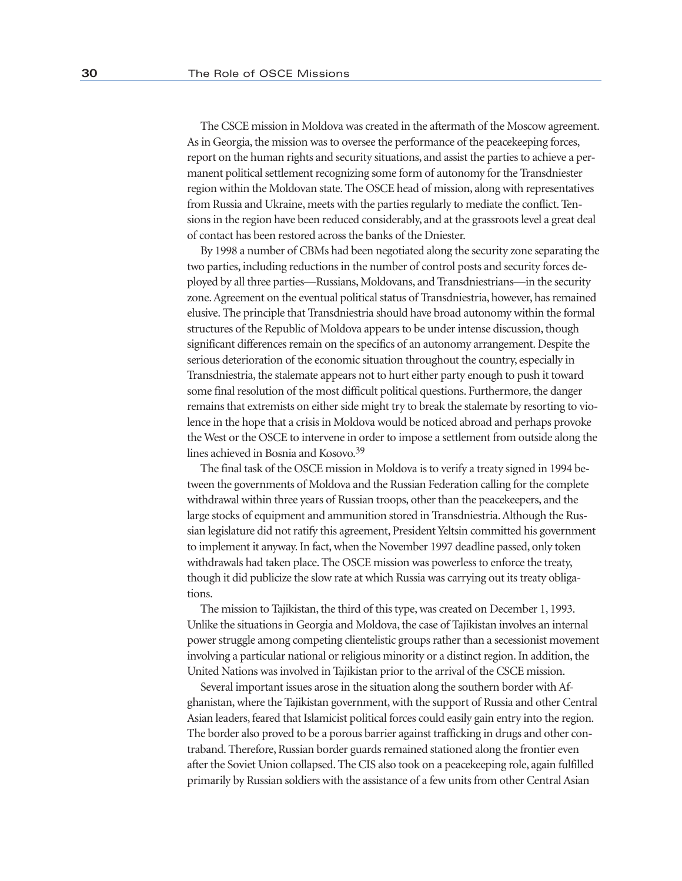The CSCE mission in Moldova was created in the aftermath of the Moscow agreement. As in Georgia, the mission was to oversee the performance of the peacekeeping forces, report on the human rights and security situations, and assist the parties to achieve a permanent political settlement recognizing some form of autonomy for the Transdniester region within the Moldovan state. The OSCE head of mission, along with representatives from Russia and Ukraine, meets with the parties regularly to mediate the conflict. Tensions in the region have been reduced considerably, and at the grassroots level a great deal of contact has been restored across the banks of the Dniester.

By 1998 a number of CBMs had been negotiated along the security zone separating the two parties, including reductions in the number of control posts and security forces deployed by all three parties—Russians, Moldovans, and Transdniestrians—in the security zone. Agreement on the eventual political status of Transdniestria, however, has remained elusive. The principle that Transdniestria should have broad autonomy within the formal structures of the Republic of Moldova appears to be under intense discussion, though significant differences remain on the specifics of an autonomy arrangement. Despite the serious deterioration of the economic situation throughout the country, especially in Transdniestria, the stalemate appears not to hurt either party enough to push it toward some final resolution of the most difficult political questions. Furthermore, the danger remains that extremists on either side might try to break the stalemate by resorting to violence in the hope that a crisis in Moldova would be noticed abroad and perhaps provoke the West or the OSCE to intervene in order to impose a settlement from outside along the lines achieved in Bosnia and Kosovo.[39]

The final task of the OSCE mission in Moldova is to verify a treaty signed in 1994 between the governments of Moldova and the Russian Federation calling for the complete withdrawal within three years of Russian troops, other than the peacekeepers, and the large stocks of equipment and ammunition stored in Transdniestria. Although the Russian legislature did not ratify this agreement, President Yeltsin committed his government to implement it anyway. In fact, when the November 1997 deadline passed, only token withdrawals had taken place. The OSCE mission was powerless to enforce the treaty, though it did publicize the slow rate at which Russia was carrying out its treaty obligations.

The mission to Tajikistan, the third of this type, was created on December 1, 1993. Unlike the situations in Georgia and Moldova, the case of Tajikistan involves an internal power struggle among competing clientelistic groups rather than a secessionist movement involving a particular national or religious minority or a distinct region. In addition, the United Nations was involved in Tajikistan prior to the arrival of the CSCE mission.

Several important issues arose in the situation along the southern border with Afghanistan, where the Tajikistan government, with the support of Russia and other Central Asian leaders, feared that Islamicist political forces could easily gain entry into the region. The border also proved to be a porous barrier against trafficking in drugs and other contraband. Therefore, Russian border guards remained stationed along the frontier even after the Soviet Union collapsed. The CIS also took on a peacekeeping role, again fulfilled primarily by Russian soldiers with the assistance of a few units from other Central Asian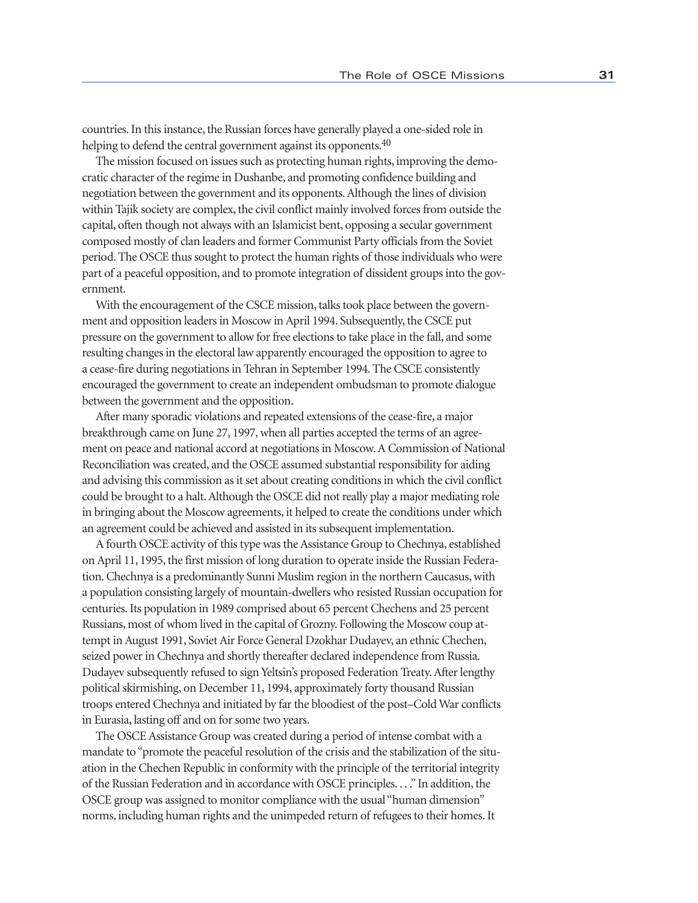countries. In this instance, the Russian forces have generally played a one-sided role in helping to defend the central government against its opponents.[40]

The mission focused on issues such as protecting human rights, improving the democratic character of the regime in Dushanbe, and promoting confidence building and negotiation between the government and its opponents. Although the lines of division within Tajik society are complex, the civil conflict mainly involved forces from outside the capital, often though not always with an Islamicist bent, opposing a secular government composed mostly of clan leaders and former Communist Party officials from the Soviet period. The OSCE thus sought to protect the human rights of those individuals who were part of a peaceful opposition, and to promote integration of dissident groups into the government.

With the encouragement of the CSCE mission, talks took place between the government and opposition leaders in Moscow in April 1994. Subsequently, the CSCE put pressure on the government to allow for free elections to take place in the fall, and some resulting changes in the electoral law apparently encouraged the opposition to agree to a cease-fire during negotiations in Tehran in September 1994. The CSCE consistently encouraged the government to create an independent ombudsman to promote dialogue between the government and the opposition.

After many sporadic violations and repeated extensions of the cease-fire, a major breakthrough came on June 27, 1997, when all parties accepted the terms of an agreement on peace and national accord at negotiations in Moscow. A Commission of National Reconciliation was created, and the OSCE assumed substantial responsibility for aiding and advising this commission as it set about creating conditions in which the civil conflict could be brought to a halt. Although the OSCE did not really play a major mediating role in bringing about the Moscow agreements, it helped to create the conditions under which an agreement could be achieved and assisted in its subsequent implementation.

A fourth OSCE activity of this type was the Assistance Group to Chechnya, established on April 11, 1995, the first mission of long duration to operate inside the Russian Federation. Chechnya is a predominantly Sunni Muslim region in the northern Caucasus, with a population consisting largely of mountain-dwellers who resisted Russian occupation for centuries. Its population in 1989 comprised about 65 percent Chechens and 25 percent Russians, most of whom lived in the capital of Grozny. Following the Moscow coup attempt in August 1991, Soviet Air Force General Dzokhar Dudayev, an ethnic Chechen, seized power in Chechnya and shortly thereafter declared independence from Russia. Dudayev subsequently refused to sign Yeltsin's proposed Federation Treaty. After lengthy political skirmishing, on December 11, 1994, approximately forty thousand Russian troops entered Chechnya and initiated by far the bloodiest of the post–Cold War conflicts in Eurasia, lasting off and on for some two years.

The OSCE Assistance Group was created during a period of intense combat with a mandate to "promote the peaceful resolution of the crisis and the stabilization of the situation in the Chechen Republic in conformity with the principle of the territorial integrity of the Russian Federation and in accordance with OSCE principles. . . ." In addition, the OSCE group was assigned to monitor compliance with the usual "human dimension" norms, including human rights and the unimpeded return of refugees to their homes. It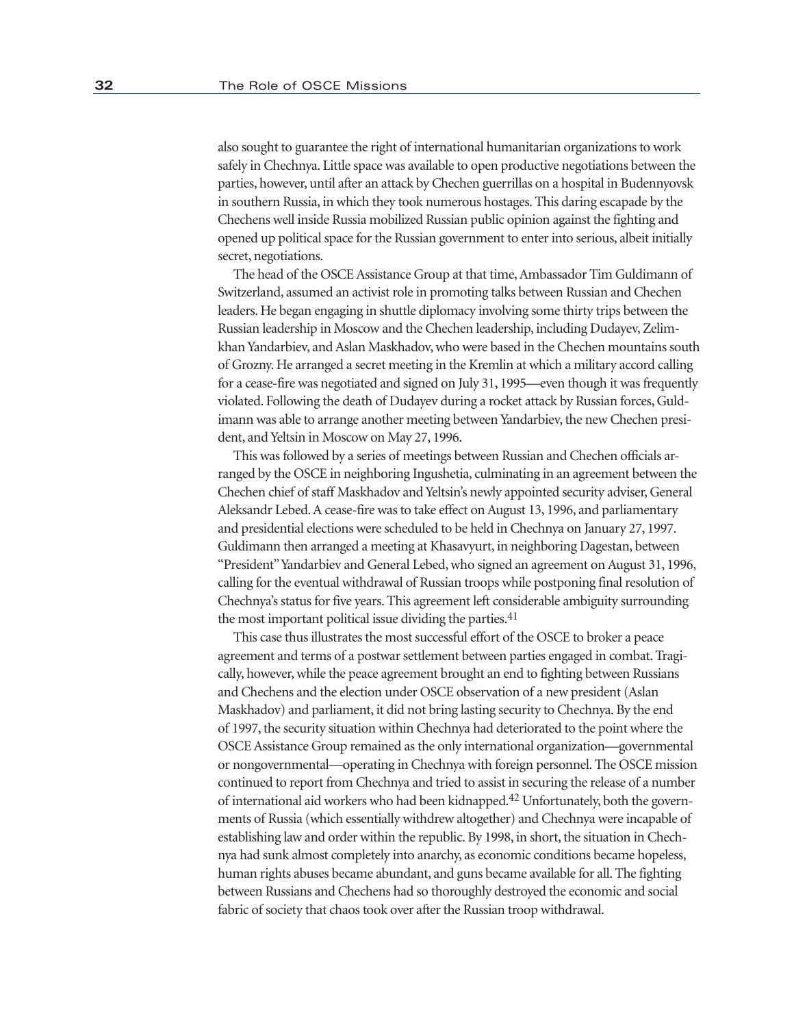also sought to guarantee the right of international humanitarian organizations to work safely in Chechnya. Little space was available to open productive negotiations between the parties, however, until after an attack by Chechen guerrillas on a hospital in Budennyovsk in southern Russia, in which they took numerous hostages. This daring escapade by the Chechens well inside Russia mobilized Russian public opinion against the fighting and opened up political space for the Russian government to enter into serious, albeit initially secret, negotiations.

The head of the OSCE Assistance Group at that time, Ambassador Tim Guldimann of Switzerland, assumed an activist role in promoting talks between Russian and Chechen leaders. He began engaging in shuttle diplomacy involving some thirty trips between the Russian leadership in Moscow and the Chechen leadership, including Dudayev, Zelimkhan Yandarbiev, and Aslan Maskhadov, who were based in the Chechen mountains south of Grozny. He arranged a secret meeting in the Kremlin at which a military accord calling for a cease-fire was negotiated and signed on July 31, 1995—even though it was frequently violated. Following the death of Dudayev during a rocket attack by Russian forces, Guldimann was able to arrange another meeting between Yandarbiev, the new Chechen president, and Yeltsin in Moscow on May 27, 1996.

This was followed by a series of meetings between Russian and Chechen officials arranged by the OSCE in neighboring Ingushetia, culminating in an agreement between the Chechen chief of staff Maskhadov and Yeltsin's newly appointed security adviser, General Aleksandr Lebed. A cease-fire was to take effect on August 13, 1996, and parliamentary and presidential elections were scheduled to be held in Chechnya on January 27, 1997. Guldimann then arranged a meeting at Khasavyurt, in neighboring Dagestan, between "President" Yandarbiev and General Lebed, who signed an agreement on August 31, 1996, calling for the eventual withdrawal of Russian troops while postponing final resolution of Chechnya's status for five years. This agreement left considerable ambiguity surrounding the most important political issue dividing the parties.[41]

This case thus illustrates the most successful effort of the OSCE to broker a peace agreement and terms of a postwar settlement between parties engaged in combat. Tragically, however, while the peace agreement brought an end to fighting between Russians and Chechens and the election under OSCE observation of a new president (Aslan Maskhadov) and parliament, it did not bring lasting security to Chechnya. By the end of 1997, the security situation within Chechnya had deteriorated to the point where the OSCE Assistance Group remained as the only international organization—governmental or nongovernmental—operating in Chechnya with foreign personnel. The OSCE mission continued to report from Chechnya and tried to assist in securing the release of a number of international aid workers who had been kidnapped.[42] Unfortunately, both the governments of Russia (which essentially withdrew altogether) and Chechnya were incapable of establishing law and order within the republic. By 1998, in short, the situation in Chechnya had sunk almost completely into anarchy, as economic conditions became hopeless, human rights abuses became abundant, and guns became available for all. The fighting between Russians and Chechens had so thoroughly destroyed the economic and social fabric of society that chaos took over after the Russian troop withdrawal.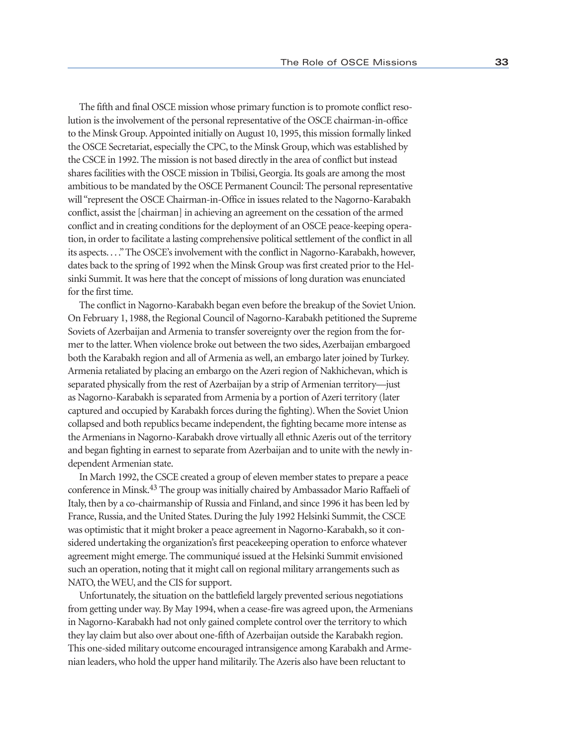The fifth and final OSCE mission whose primary function is to promote conflict resolution is the involvement of the personal representative of the OSCE chairman-in-office to the Minsk Group. Appointed initially on August 10, 1995, this mission formally linked the OSCE Secretariat, especially the CPC, to the Minsk Group, which was established by the CSCE in 1992. The mission is not based directly in the area of conflict but instead shares facilities with the OSCE mission in Tbilisi, Georgia. Its goals are among the most ambitious to be mandated by the OSCE Permanent Council: The personal representative will "represent the OSCE Chairman-in-Office in issues related to the Nagorno-Karabakh conflict, assist the [chairman] in achieving an agreement on the cessation of the armed conflict and in creating conditions for the deployment of an OSCE peace-keeping operation, in order to facilitate a lasting comprehensive political settlement of the conflict in all its aspects. . . ." The OSCE's involvement with the conflict in Nagorno-Karabakh, however, dates back to the spring of 1992 when the Minsk Group was first created prior to the Helsinki Summit. It was here that the concept of missions of long duration was enunciated for the first time.

The conflict in Nagorno-Karabakh began even before the breakup of the Soviet Union. On February 1, 1988, the Regional Council of Nagorno-Karabakh petitioned the Supreme Soviets of Azerbaijan and Armenia to transfer sovereignty over the region from the former to the latter. When violence broke out between the two sides, Azerbaijan embargoed both the Karabakh region and all of Armenia as well, an embargo later joined by Turkey. Armenia retaliated by placing an embargo on the Azeri region of Nakhichevan, which is separated physically from the rest of Azerbaijan by a strip of Armenian territory—just as Nagorno-Karabakh is separated from Armenia by a portion of Azeri territory (later captured and occupied by Karabakh forces during the fighting). When the Soviet Union collapsed and both republics became independent, the fighting became more intense as the Armenians in Nagorno-Karabakh drove virtually all ethnic Azeris out of the territory and began fighting in earnest to separate from Azerbaijan and to unite with the newly independent Armenian state.

In March 1992, the CSCE created a group of eleven member states to prepare a peace conference in Minsk.[43] The group was initially chaired by Ambassador Mario Raffaeli of Italy, then by a co-chairmanship of Russia and Finland, and since 1996 it has been led by France, Russia, and the United States. During the July 1992 Helsinki Summit, the CSCE was optimistic that it might broker a peace agreement in Nagorno-Karabakh, so it considered undertaking the organization's first peacekeeping operation to enforce whatever agreement might emerge. The communiqué issued at the Helsinki Summit envisioned such an operation, noting that it might call on regional military arrangements such as NATO, the WEU, and the CIS for support.

Unfortunately, the situation on the battlefield largely prevented serious negotiations from getting under way. By May 1994, when a cease-fire was agreed upon, the Armenians in Nagorno-Karabakh had not only gained complete control over the territory to which they lay claim but also over about one-fifth of Azerbaijan outside the Karabakh region. This one-sided military outcome encouraged intransigence among Karabakh and Armenian leaders, who hold the upper hand militarily. The Azeris also have been reluctant to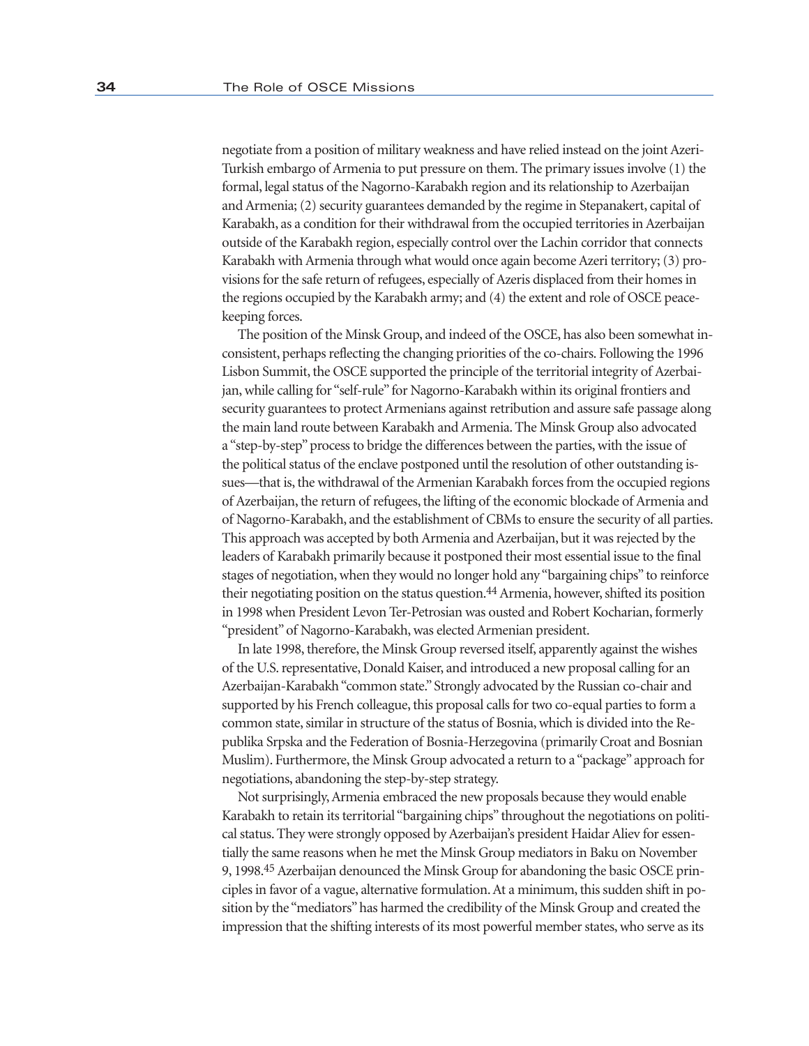negotiate from a position of military weakness and have relied instead on the joint Azeri-Turkish embargo of Armenia to put pressure on them. The primary issues involve (1) the formal, legal status of the Nagorno-Karabakh region and its relationship to Azerbaijan and Armenia; (2) security guarantees demanded by the regime in Stepanakert, capital of Karabakh, as a condition for their withdrawal from the occupied territories in Azerbaijan outside of the Karabakh region, especially control over the Lachin corridor that connects Karabakh with Armenia through what would once again become Azeri territory; (3) provisions for the safe return of refugees, especially of Azeris displaced from their homes in the regions occupied by the Karabakh army; and (4) the extent and role of OSCE peacekeeping forces.

The position of the Minsk Group, and indeed of the OSCE, has also been somewhat inconsistent, perhaps reflecting the changing priorities of the co-chairs. Following the 1996 Lisbon Summit, the OSCE supported the principle of the territorial integrity of Azerbaijan, while calling for "self-rule" for Nagorno-Karabakh within its original frontiers and security guarantees to protect Armenians against retribution and assure safe passage along the main land route between Karabakh and Armenia. The Minsk Group also advocated a "step-by-step" process to bridge the differences between the parties, with the issue of the political status of the enclave postponed until the resolution of other outstanding issues—that is, the withdrawal of the Armenian Karabakh forces from the occupied regions of Azerbaijan, the return of refugees, the lifting of the economic blockade of Armenia and of Nagorno-Karabakh, and the establishment of CBMs to ensure the security of all parties. This approach was accepted by both Armenia and Azerbaijan, but it was rejected by the leaders of Karabakh primarily because it postponed their most essential issue to the final stages of negotiation, when they would no longer hold any "bargaining chips" to reinforce their negotiating position on the status question.[44] Armenia, however, shifted its position in 1998 when President Levon Ter-Petrosian was ousted and Robert Kocharian, formerly "president" of Nagorno-Karabakh, was elected Armenian president.

In late 1998, therefore, the Minsk Group reversed itself, apparently against the wishes of the U.S. representative, Donald Kaiser, and introduced a new proposal calling for an Azerbaijan-Karabakh "common state." Strongly advocated by the Russian co-chair and supported by his French colleague, this proposal calls for two co-equal parties to form a common state, similar in structure of the status of Bosnia, which is divided into the Republika Srpska and the Federation of Bosnia-Herzegovina (primarily Croat and Bosnian Muslim). Furthermore, the Minsk Group advocated a return to a "package" approach for negotiations, abandoning the step-by-step strategy.

Not surprisingly, Armenia embraced the new proposals because they would enable Karabakh to retain its territorial "bargaining chips" throughout the negotiations on political status. They were strongly opposed by Azerbaijan's president Haidar Aliev for essentially the same reasons when he met the Minsk Group mediators in Baku on November 9, 1998.[45] Azerbaijan denounced the Minsk Group for abandoning the basic OSCE principles in favor of a vague, alternative formulation. At a minimum, this sudden shift in position by the "mediators" has harmed the credibility of the Minsk Group and created the impression that the shifting interests of its most powerful member states, who serve as its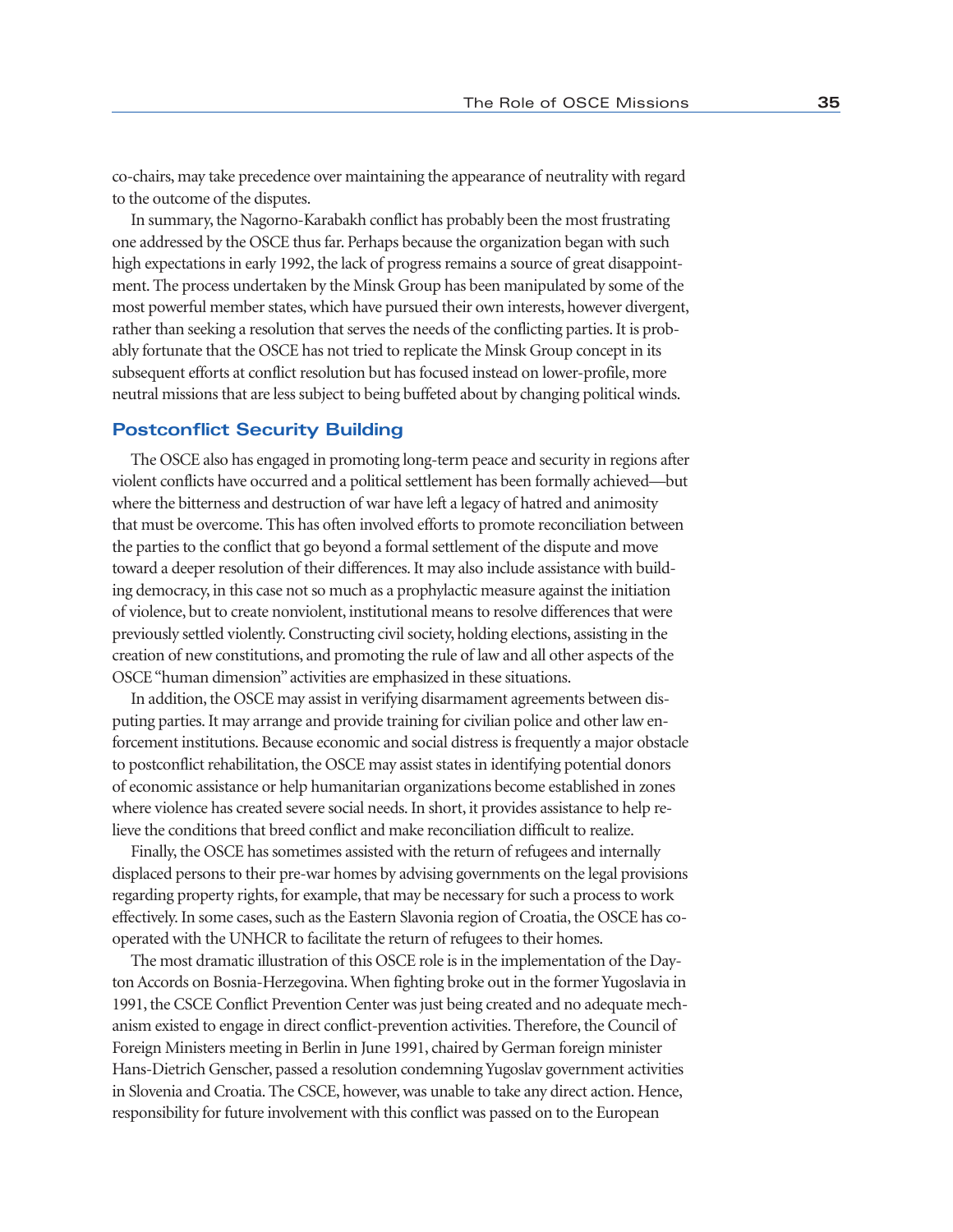co-chairs, may take precedence over maintaining the appearance of neutrality with regard to the outcome of the disputes.

In summary, the Nagorno-Karabakh conflict has probably been the most frustrating one addressed by the OSCE thus far. Perhaps because the organization began with such high expectations in early 1992, the lack of progress remains a source of great disappointment. The process undertaken by the Minsk Group has been manipulated by some of the most powerful member states, which have pursued their own interests, however divergent, rather than seeking a resolution that serves the needs of the conflicting parties. It is probably fortunate that the OSCE has not tried to replicate the Minsk Group concept in its subsequent efforts at conflict resolution but has focused instead on lower-profile, more neutral missions that are less subject to being buffeted about by changing political winds.

### Postconflict Security Building

The OSCE also has engaged in promoting long-term peace and security in regions after violent conflicts have occurred and a political settlement has been formally achieved—but where the bitterness and destruction of war have left a legacy of hatred and animosity that must be overcome. This has often involved efforts to promote reconciliation between the parties to the conflict that go beyond a formal settlement of the dispute and move toward a deeper resolution of their differences. It may also include assistance with building democracy, in this case not so much as a prophylactic measure against the initiation of violence, but to create nonviolent, institutional means to resolve differences that were previously settled violently. Constructing civil society, holding elections, assisting in the creation of new constitutions, and promoting the rule of law and all other aspects of the OSCE "human dimension" activities are emphasized in these situations.

In addition, the OSCE may assist in verifying disarmament agreements between disputing parties. It may arrange and provide training for civilian police and other law enforcement institutions. Because economic and social distress is frequently a major obstacle to postconflict rehabilitation, the OSCE may assist states in identifying potential donors of economic assistance or help humanitarian organizations become established in zones where violence has created severe social needs. In short, it provides assistance to help relieve the conditions that breed conflict and make reconciliation difficult to realize.

Finally, the OSCE has sometimes assisted with the return of refugees and internally displaced persons to their pre-war homes by advising governments on the legal provisions regarding property rights, for example, that may be necessary for such a process to work effectively. In some cases, such as the Eastern Slavonia region of Croatia, the OSCE has cooperated with the UNHCR to facilitate the return of refugees to their homes.

The most dramatic illustration of this OSCE role is in the implementation of the Dayton Accords on Bosnia-Herzegovina. When fighting broke out in the former Yugoslavia in 1991, the CSCE Conflict Prevention Center was just being created and no adequate mechanism existed to engage in direct conflict-prevention activities. Therefore, the Council of Foreign Ministers meeting in Berlin in June 1991, chaired by German foreign minister Hans-Dietrich Genscher, passed a resolution condemning Yugoslav government activities in Slovenia and Croatia. The CSCE, however, was unable to take any direct action. Hence, responsibility for future involvement with this conflict was passed on to the European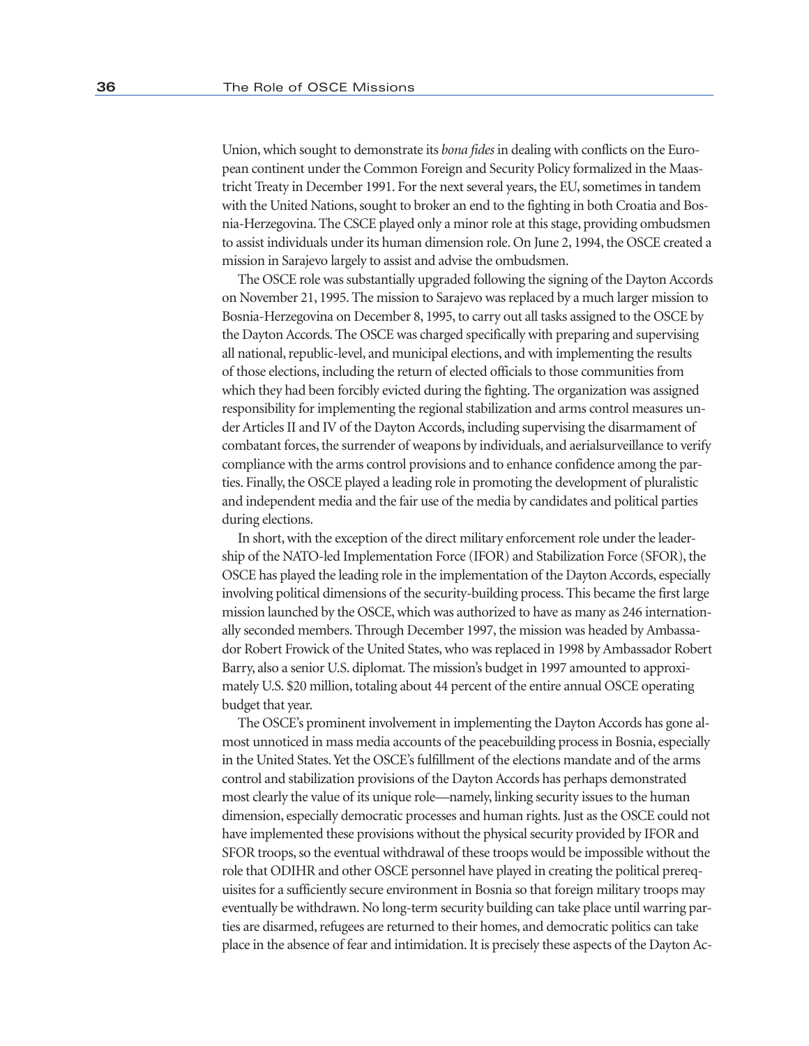Union, which sought to demonstrate its *bona fides* in dealing with conflicts on the European continent under the Common Foreign and Security Policy formalized in the Maastricht Treaty in December 1991. For the next several years, the EU, sometimes in tandem with the United Nations, sought to broker an end to the fighting in both Croatia and Bosnia-Herzegovina. The CSCE played only a minor role at this stage, providing ombudsmen to assist individuals under its human dimension role. On June 2, 1994, the OSCE created a mission in Sarajevo largely to assist and advise the ombudsmen.

The OSCE role was substantially upgraded following the signing of the Dayton Accords on November 21, 1995. The mission to Sarajevo was replaced by a much larger mission to Bosnia-Herzegovina on December 8, 1995, to carry out all tasks assigned to the OSCE by the Dayton Accords. The OSCE was charged specifically with preparing and supervising all national, republic-level, and municipal elections, and with implementing the results of those elections, including the return of elected officials to those communities from which they had been forcibly evicted during the fighting. The organization was assigned responsibility for implementing the regional stabilization and arms control measures under Articles II and IV of the Dayton Accords, including supervising the disarmament of combatant forces, the surrender of weapons by individuals, and aerialsurveillance to verify compliance with the arms control provisions and to enhance confidence among the parties. Finally, the OSCE played a leading role in promoting the development of pluralistic and independent media and the fair use of the media by candidates and political parties during elections.

In short, with the exception of the direct military enforcement role under the leadership of the NATO-led Implementation Force (IFOR) and Stabilization Force (SFOR), the OSCE has played the leading role in the implementation of the Dayton Accords, especially involving political dimensions of the security-building process. This became the first large mission launched by the OSCE, which was authorized to have as many as 246 internationally seconded members. Through December 1997, the mission was headed by Ambassador Robert Frowick of the United States, who was replaced in 1998 by Ambassador Robert Barry, also a senior U.S. diplomat. The mission's budget in 1997 amounted to approximately U.S. $20 million, totaling about 44 percent of the entire annual OSCE operating budget that year.

The OSCE's prominent involvement in implementing the Dayton Accords has gone almost unnoticed in mass media accounts of the peacebuilding process in Bosnia, especially in the United States. Yet the OSCE's fulfillment of the elections mandate and of the arms control and stabilization provisions of the Dayton Accords has perhaps demonstrated most clearly the value of its unique role—namely, linking security issues to the human dimension, especially democratic processes and human rights. Just as the OSCE could not have implemented these provisions without the physical security provided by IFOR and SFOR troops, so the eventual withdrawal of these troops would be impossible without the role that ODIHR and other OSCE personnel have played in creating the political prerequisites for a sufficiently secure environment in Bosnia so that foreign military troops may eventually be withdrawn. No long-term security building can take place until warring parties are disarmed, refugees are returned to their homes, and democratic politics can take place in the absence of fear and intimidation. It is precisely these aspects of the Dayton Ac-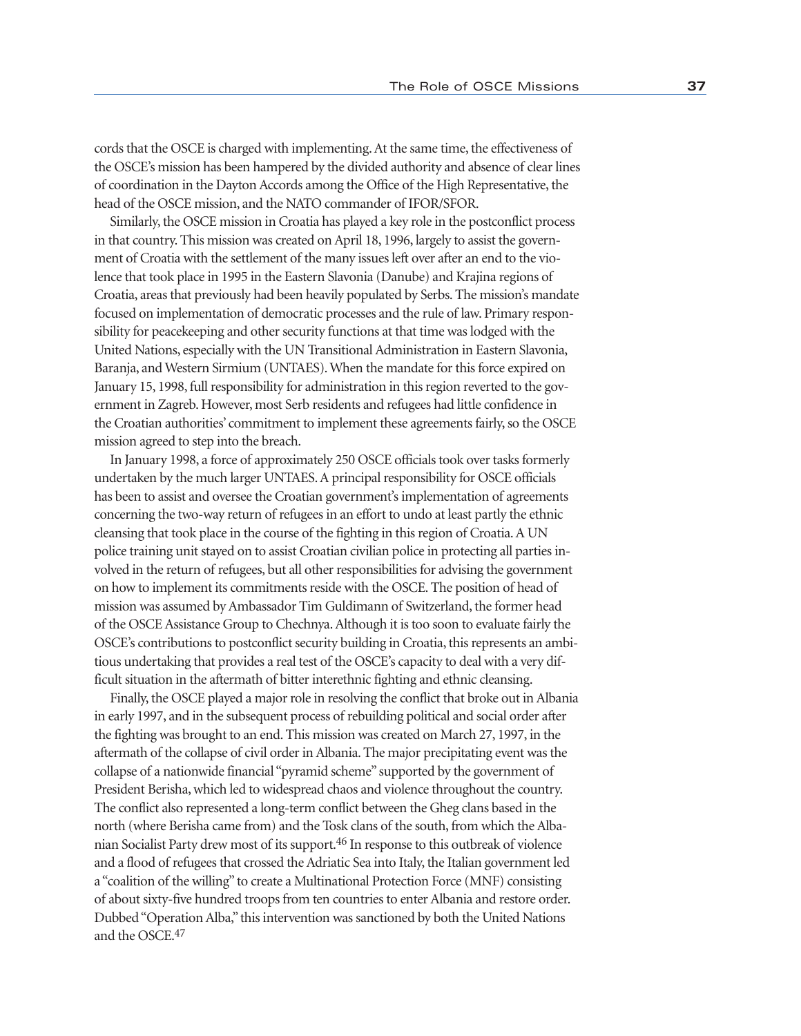cords that the OSCE is charged with implementing. At the same time, the effectiveness of the OSCE's mission has been hampered by the divided authority and absence of clear lines of coordination in the Dayton Accords among the Office of the High Representative, the head of the OSCE mission, and the NATO commander of IFOR/SFOR.

Similarly, the OSCE mission in Croatia has played a key role in the postconflict process in that country. This mission was created on April 18, 1996, largely to assist the government of Croatia with the settlement of the many issues left over after an end to the violence that took place in 1995 in the Eastern Slavonia (Danube) and Krajina regions of Croatia, areas that previously had been heavily populated by Serbs. The mission's mandate focused on implementation of democratic processes and the rule of law. Primary responsibility for peacekeeping and other security functions at that time was lodged with the United Nations, especially with the UN Transitional Administration in Eastern Slavonia, Baranja, and Western Sirmium (UNTAES). When the mandate for this force expired on January 15, 1998, full responsibility for administration in this region reverted to the government in Zagreb. However, most Serb residents and refugees had little confidence in the Croatian authorities' commitment to implement these agreements fairly, so the OSCE mission agreed to step into the breach.

In January 1998, a force of approximately 250 OSCE officials took over tasks formerly undertaken by the much larger UNTAES. A principal responsibility for OSCE officials has been to assist and oversee the Croatian government's implementation of agreements concerning the two-way return of refugees in an effort to undo at least partly the ethnic cleansing that took place in the course of the fighting in this region of Croatia. A UN police training unit stayed on to assist Croatian civilian police in protecting all parties involved in the return of refugees, but all other responsibilities for advising the government on how to implement its commitments reside with the OSCE. The position of head of mission was assumed by Ambassador Tim Guldimann of Switzerland, the former head of the OSCE Assistance Group to Chechnya. Although it is too soon to evaluate fairly the OSCE's contributions to postconflict security building in Croatia, this represents an ambitious undertaking that provides a real test of the OSCE's capacity to deal with a very difficult situation in the aftermath of bitter interethnic fighting and ethnic cleansing.

Finally, the OSCE played a major role in resolving the conflict that broke out in Albania in early 1997, and in the subsequent process of rebuilding political and social order after the fighting was brought to an end. This mission was created on March 27, 1997, in the aftermath of the collapse of civil order in Albania. The major precipitating event was the collapse of a nationwide financial "pyramid scheme" supported by the government of President Berisha, which led to widespread chaos and violence throughout the country. The conflict also represented a long-term conflict between the Gheg clans based in the north (where Berisha came from) and the Tosk clans of the south, from which the Albanian Socialist Party drew most of its support.[46] In response to this outbreak of violence and a flood of refugees that crossed the Adriatic Sea into Italy, the Italian government led a "coalition of the willing" to create a Multinational Protection Force (MNF) consisting of about sixty-five hundred troops from ten countries to enter Albania and restore order. Dubbed "Operation Alba," this intervention was sanctioned by both the United Nations and the OSCE.[47]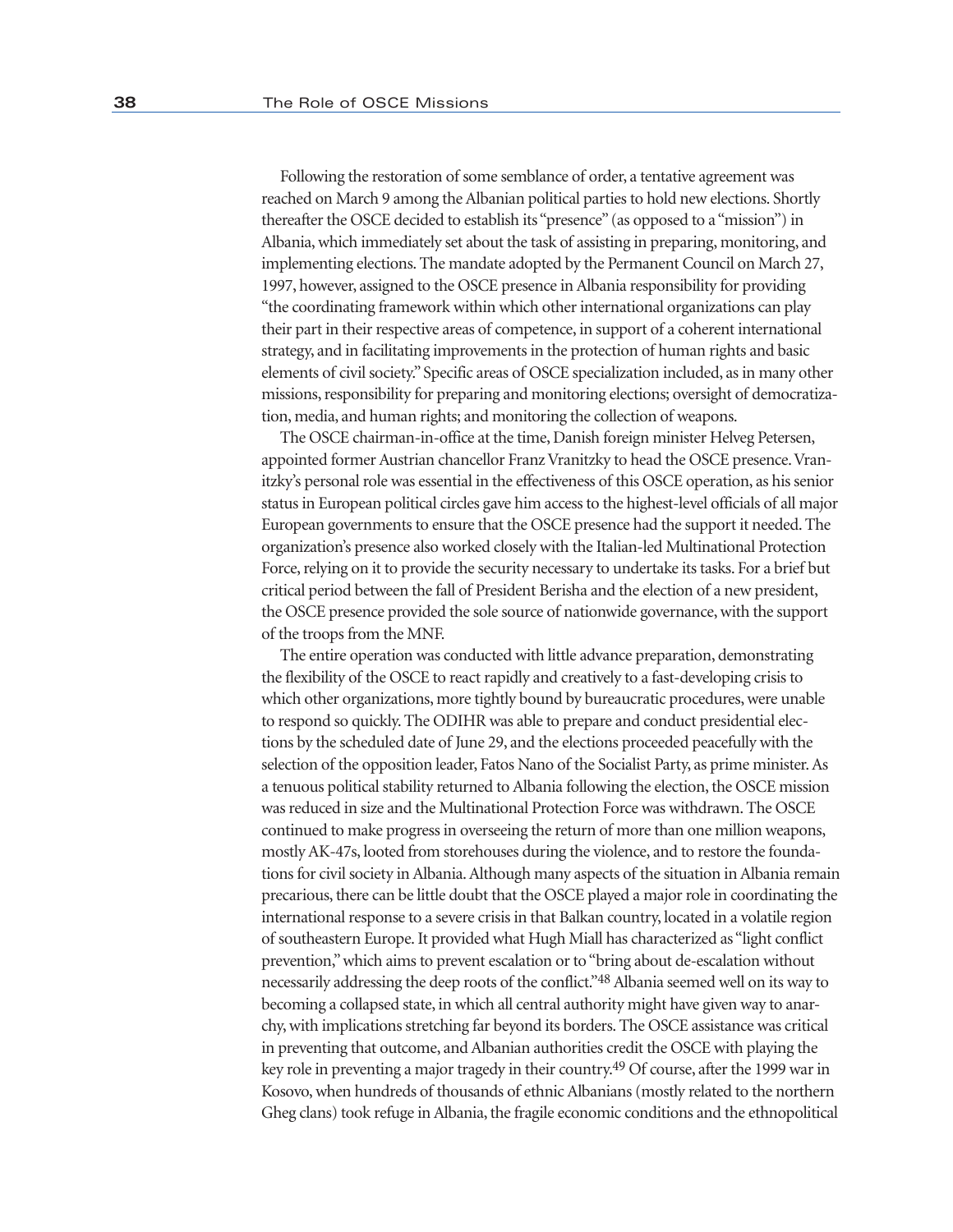Following the restoration of some semblance of order, a tentative agreement was reached on March 9 among the Albanian political parties to hold new elections. Shortly thereafter the OSCE decided to establish its "presence" (as opposed to a "mission") in Albania, which immediately set about the task of assisting in preparing, monitoring, and implementing elections. The mandate adopted by the Permanent Council on March 27, 1997, however, assigned to the OSCE presence in Albania responsibility for providing "the coordinating framework within which other international organizations can play their part in their respective areas of competence, in support of a coherent international strategy, and in facilitating improvements in the protection of human rights and basic elements of civil society." Specific areas of OSCE specialization included, as in many other missions, responsibility for preparing and monitoring elections; oversight of democratization, media, and human rights; and monitoring the collection of weapons.

The OSCE chairman-in-office at the time, Danish foreign minister Helveg Petersen, appointed former Austrian chancellor Franz Vranitzky to head the OSCE presence. Vranitzky's personal role was essential in the effectiveness of this OSCE operation, as his senior status in European political circles gave him access to the highest-level officials of all major European governments to ensure that the OSCE presence had the support it needed. The organization's presence also worked closely with the Italian-led Multinational Protection Force, relying on it to provide the security necessary to undertake its tasks. For a brief but critical period between the fall of President Berisha and the election of a new president, the OSCE presence provided the sole source of nationwide governance, with the support of the troops from the MNF.

The entire operation was conducted with little advance preparation, demonstrating the flexibility of the OSCE to react rapidly and creatively to a fast-developing crisis to which other organizations, more tightly bound by bureaucratic procedures, were unable to respond so quickly. The ODIHR was able to prepare and conduct presidential elections by the scheduled date of June 29, and the elections proceeded peacefully with the selection of the opposition leader, Fatos Nano of the Socialist Party, as prime minister. As a tenuous political stability returned to Albania following the election, the OSCE mission was reduced in size and the Multinational Protection Force was withdrawn. The OSCE continued to make progress in overseeing the return of more than one million weapons, mostly AK-47s, looted from storehouses during the violence, and to restore the foundations for civil society in Albania. Although many aspects of the situation in Albania remain precarious, there can be little doubt that the OSCE played a major role in coordinating the international response to a severe crisis in that Balkan country, located in a volatile region of southeastern Europe. It provided what Hugh Miall has characterized as "light conflict prevention," which aims to prevent escalation or to "bring about de-escalation without necessarily addressing the deep roots of the conflict."[48] Albania seemed well on its way to becoming a collapsed state, in which all central authority might have given way to anarchy, with implications stretching far beyond its borders. The OSCE assistance was critical in preventing that outcome, and Albanian authorities credit the OSCE with playing the key role in preventing a major tragedy in their country.[49] Of course, after the 1999 war in Kosovo, when hundreds of thousands of ethnic Albanians (mostly related to the northern Gheg clans) took refuge in Albania, the fragile economic conditions and the ethnopolitical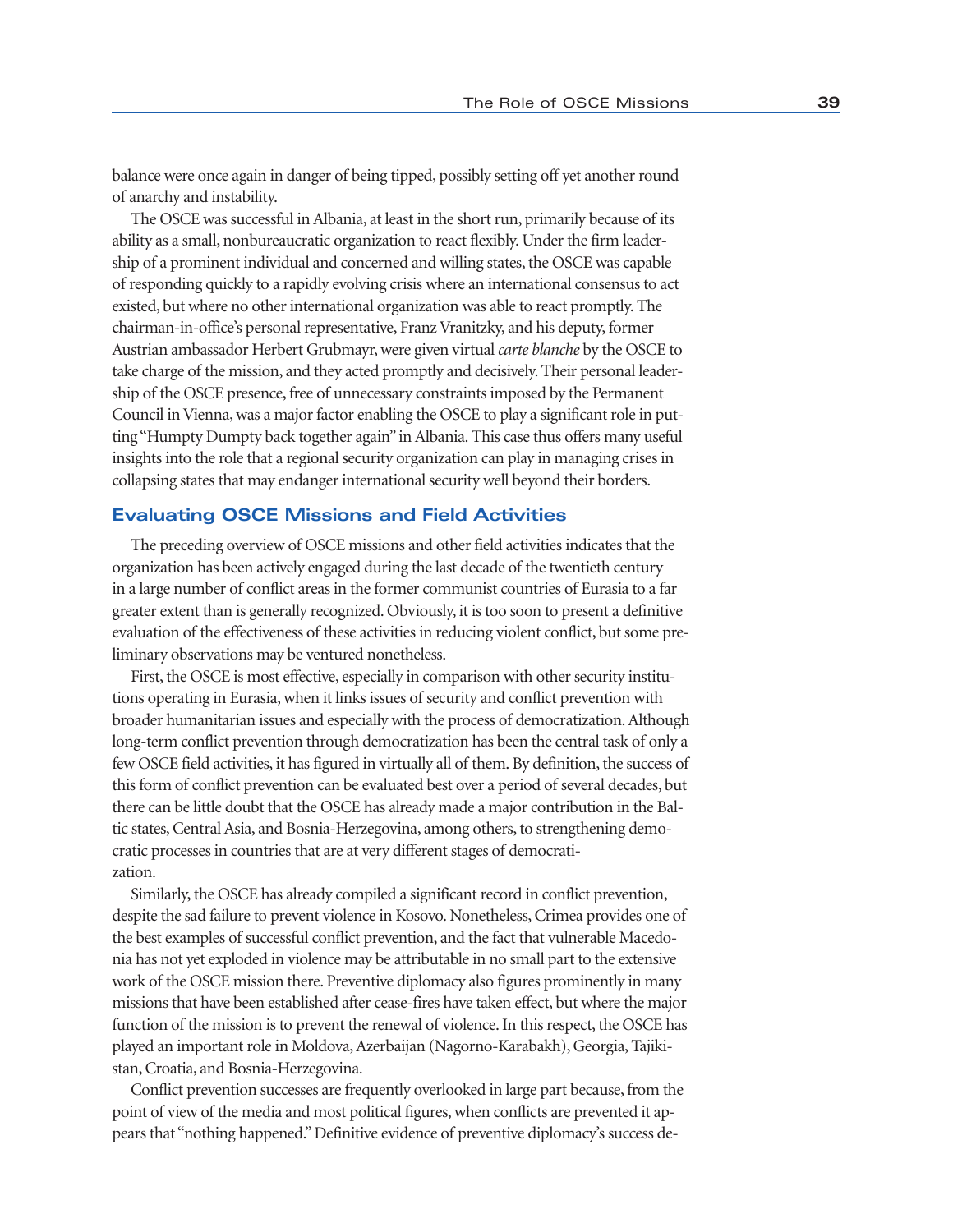balance were once again in danger of being tipped, possibly setting off yet another round of anarchy and instability.

The OSCE was successful in Albania, at least in the short run, primarily because of its ability as a small, nonbureaucratic organization to react flexibly. Under the firm leadership of a prominent individual and concerned and willing states, the OSCE was capable of responding quickly to a rapidly evolving crisis where an international consensus to act existed, but where no other international organization was able to react promptly. The chairman-in-office's personal representative, Franz Vranitzky, and his deputy, former Austrian ambassador Herbert Grubmayr, were given virtual *carte blanche* by the OSCE to take charge of the mission, and they acted promptly and decisively. Their personal leadership of the OSCE presence, free of unnecessary constraints imposed by the Permanent Council in Vienna, was a major factor enabling the OSCE to play a significant role in putting "Humpty Dumpty back together again" in Albania. This case thus offers many useful insights into the role that a regional security organization can play in managing crises in collapsing states that may endanger international security well beyond their borders.

## Evaluating OSCE Missions and Field Activities

The preceding overview of OSCE missions and other field activities indicates that the organization has been actively engaged during the last decade of the twentieth century in a large number of conflict areas in the former communist countries of Eurasia to a far greater extent than is generally recognized. Obviously, it is too soon to present a definitive evaluation of the effectiveness of these activities in reducing violent conflict, but some preliminary observations may be ventured nonetheless.

First, the OSCE is most effective, especially in comparison with other security institutions operating in Eurasia, when it links issues of security and conflict prevention with broader humanitarian issues and especially with the process of democratization. Although long-term conflict prevention through democratization has been the central task of only a few OSCE field activities, it has figured in virtually all of them. By definition, the success of this form of conflict prevention can be evaluated best over a period of several decades, but there can be little doubt that the OSCE has already made a major contribution in the Baltic states, Central Asia, and Bosnia-Herzegovina, among others, to strengthening democratic processes in countries that are at very different stages of democratization.

Similarly, the OSCE has already compiled a significant record in conflict prevention, despite the sad failure to prevent violence in Kosovo. Nonetheless, Crimea provides one of the best examples of successful conflict prevention, and the fact that vulnerable Macedonia has not yet exploded in violence may be attributable in no small part to the extensive work of the OSCE mission there. Preventive diplomacy also figures prominently in many missions that have been established after cease-fires have taken effect, but where the major function of the mission is to prevent the renewal of violence. In this respect, the OSCE has played an important role in Moldova, Azerbaijan (Nagorno-Karabakh), Georgia, Tajikistan, Croatia, and Bosnia-Herzegovina.

Conflict prevention successes are frequently overlooked in large part because, from the point of view of the media and most political figures, when conflicts are prevented it appears that "nothing happened." Definitive evidence of preventive diplomacy's success de-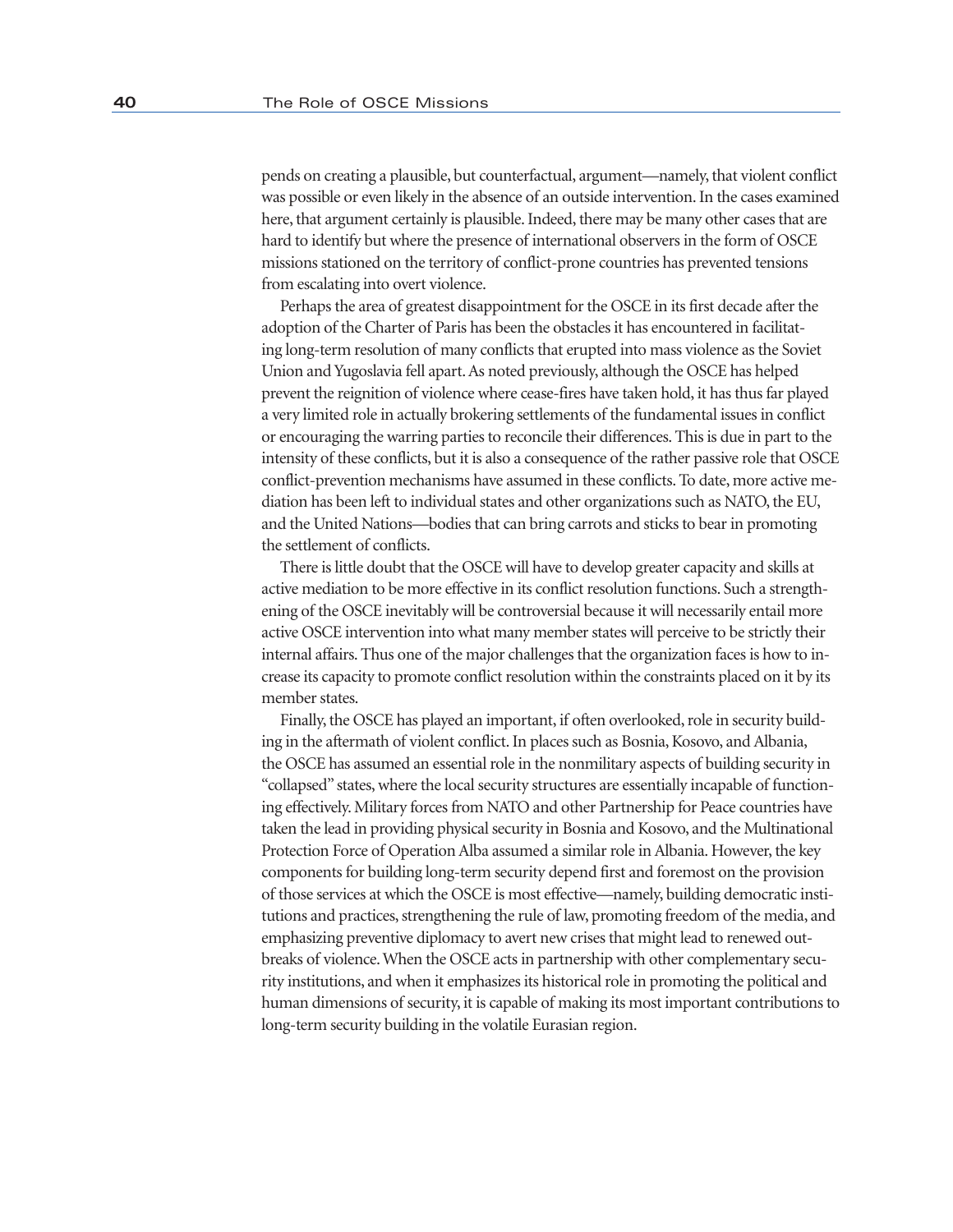pends on creating a plausible, but counterfactual, argument—namely, that violent conflict was possible or even likely in the absence of an outside intervention. In the cases examined here, that argument certainly is plausible. Indeed, there may be many other cases that are hard to identify but where the presence of international observers in the form of OSCE missions stationed on the territory of conflict-prone countries has prevented tensions from escalating into overt violence.

Perhaps the area of greatest disappointment for the OSCE in its first decade after the adoption of the Charter of Paris has been the obstacles it has encountered in facilitating long-term resolution of many conflicts that erupted into mass violence as the Soviet Union and Yugoslavia fell apart. As noted previously, although the OSCE has helped prevent the reignition of violence where cease-fires have taken hold, it has thus far played a very limited role in actually brokering settlements of the fundamental issues in conflict or encouraging the warring parties to reconcile their differences. This is due in part to the intensity of these conflicts, but it is also a consequence of the rather passive role that OSCE conflict-prevention mechanisms have assumed in these conflicts. To date, more active mediation has been left to individual states and other organizations such as NATO, the EU, and the United Nations—bodies that can bring carrots and sticks to bear in promoting the settlement of conflicts.

There is little doubt that the OSCE will have to develop greater capacity and skills at active mediation to be more effective in its conflict resolution functions. Such a strengthening of the OSCE inevitably will be controversial because it will necessarily entail more active OSCE intervention into what many member states will perceive to be strictly their internal affairs. Thus one of the major challenges that the organization faces is how to increase its capacity to promote conflict resolution within the constraints placed on it by its member states.

Finally, the OSCE has played an important, if often overlooked, role in security building in the aftermath of violent conflict. In places such as Bosnia, Kosovo, and Albania, the OSCE has assumed an essential role in the nonmilitary aspects of building security in "collapsed" states, where the local security structures are essentially incapable of functioning effectively. Military forces from NATO and other Partnership for Peace countries have taken the lead in providing physical security in Bosnia and Kosovo, and the Multinational Protection Force of Operation Alba assumed a similar role in Albania. However, the key components for building long-term security depend first and foremost on the provision of those services at which the OSCE is most effective—namely, building democratic institutions and practices, strengthening the rule of law, promoting freedom of the media, and emphasizing preventive diplomacy to avert new crises that might lead to renewed outbreaks of violence. When the OSCE acts in partnership with other complementary security institutions, and when it emphasizes its historical role in promoting the political and human dimensions of security, it is capable of making its most important contributions to long-term security building in the volatile Eurasian region.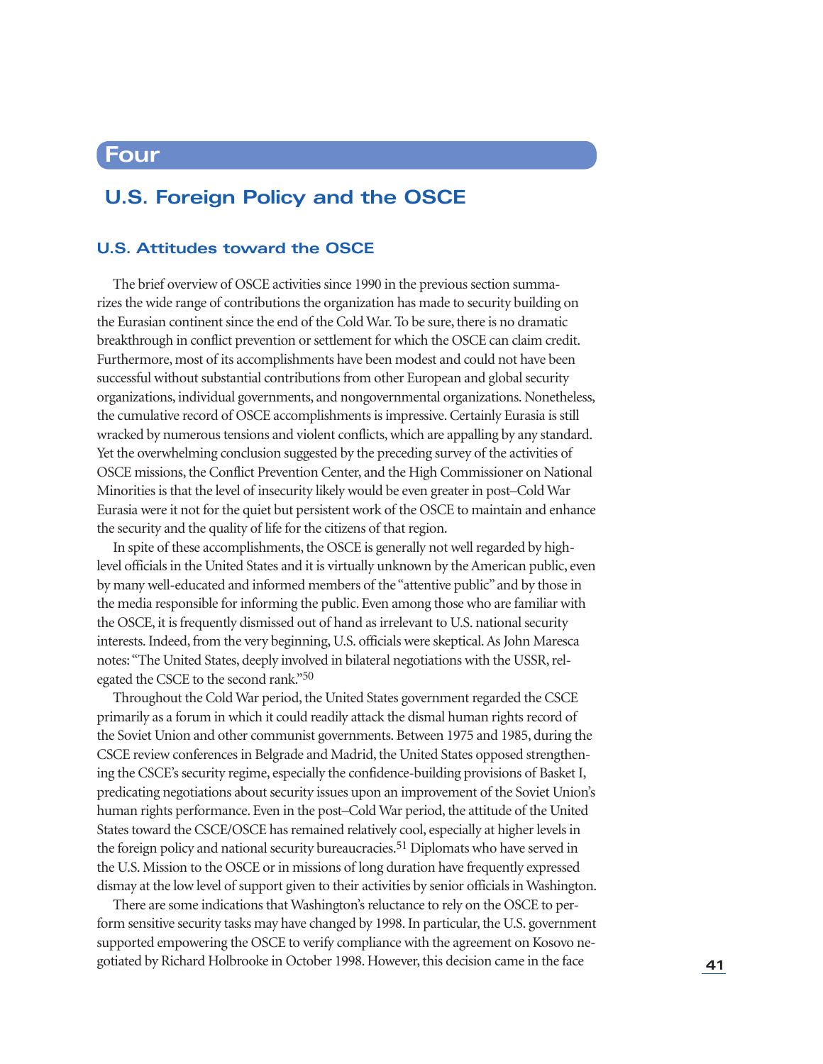# Four

## U.S. Foreign Policy and the OSCE

### U.S. Attitudes toward the OSCE

The brief overview of OSCE activities since 1990 in the previous section summarizes the wide range of contributions the organization has made to security building on the Eurasian continent since the end of the Cold War. To be sure, there is no dramatic breakthrough in conflict prevention or settlement for which the OSCE can claim credit. Furthermore, most of its accomplishments have been modest and could not have been successful without substantial contributions from other European and global security organizations, individual governments, and nongovernmental organizations. Nonetheless, the cumulative record of OSCE accomplishments is impressive. Certainly Eurasia is still wracked by numerous tensions and violent conflicts, which are appalling by any standard. Yet the overwhelming conclusion suggested by the preceding survey of the activities of OSCE missions, the Conflict Prevention Center, and the High Commissioner on National Minorities is that the level of insecurity likely would be even greater in post–Cold War Eurasia were it not for the quiet but persistent work of the OSCE to maintain and enhance the security and the quality of life for the citizens of that region.

In spite of these accomplishments, the OSCE is generally not well regarded by high-level officials in the United States and it is virtually unknown by the American public, even by many well-educated and informed members of the "attentive public" and by those in the media responsible for informing the public. Even among those who are familiar with the OSCE, it is frequently dismissed out of hand as irrelevant to U.S. national security interests. Indeed, from the very beginning, U.S. officials were skeptical. As John Maresca notes: "The United States, deeply involved in bilateral negotiations with the USSR, relegated the CSCE to the second rank."[50]

Throughout the Cold War period, the United States government regarded the CSCE primarily as a forum in which it could readily attack the dismal human rights record of the Soviet Union and other communist governments. Between 1975 and 1985, during the CSCE review conferences in Belgrade and Madrid, the United States opposed strengthening the CSCE's security regime, especially the confidence-building provisions of Basket I, predicating negotiations about security issues upon an improvement of the Soviet Union's human rights performance. Even in the post–Cold War period, the attitude of the United States toward the CSCE/OSCE has remained relatively cool, especially at higher levels in the foreign policy and national security bureaucracies.[51] Diplomats who have served in the U.S. Mission to the OSCE or in missions of long duration have frequently expressed dismay at the low level of support given to their activities by senior officials in Washington.

There are some indications that Washington's reluctance to rely on the OSCE to perform sensitive security tasks may have changed by 1998. In particular, the U.S. government supported empowering the OSCE to verify compliance with the agreement on Kosovo negotiated by Richard Holbrooke in October 1998. However, this decision came in the face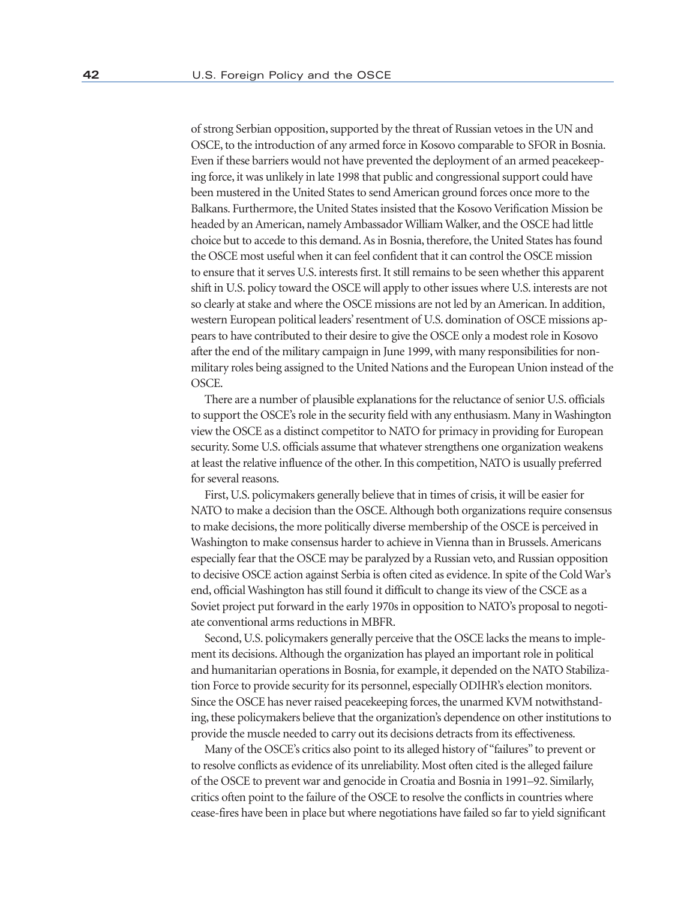of strong Serbian opposition, supported by the threat of Russian vetoes in the UN and OSCE, to the introduction of any armed force in Kosovo comparable to SFOR in Bosnia. Even if these barriers would not have prevented the deployment of an armed peacekeeping force, it was unlikely in late 1998 that public and congressional support could have been mustered in the United States to send American ground forces once more to the Balkans. Furthermore, the United States insisted that the Kosovo Verification Mission be headed by an American, namely Ambassador William Walker, and the OSCE had little choice but to accede to this demand. As in Bosnia, therefore, the United States has found the OSCE most useful when it can feel confident that it can control the OSCE mission to ensure that it serves U.S. interests first. It still remains to be seen whether this apparent shift in U.S. policy toward the OSCE will apply to other issues where U.S. interests are not so clearly at stake and where the OSCE missions are not led by an American. In addition, western European political leaders' resentment of U.S. domination of OSCE missions appears to have contributed to their desire to give the OSCE only a modest role in Kosovo after the end of the military campaign in June 1999, with many responsibilities for nonmilitary roles being assigned to the United Nations and the European Union instead of the OSCE.

There are a number of plausible explanations for the reluctance of senior U.S. officials to support the OSCE's role in the security field with any enthusiasm. Many in Washington view the OSCE as a distinct competitor to NATO for primacy in providing for European security. Some U.S. officials assume that whatever strengthens one organization weakens at least the relative influence of the other. In this competition, NATO is usually preferred for several reasons.

First, U.S. policymakers generally believe that in times of crisis, it will be easier for NATO to make a decision than the OSCE. Although both organizations require consensus to make decisions, the more politically diverse membership of the OSCE is perceived in Washington to make consensus harder to achieve in Vienna than in Brussels. Americans especially fear that the OSCE may be paralyzed by a Russian veto, and Russian opposition to decisive OSCE action against Serbia is often cited as evidence. In spite of the Cold War's end, official Washington has still found it difficult to change its view of the CSCE as a Soviet project put forward in the early 1970s in opposition to NATO's proposal to negotiate conventional arms reductions in MBFR.

Second, U.S. policymakers generally perceive that the OSCE lacks the means to implement its decisions. Although the organization has played an important role in political and humanitarian operations in Bosnia, for example, it depended on the NATO Stabilization Force to provide security for its personnel, especially ODIHR's election monitors. Since the OSCE has never raised peacekeeping forces, the unarmed KVM notwithstanding, these policymakers believe that the organization's dependence on other institutions to provide the muscle needed to carry out its decisions detracts from its effectiveness.

Many of the OSCE's critics also point to its alleged history of "failures" to prevent or to resolve conflicts as evidence of its unreliability. Most often cited is the alleged failure of the OSCE to prevent war and genocide in Croatia and Bosnia in 1991–92. Similarly, critics often point to the failure of the OSCE to resolve the conflicts in countries where cease-fires have been in place but where negotiations have failed so far to yield significant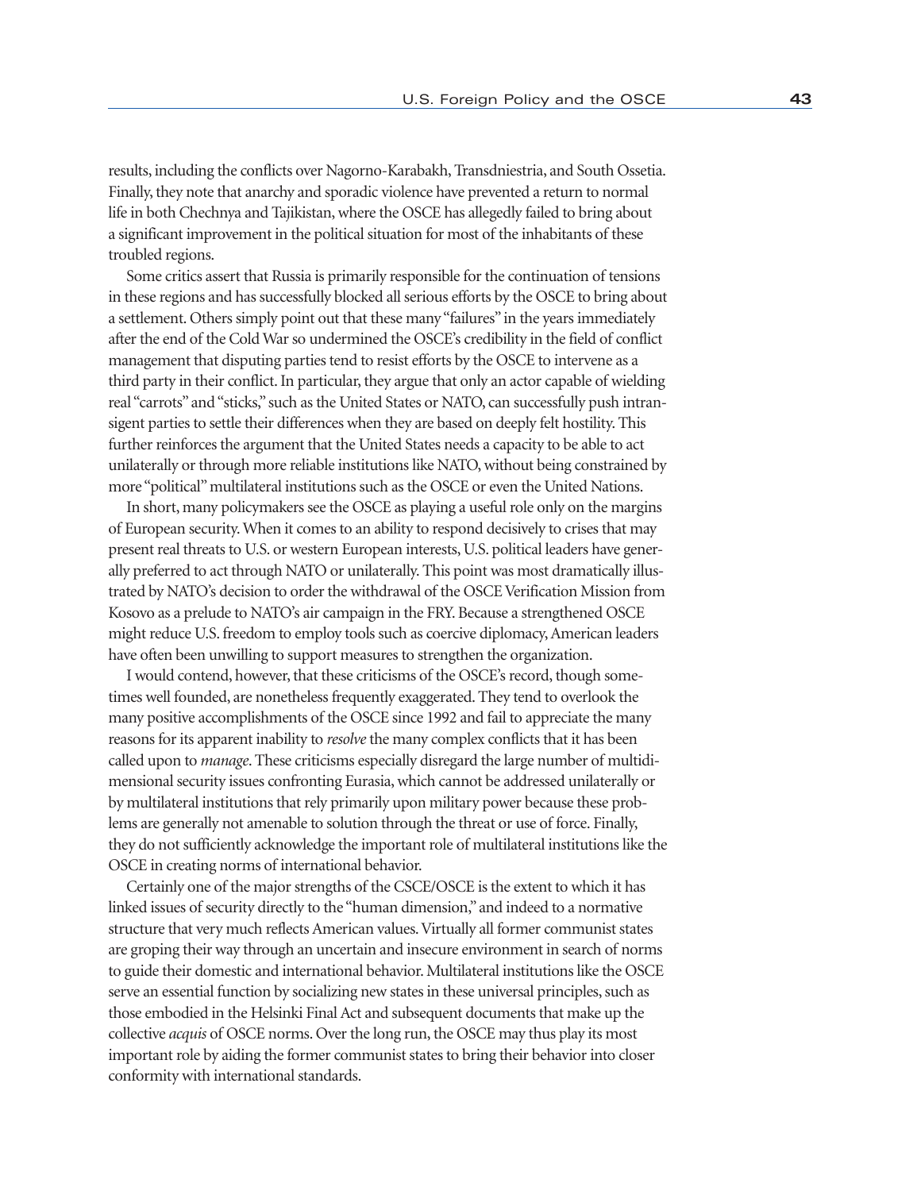results, including the conflicts over Nagorno-Karabakh, Transdniestria, and South Ossetia. Finally, they note that anarchy and sporadic violence have prevented a return to normal life in both Chechnya and Tajikistan, where the OSCE has allegedly failed to bring about a significant improvement in the political situation for most of the inhabitants of these troubled regions.

Some critics assert that Russia is primarily responsible for the continuation of tensions in these regions and has successfully blocked all serious efforts by the OSCE to bring about a settlement. Others simply point out that these many "failures" in the years immediately after the end of the Cold War so undermined the OSCE's credibility in the field of conflict management that disputing parties tend to resist efforts by the OSCE to intervene as a third party in their conflict. In particular, they argue that only an actor capable of wielding real "carrots" and "sticks," such as the United States or NATO, can successfully push intransigent parties to settle their differences when they are based on deeply felt hostility. This further reinforces the argument that the United States needs a capacity to be able to act unilaterally or through more reliable institutions like NATO, without being constrained by more "political" multilateral institutions such as the OSCE or even the United Nations.

In short, many policymakers see the OSCE as playing a useful role only on the margins of European security. When it comes to an ability to respond decisively to crises that may present real threats to U.S. or western European interests, U.S. political leaders have generally preferred to act through NATO or unilaterally. This point was most dramatically illustrated by NATO's decision to order the withdrawal of the OSCE Verification Mission from Kosovo as a prelude to NATO's air campaign in the FRY. Because a strengthened OSCE might reduce U.S. freedom to employ tools such as coercive diplomacy, American leaders have often been unwilling to support measures to strengthen the organization.

I would contend, however, that these criticisms of the OSCE's record, though sometimes well founded, are nonetheless frequently exaggerated. They tend to overlook the many positive accomplishments of the OSCE since 1992 and fail to appreciate the many reasons for its apparent inability to *resolve* the many complex conflicts that it has been called upon to *manage*. These criticisms especially disregard the large number of multidimensional security issues confronting Eurasia, which cannot be addressed unilaterally or by multilateral institutions that rely primarily upon military power because these problems are generally not amenable to solution through the threat or use of force. Finally, they do not sufficiently acknowledge the important role of multilateral institutions like the OSCE in creating norms of international behavior.

Certainly one of the major strengths of the CSCE/OSCE is the extent to which it has linked issues of security directly to the "human dimension," and indeed to a normative structure that very much reflects American values. Virtually all former communist states are groping their way through an uncertain and insecure environment in search of norms to guide their domestic and international behavior. Multilateral institutions like the OSCE serve an essential function by socializing new states in these universal principles, such as those embodied in the Helsinki Final Act and subsequent documents that make up the collective *acquis* of OSCE norms. Over the long run, the OSCE may thus play its most important role by aiding the former communist states to bring their behavior into closer conformity with international standards.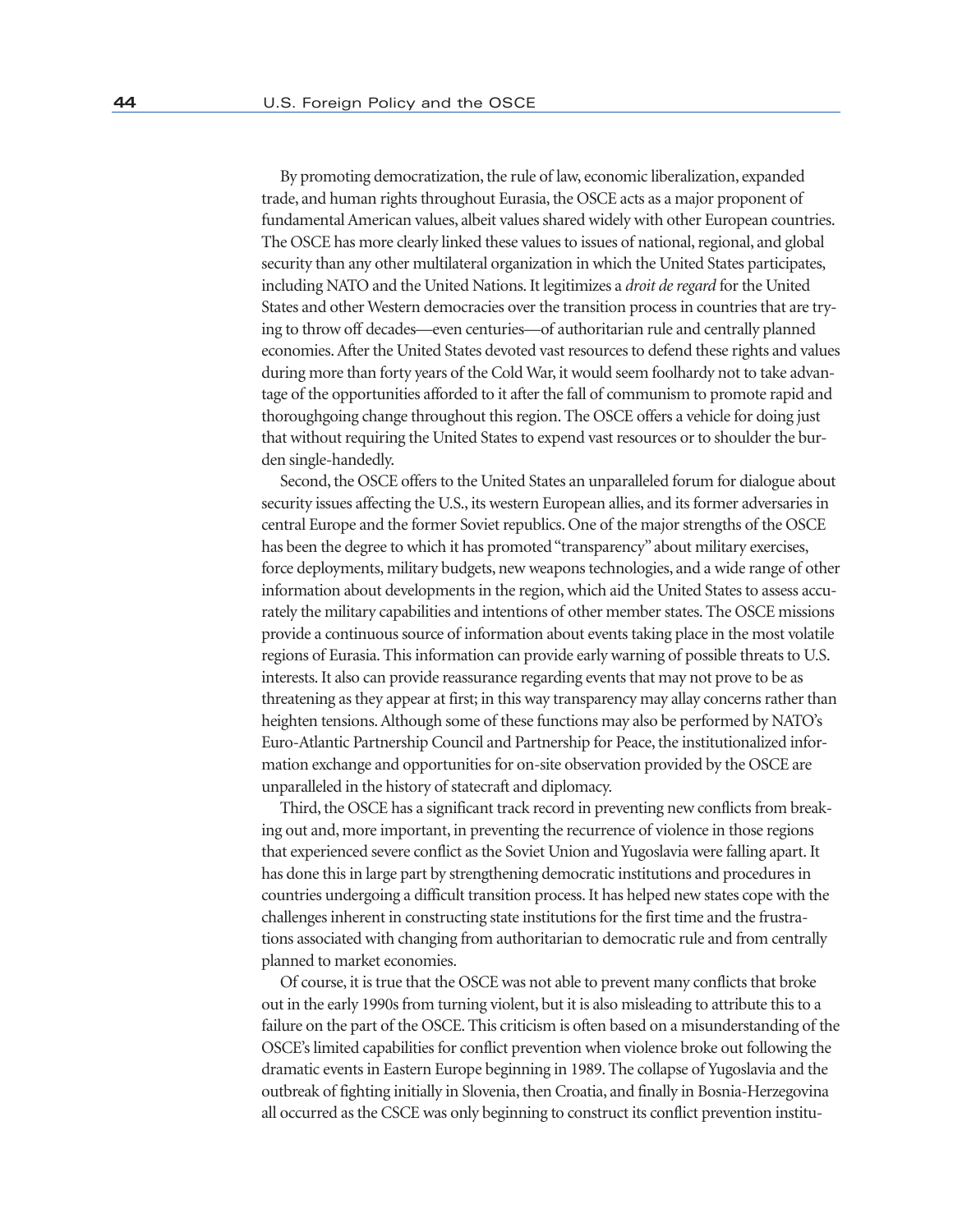By promoting democratization, the rule of law, economic liberalization, expanded trade, and human rights throughout Eurasia, the OSCE acts as a major proponent of fundamental American values, albeit values shared widely with other European countries. The OSCE has more clearly linked these values to issues of national, regional, and global security than any other multilateral organization in which the United States participates, including NATO and the United Nations. It legitimizes a *droit de regard* for the United States and other Western democracies over the transition process in countries that are trying to throw off decades—even centuries—of authoritarian rule and centrally planned economies. After the United States devoted vast resources to defend these rights and values during more than forty years of the Cold War, it would seem foolhardy not to take advantage of the opportunities afforded to it after the fall of communism to promote rapid and thoroughgoing change throughout this region. The OSCE offers a vehicle for doing just that without requiring the United States to expend vast resources or to shoulder the burden single-handedly.

Second, the OSCE offers to the United States an unparalleled forum for dialogue about security issues affecting the U.S., its western European allies, and its former adversaries in central Europe and the former Soviet republics. One of the major strengths of the OSCE has been the degree to which it has promoted "transparency" about military exercises, force deployments, military budgets, new weapons technologies, and a wide range of other information about developments in the region, which aid the United States to assess accurately the military capabilities and intentions of other member states. The OSCE missions provide a continuous source of information about events taking place in the most volatile regions of Eurasia. This information can provide early warning of possible threats to U.S. interests. It also can provide reassurance regarding events that may not prove to be as threatening as they appear at first; in this way transparency may allay concerns rather than heighten tensions. Although some of these functions may also be performed by NATO's Euro-Atlantic Partnership Council and Partnership for Peace, the institutionalized information exchange and opportunities for on-site observation provided by the OSCE are unparalleled in the history of statecraft and diplomacy.

Third, the OSCE has a significant track record in preventing new conflicts from breaking out and, more important, in preventing the recurrence of violence in those regions that experienced severe conflict as the Soviet Union and Yugoslavia were falling apart. It has done this in large part by strengthening democratic institutions and procedures in countries undergoing a difficult transition process. It has helped new states cope with the challenges inherent in constructing state institutions for the first time and the frustrations associated with changing from authoritarian to democratic rule and from centrally planned to market economies.

Of course, it is true that the OSCE was not able to prevent many conflicts that broke out in the early 1990s from turning violent, but it is also misleading to attribute this to a failure on the part of the OSCE. This criticism is often based on a misunderstanding of the OSCE's limited capabilities for conflict prevention when violence broke out following the dramatic events in Eastern Europe beginning in 1989. The collapse of Yugoslavia and the outbreak of fighting initially in Slovenia, then Croatia, and finally in Bosnia-Herzegovina all occurred as the CSCE was only beginning to construct its conflict prevention institu-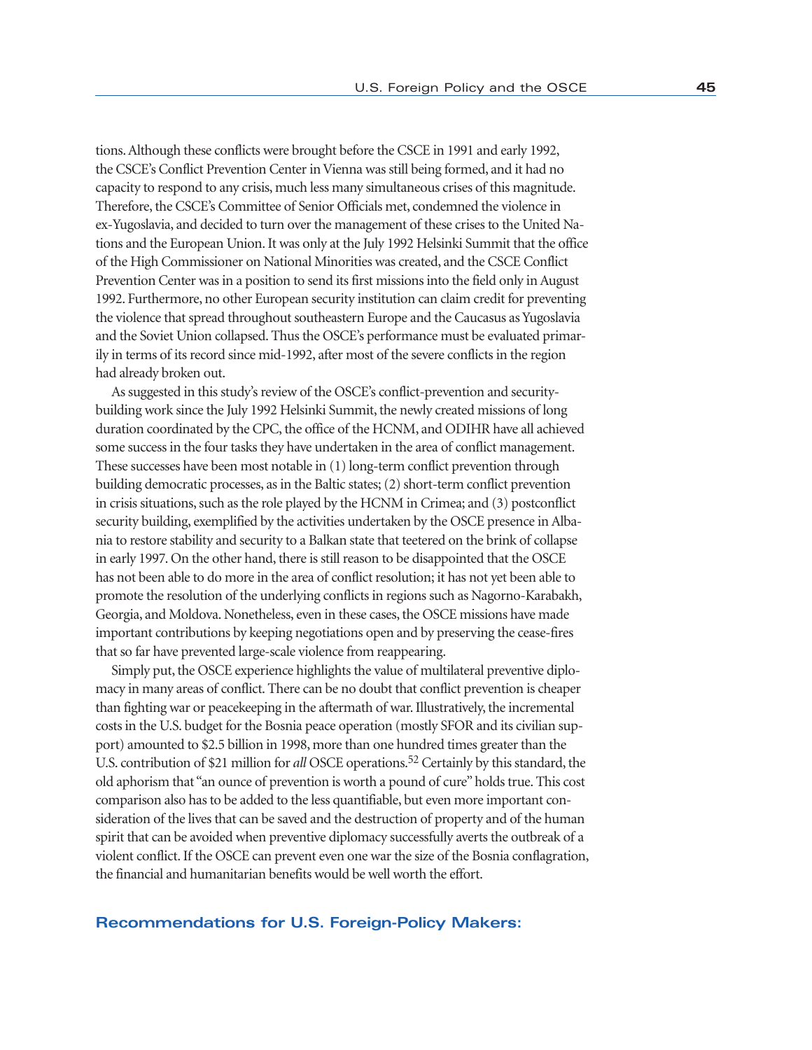tions. Although these conflicts were brought before the CSCE in 1991 and early 1992, the CSCE's Conflict Prevention Center in Vienna was still being formed, and it had no capacity to respond to any crisis, much less many simultaneous crises of this magnitude. Therefore, the CSCE's Committee of Senior Officials met, condemned the violence in ex-Yugoslavia, and decided to turn over the management of these crises to the United Nations and the European Union. It was only at the July 1992 Helsinki Summit that the office of the High Commissioner on National Minorities was created, and the CSCE Conflict Prevention Center was in a position to send its first missions into the field only in August 1992. Furthermore, no other European security institution can claim credit for preventing the violence that spread throughout southeastern Europe and the Caucasus as Yugoslavia and the Soviet Union collapsed. Thus the OSCE's performance must be evaluated primarily in terms of its record since mid-1992, after most of the severe conflicts in the region had already broken out.

As suggested in this study's review of the OSCE's conflict-prevention and security-building work since the July 1992 Helsinki Summit, the newly created missions of long duration coordinated by the CPC, the office of the HCNM, and ODIHR have all achieved some success in the four tasks they have undertaken in the area of conflict management. These successes have been most notable in (1) long-term conflict prevention through building democratic processes, as in the Baltic states; (2) short-term conflict prevention in crisis situations, such as the role played by the HCNM in Crimea; and (3) postconflict security building, exemplified by the activities undertaken by the OSCE presence in Albania to restore stability and security to a Balkan state that teetered on the brink of collapse in early 1997. On the other hand, there is still reason to be disappointed that the OSCE has not been able to do more in the area of conflict resolution; it has not yet been able to promote the resolution of the underlying conflicts in regions such as Nagorno-Karabakh, Georgia, and Moldova. Nonetheless, even in these cases, the OSCE missions have made important contributions by keeping negotiations open and by preserving the cease-fires that so far have prevented large-scale violence from reappearing.

Simply put, the OSCE experience highlights the value of multilateral preventive diplomacy in many areas of conflict. There can be no doubt that conflict prevention is cheaper than fighting war or peacekeeping in the aftermath of war. Illustratively, the incremental costs in the U.S. budget for the Bosnia peace operation (mostly SFOR and its civilian support) amounted to $2.5 billion in 1998, more than one hundred times greater than the U.S. contribution of $21 million for *all* OSCE operations.[52] Certainly by this standard, the old aphorism that "an ounce of prevention is worth a pound of cure" holds true. This cost comparison also has to be added to the less quantifiable, but even more important consideration of the lives that can be saved and the destruction of property and of the human spirit that can be avoided when preventive diplomacy successfully averts the outbreak of a violent conflict. If the OSCE can prevent even one war the size of the Bosnia conflagration, the financial and humanitarian benefits would be well worth the effort.

## Recommendations for U.S. Foreign-Policy Makers: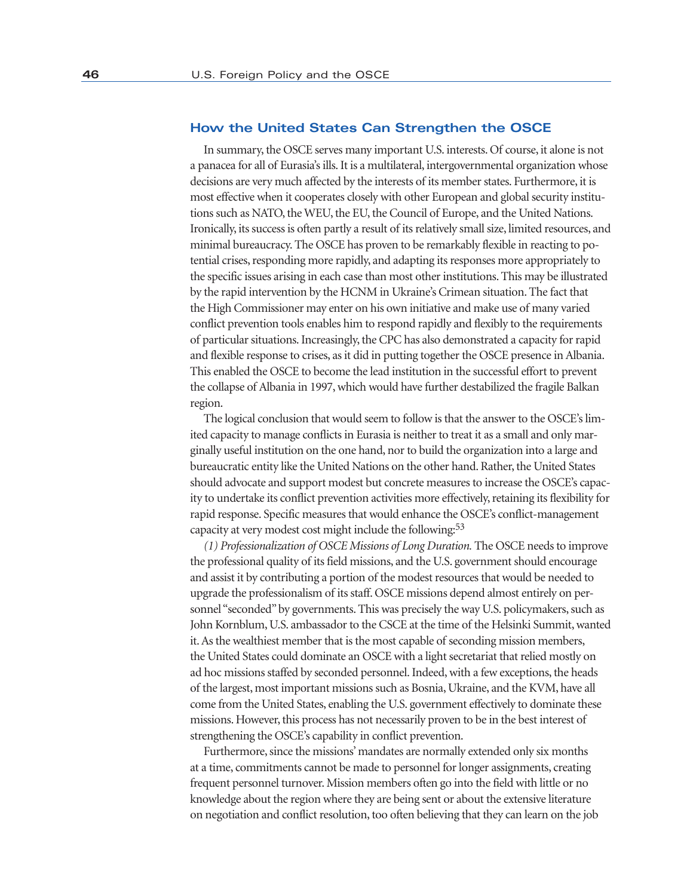## How the United States Can Strengthen the OSCE

In summary, the OSCE serves many important U.S. interests. Of course, it alone is not a panacea for all of Eurasia's ills. It is a multilateral, intergovernmental organization whose decisions are very much affected by the interests of its member states. Furthermore, it is most effective when it cooperates closely with other European and global security institutions such as NATO, the WEU, the EU, the Council of Europe, and the United Nations. Ironically, its success is often partly a result of its relatively small size, limited resources, and minimal bureaucracy. The OSCE has proven to be remarkably flexible in reacting to potential crises, responding more rapidly, and adapting its responses more appropriately to the specific issues arising in each case than most other institutions. This may be illustrated by the rapid intervention by the HCNM in Ukraine's Crimean situation. The fact that the High Commissioner may enter on his own initiative and make use of many varied conflict prevention tools enables him to respond rapidly and flexibly to the requirements of particular situations. Increasingly, the CPC has also demonstrated a capacity for rapid and flexible response to crises, as it did in putting together the OSCE presence in Albania. This enabled the OSCE to become the lead institution in the successful effort to prevent the collapse of Albania in 1997, which would have further destabilized the fragile Balkan region.

The logical conclusion that would seem to follow is that the answer to the OSCE's limited capacity to manage conflicts in Eurasia is neither to treat it as a small and only marginally useful institution on the one hand, nor to build the organization into a large and bureaucratic entity like the United Nations on the other hand. Rather, the United States should advocate and support modest but concrete measures to increase the OSCE's capacity to undertake its conflict prevention activities more effectively, retaining its flexibility for rapid response. Specific measures that would enhance the OSCE's conflict-management capacity at very modest cost might include the following:[53]

*(1) Professionalization of OSCE Missions of Long Duration.* The OSCE needs to improve the professional quality of its field missions, and the U.S. government should encourage and assist it by contributing a portion of the modest resources that would be needed to upgrade the professionalism of its staff. OSCE missions depend almost entirely on personnel "seconded" by governments. This was precisely the way U.S. policymakers, such as John Kornblum, U.S. ambassador to the CSCE at the time of the Helsinki Summit, wanted it. As the wealthiest member that is the most capable of seconding mission members, the United States could dominate an OSCE with a light secretariat that relied mostly on ad hoc missions staffed by seconded personnel. Indeed, with a few exceptions, the heads of the largest, most important missions such as Bosnia, Ukraine, and the KVM, have all come from the United States, enabling the U.S. government effectively to dominate these missions. However, this process has not necessarily proven to be in the best interest of strengthening the OSCE's capability in conflict prevention.

Furthermore, since the missions' mandates are normally extended only six months at a time, commitments cannot be made to personnel for longer assignments, creating frequent personnel turnover. Mission members often go into the field with little or no knowledge about the region where they are being sent or about the extensive literature on negotiation and conflict resolution, too often believing that they can learn on the job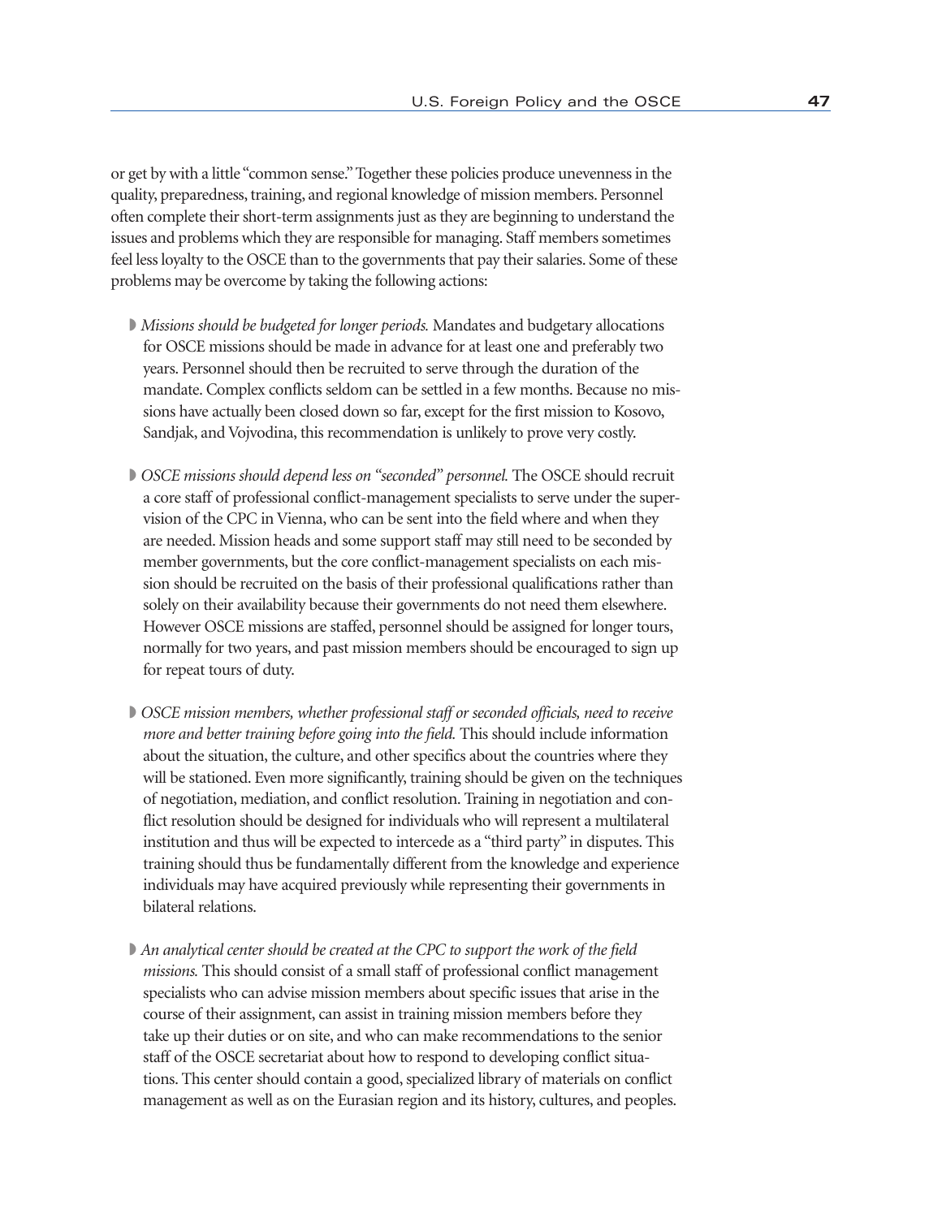or get by with a little "common sense." Together these policies produce unevenness in the quality, preparedness, training, and regional knowledge of mission members. Personnel often complete their short-term assignments just as they are beginning to understand the issues and problems which they are responsible for managing. Staff members sometimes feel less loyalty to the OSCE than to the governments that pay their salaries. Some of these problems may be overcome by taking the following actions:

- *Missions should be budgeted for longer periods.* Mandates and budgetary allocations for OSCE missions should be made in advance for at least one and preferably two years. Personnel should then be recruited to serve through the duration of the mandate. Complex conflicts seldom can be settled in a few months. Because no missions have actually been closed down so far, except for the first mission to Kosovo, Sandjak, and Vojvodina, this recommendation is unlikely to prove very costly.

- *OSCE missions should depend less on "seconded" personnel.* The OSCE should recruit a core staff of professional conflict-management specialists to serve under the supervision of the CPC in Vienna, who can be sent into the field where and when they are needed. Mission heads and some support staff may still need to be seconded by member governments, but the core conflict-management specialists on each mission should be recruited on the basis of their professional qualifications rather than solely on their availability because their governments do not need them elsewhere. However OSCE missions are staffed, personnel should be assigned for longer tours, normally for two years, and past mission members should be encouraged to sign up for repeat tours of duty.

- *OSCE mission members, whether professional staff or seconded officials, need to receive more and better training before going into the field.* This should include information about the situation, the culture, and other specifics about the countries where they will be stationed. Even more significantly, training should be given on the techniques of negotiation, mediation, and conflict resolution. Training in negotiation and conflict resolution should be designed for individuals who will represent a multilateral institution and thus will be expected to intercede as a "third party" in disputes. This training should thus be fundamentally different from the knowledge and experience individuals may have acquired previously while representing their governments in bilateral relations.

- *An analytical center should be created at the CPC to support the work of the field missions.* This should consist of a small staff of professional conflict management specialists who can advise mission members about specific issues that arise in the course of their assignment, can assist in training mission members before they take up their duties or on site, and who can make recommendations to the senior staff of the OSCE secretariat about how to respond to developing conflict situations. This center should contain a good, specialized library of materials on conflict management as well as on the Eurasian region and its history, cultures, and peoples.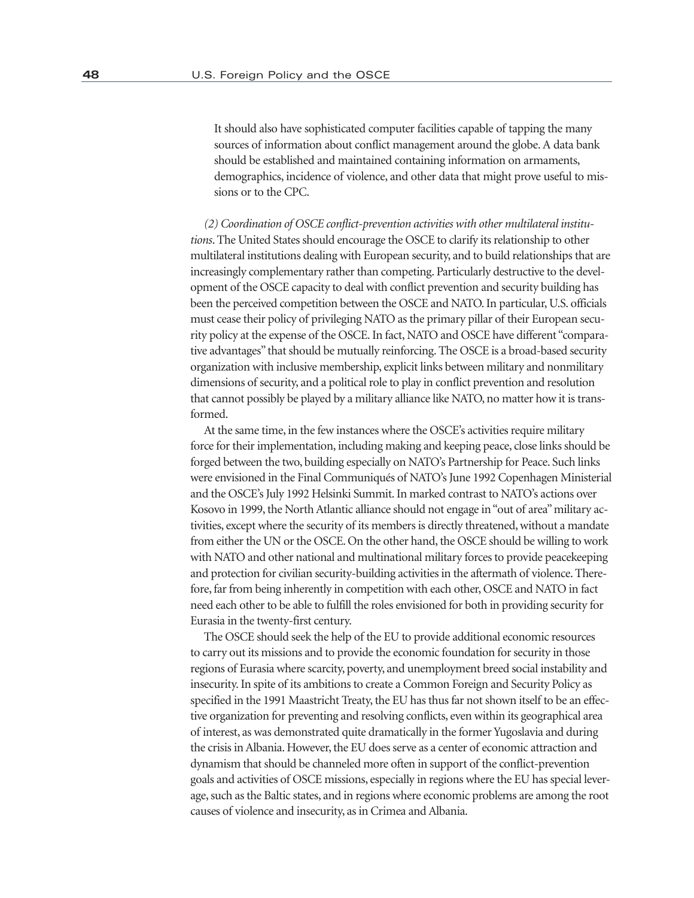> It should also have sophisticated computer facilities capable of tapping the many sources of information about conflict management around the globe. A data bank should be established and maintained containing information on armaments, demographics, incidence of violence, and other data that might prove useful to missions or to the CPC.

*(2) Coordination of OSCE conflict-prevention activities with other multilateral institutions.* The United States should encourage the OSCE to clarify its relationship to other multilateral institutions dealing with European security, and to build relationships that are increasingly complementary rather than competing. Particularly destructive to the development of the OSCE capacity to deal with conflict prevention and security building has been the perceived competition between the OSCE and NATO. In particular, U.S. officials must cease their policy of privileging NATO as the primary pillar of their European security policy at the expense of the OSCE. In fact, NATO and OSCE have different "comparative advantages" that should be mutually reinforcing. The OSCE is a broad-based security organization with inclusive membership, explicit links between military and nonmilitary dimensions of security, and a political role to play in conflict prevention and resolution that cannot possibly be played by a military alliance like NATO, no matter how it is transformed.

At the same time, in the few instances where the OSCE's activities require military force for their implementation, including making and keeping peace, close links should be forged between the two, building especially on NATO's Partnership for Peace. Such links were envisioned in the Final Communiqués of NATO's June 1992 Copenhagen Ministerial and the OSCE's July 1992 Helsinki Summit. In marked contrast to NATO's actions over Kosovo in 1999, the North Atlantic alliance should not engage in "out of area" military activities, except where the security of its members is directly threatened, without a mandate from either the UN or the OSCE. On the other hand, the OSCE should be willing to work with NATO and other national and multinational military forces to provide peacekeeping and protection for civilian security-building activities in the aftermath of violence. Therefore, far from being inherently in competition with each other, OSCE and NATO in fact need each other to be able to fulfill the roles envisioned for both in providing security for Eurasia in the twenty-first century.

The OSCE should seek the help of the EU to provide additional economic resources to carry out its missions and to provide the economic foundation for security in those regions of Eurasia where scarcity, poverty, and unemployment breed social instability and insecurity. In spite of its ambitions to create a Common Foreign and Security Policy as specified in the 1991 Maastricht Treaty, the EU has thus far not shown itself to be an effective organization for preventing and resolving conflicts, even within its geographical area of interest, as was demonstrated quite dramatically in the former Yugoslavia and during the crisis in Albania. However, the EU does serve as a center of economic attraction and dynamism that should be channeled more often in support of the conflict-prevention goals and activities of OSCE missions, especially in regions where the EU has special leverage, such as the Baltic states, and in regions where economic problems are among the root causes of violence and insecurity, as in Crimea and Albania.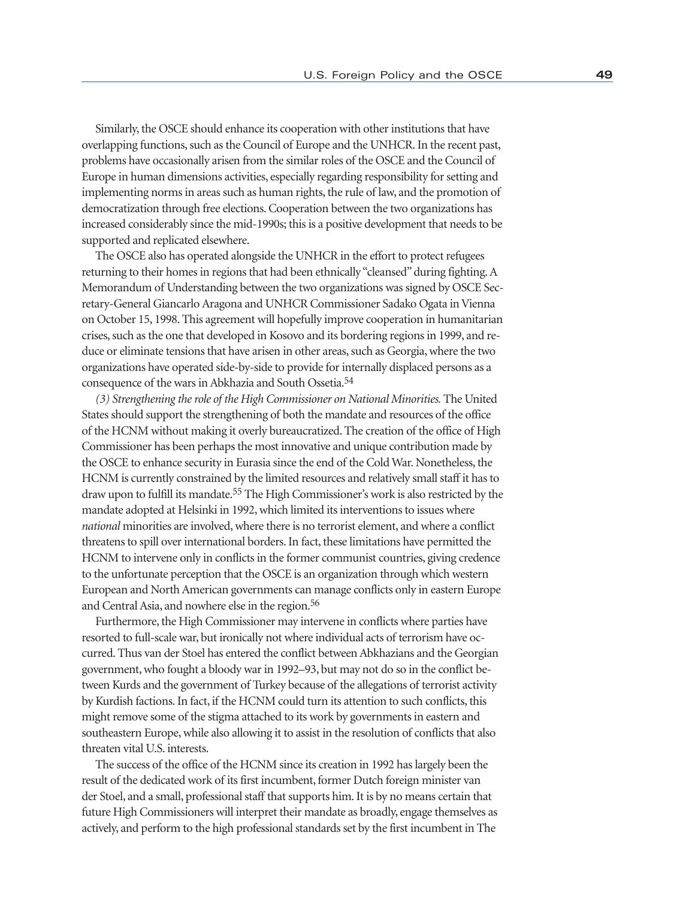Similarly, the OSCE should enhance its cooperation with other institutions that have overlapping functions, such as the Council of Europe and the UNHCR. In the recent past, problems have occasionally arisen from the similar roles of the OSCE and the Council of Europe in human dimensions activities, especially regarding responsibility for setting and implementing norms in areas such as human rights, the rule of law, and the promotion of democratization through free elections. Cooperation between the two organizations has increased considerably since the mid-1990s; this is a positive development that needs to be supported and replicated elsewhere.

The OSCE also has operated alongside the UNHCR in the effort to protect refugees returning to their homes in regions that had been ethnically "cleansed" during fighting. A Memorandum of Understanding between the two organizations was signed by OSCE Secretary-General Giancarlo Aragona and UNHCR Commissioner Sadako Ogata in Vienna on October 15, 1998. This agreement will hopefully improve cooperation in humanitarian crises, such as the one that developed in Kosovo and its bordering regions in 1999, and reduce or eliminate tensions that have arisen in other areas, such as Georgia, where the two organizations have operated side-by-side to provide for internally displaced persons as a consequence of the wars in Abkhazia and South Ossetia.[54]

*(3) Strengthening the role of the High Commissioner on National Minorities.* The United States should support the strengthening of both the mandate and resources of the office of the HCNM without making it overly bureaucratized. The creation of the office of High Commissioner has been perhaps the most innovative and unique contribution made by the OSCE to enhance security in Eurasia since the end of the Cold War. Nonetheless, the HCNM is currently constrained by the limited resources and relatively small staff it has to draw upon to fulfill its mandate.[55] The High Commissioner's work is also restricted by the mandate adopted at Helsinki in 1992, which limited its interventions to issues where *national* minorities are involved, where there is no terrorist element, and where a conflict threatens to spill over international borders. In fact, these limitations have permitted the HCNM to intervene only in conflicts in the former communist countries, giving credence to the unfortunate perception that the OSCE is an organization through which western European and North American governments can manage conflicts only in eastern Europe and Central Asia, and nowhere else in the region.[56]

Furthermore, the High Commissioner may intervene in conflicts where parties have resorted to full-scale war, but ironically not where individual acts of terrorism have occurred. Thus van der Stoel has entered the conflict between Abkhazians and the Georgian government, who fought a bloody war in 1992–93, but may not do so in the conflict between Kurds and the government of Turkey because of the allegations of terrorist activity by Kurdish factions. In fact, if the HCNM could turn its attention to such conflicts, this might remove some of the stigma attached to its work by governments in eastern and southeastern Europe, while also allowing it to assist in the resolution of conflicts that also threaten vital U.S. interests.

The success of the office of the HCNM since its creation in 1992 has largely been the result of the dedicated work of its first incumbent, former Dutch foreign minister van der Stoel, and a small, professional staff that supports him. It is by no means certain that future High Commissioners will interpret their mandate as broadly, engage themselves as actively, and perform to the high professional standards set by the first incumbent in The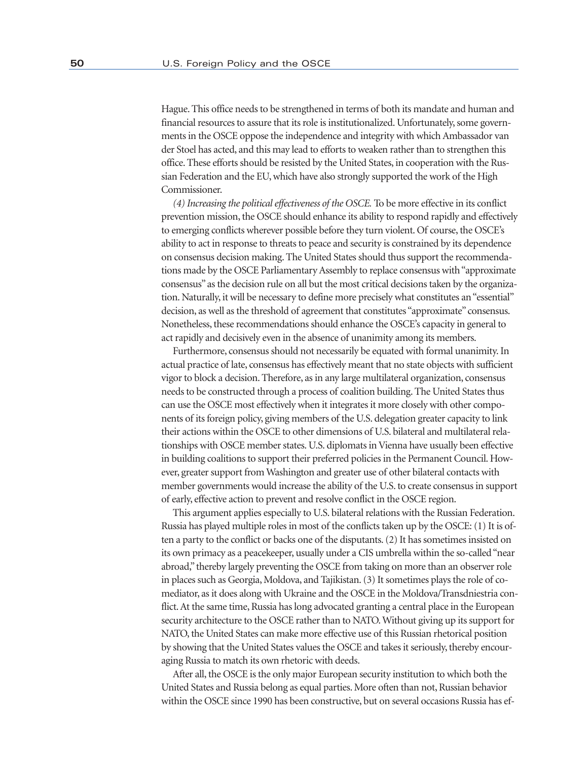Hague. This office needs to be strengthened in terms of both its mandate and human and financial resources to assure that its role is institutionalized. Unfortunately, some governments in the OSCE oppose the independence and integrity with which Ambassador van der Stoel has acted, and this may lead to efforts to weaken rather than to strengthen this office. These efforts should be resisted by the United States, in cooperation with the Russian Federation and the EU, which have also strongly supported the work of the High Commissioner.

*(4) Increasing the political effectiveness of the OSCE.* To be more effective in its conflict prevention mission, the OSCE should enhance its ability to respond rapidly and effectively to emerging conflicts wherever possible before they turn violent. Of course, the OSCE's ability to act in response to threats to peace and security is constrained by its dependence on consensus decision making. The United States should thus support the recommendations made by the OSCE Parliamentary Assembly to replace consensus with "approximate consensus" as the decision rule on all but the most critical decisions taken by the organization. Naturally, it will be necessary to define more precisely what constitutes an "essential" decision, as well as the threshold of agreement that constitutes "approximate" consensus. Nonetheless, these recommendations should enhance the OSCE's capacity in general to act rapidly and decisively even in the absence of unanimity among its members.

Furthermore, consensus should not necessarily be equated with formal unanimity. In actual practice of late, consensus has effectively meant that no state objects with sufficient vigor to block a decision. Therefore, as in any large multilateral organization, consensus needs to be constructed through a process of coalition building. The United States thus can use the OSCE most effectively when it integrates it more closely with other components of its foreign policy, giving members of the U.S. delegation greater capacity to link their actions within the OSCE to other dimensions of U.S. bilateral and multilateral relationships with OSCE member states. U.S. diplomats in Vienna have usually been effective in building coalitions to support their preferred policies in the Permanent Council. However, greater support from Washington and greater use of other bilateral contacts with member governments would increase the ability of the U.S. to create consensus in support of early, effective action to prevent and resolve conflict in the OSCE region.

This argument applies especially to U.S. bilateral relations with the Russian Federation. Russia has played multiple roles in most of the conflicts taken up by the OSCE: (1) It is often a party to the conflict or backs one of the disputants. (2) It has sometimes insisted on its own primacy as a peacekeeper, usually under a CIS umbrella within the so-called "near abroad," thereby largely preventing the OSCE from taking on more than an observer role in places such as Georgia, Moldova, and Tajikistan. (3) It sometimes plays the role of comediator, as it does along with Ukraine and the OSCE in the Moldova/Transdniestria conflict. At the same time, Russia has long advocated granting a central place in the European security architecture to the OSCE rather than to NATO. Without giving up its support for NATO, the United States can make more effective use of this Russian rhetorical position by showing that the United States values the OSCE and takes it seriously, thereby encouraging Russia to match its own rhetoric with deeds.

After all, the OSCE is the only major European security institution to which both the United States and Russia belong as equal parties. More often than not, Russian behavior within the OSCE since 1990 has been constructive, but on several occasions Russia has ef-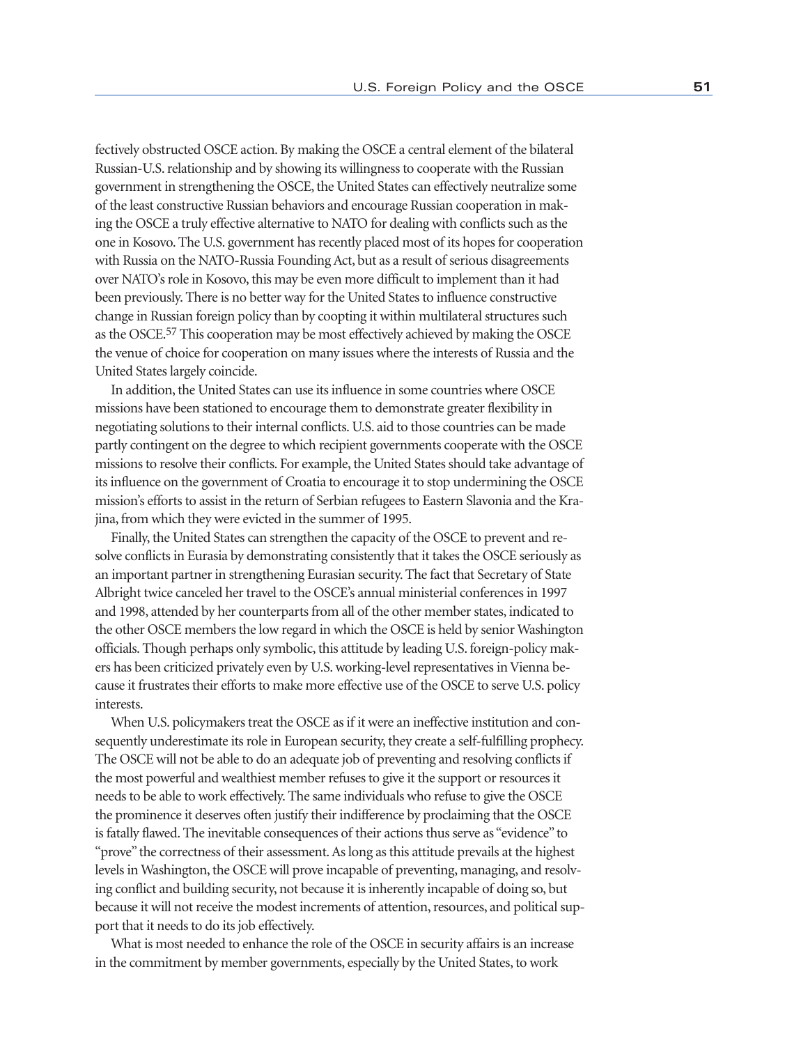fectively obstructed OSCE action. By making the OSCE a central element of the bilateral Russian-U.S. relationship and by showing its willingness to cooperate with the Russian government in strengthening the OSCE, the United States can effectively neutralize some of the least constructive Russian behaviors and encourage Russian cooperation in making the OSCE a truly effective alternative to NATO for dealing with conflicts such as the one in Kosovo. The U.S. government has recently placed most of its hopes for cooperation with Russia on the NATO-Russia Founding Act, but as a result of serious disagreements over NATO's role in Kosovo, this may be even more difficult to implement than it had been previously. There is no better way for the United States to influence constructive change in Russian foreign policy than by coopting it within multilateral structures such as the OSCE.[57] This cooperation may be most effectively achieved by making the OSCE the venue of choice for cooperation on many issues where the interests of Russia and the United States largely coincide.

In addition, the United States can use its influence in some countries where OSCE missions have been stationed to encourage them to demonstrate greater flexibility in negotiating solutions to their internal conflicts. U.S. aid to those countries can be made partly contingent on the degree to which recipient governments cooperate with the OSCE missions to resolve their conflicts. For example, the United States should take advantage of its influence on the government of Croatia to encourage it to stop undermining the OSCE mission's efforts to assist in the return of Serbian refugees to Eastern Slavonia and the Krajina, from which they were evicted in the summer of 1995.

Finally, the United States can strengthen the capacity of the OSCE to prevent and resolve conflicts in Eurasia by demonstrating consistently that it takes the OSCE seriously as an important partner in strengthening Eurasian security. The fact that Secretary of State Albright twice canceled her travel to the OSCE's annual ministerial conferences in 1997 and 1998, attended by her counterparts from all of the other member states, indicated to the other OSCE members the low regard in which the OSCE is held by senior Washington officials. Though perhaps only symbolic, this attitude by leading U.S. foreign-policy makers has been criticized privately even by U.S. working-level representatives in Vienna because it frustrates their efforts to make more effective use of the OSCE to serve U.S. policy interests.

When U.S. policymakers treat the OSCE as if it were an ineffective institution and consequently underestimate its role in European security, they create a self-fulfilling prophecy. The OSCE will not be able to do an adequate job of preventing and resolving conflicts if the most powerful and wealthiest member refuses to give it the support or resources it needs to be able to work effectively. The same individuals who refuse to give the OSCE the prominence it deserves often justify their indifference by proclaiming that the OSCE is fatally flawed. The inevitable consequences of their actions thus serve as "evidence" to "prove" the correctness of their assessment. As long as this attitude prevails at the highest levels in Washington, the OSCE will prove incapable of preventing, managing, and resolving conflict and building security, not because it is inherently incapable of doing so, but because it will not receive the modest increments of attention, resources, and political support that it needs to do its job effectively.

What is most needed to enhance the role of the OSCE in security affairs is an increase in the commitment by member governments, especially by the United States, to work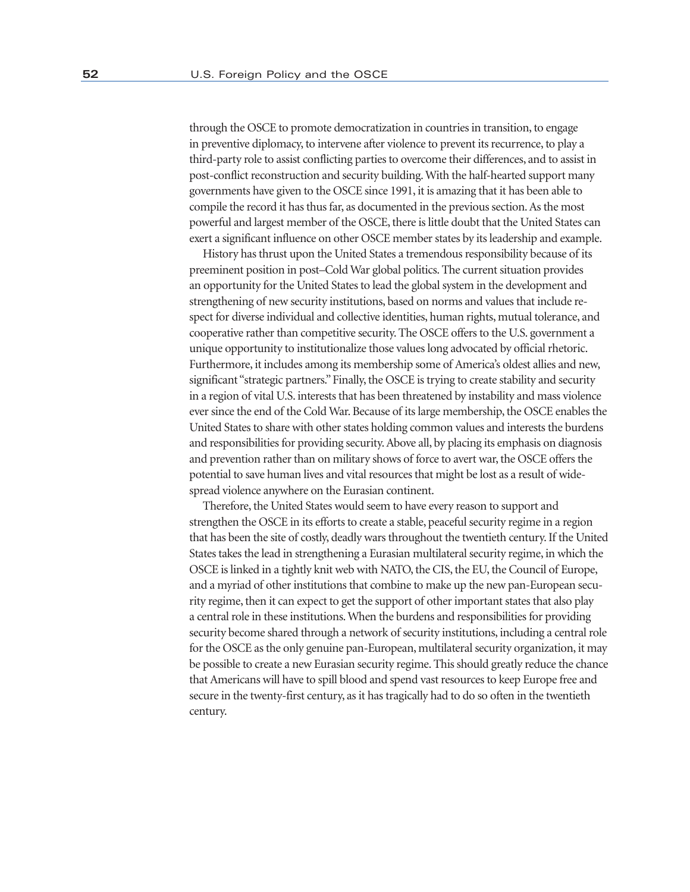through the OSCE to promote democratization in countries in transition, to engage in preventive diplomacy, to intervene after violence to prevent its recurrence, to play a third-party role to assist conflicting parties to overcome their differences, and to assist in post-conflict reconstruction and security building. With the half-hearted support many governments have given to the OSCE since 1991, it is amazing that it has been able to compile the record it has thus far, as documented in the previous section. As the most powerful and largest member of the OSCE, there is little doubt that the United States can exert a significant influence on other OSCE member states by its leadership and example.

History has thrust upon the United States a tremendous responsibility because of its preeminent position in post–Cold War global politics. The current situation provides an opportunity for the United States to lead the global system in the development and strengthening of new security institutions, based on norms and values that include respect for diverse individual and collective identities, human rights, mutual tolerance, and cooperative rather than competitive security. The OSCE offers to the U.S. government a unique opportunity to institutionalize those values long advocated by official rhetoric. Furthermore, it includes among its membership some of America's oldest allies and new, significant "strategic partners." Finally, the OSCE is trying to create stability and security in a region of vital U.S. interests that has been threatened by instability and mass violence ever since the end of the Cold War. Because of its large membership, the OSCE enables the United States to share with other states holding common values and interests the burdens and responsibilities for providing security. Above all, by placing its emphasis on diagnosis and prevention rather than on military shows of force to avert war, the OSCE offers the potential to save human lives and vital resources that might be lost as a result of widespread violence anywhere on the Eurasian continent.

Therefore, the United States would seem to have every reason to support and strengthen the OSCE in its efforts to create a stable, peaceful security regime in a region that has been the site of costly, deadly wars throughout the twentieth century. If the United States takes the lead in strengthening a Eurasian multilateral security regime, in which the OSCE is linked in a tightly knit web with NATO, the CIS, the EU, the Council of Europe, and a myriad of other institutions that combine to make up the new pan-European security regime, then it can expect to get the support of other important states that also play a central role in these institutions. When the burdens and responsibilities for providing security become shared through a network of security institutions, including a central role for the OSCE as the only genuine pan-European, multilateral security organization, it may be possible to create a new Eurasian security regime. This should greatly reduce the chance that Americans will have to spill blood and spend vast resources to keep Europe free and secure in the twenty-first century, as it has tragically had to do so often in the twentieth century.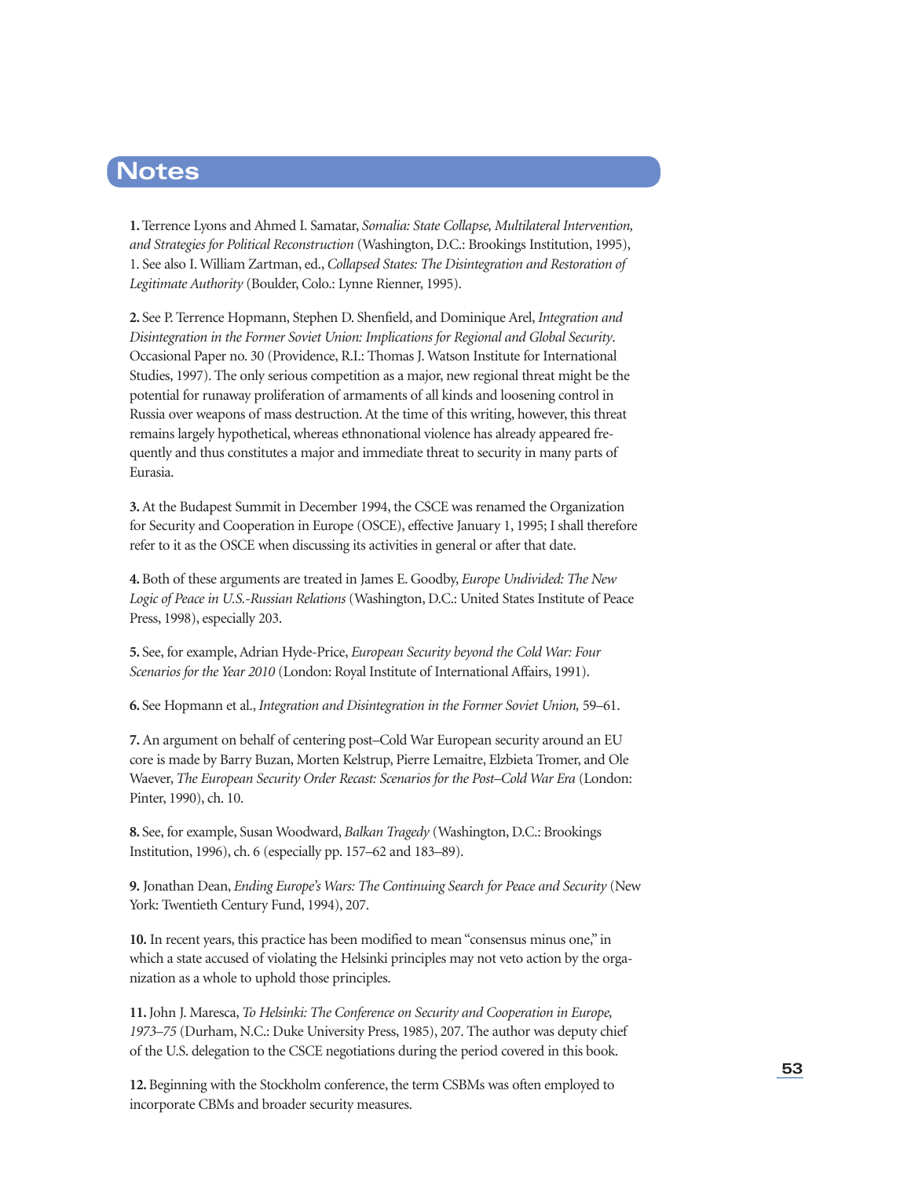# Notes

**1.** Terrence Lyons and Ahmed I. Samatar, *Somalia: State Collapse, Multilateral Intervention, and Strategies for Political Reconstruction* (Washington, D.C.: Brookings Institution, 1995), 1. See also I. William Zartman, ed., *Collapsed States: The Disintegration and Restoration of Legitimate Authority* (Boulder, Colo.: Lynne Rienner, 1995).

**2.** See P. Terrence Hopmann, Stephen D. Shenfield, and Dominique Arel, *Integration and Disintegration in the Former Soviet Union: Implications for Regional and Global Security*. Occasional Paper no. 30 (Providence, R.I.: Thomas J. Watson Institute for International Studies, 1997). The only serious competition as a major, new regional threat might be the potential for runaway proliferation of armaments of all kinds and loosening control in Russia over weapons of mass destruction. At the time of this writing, however, this threat remains largely hypothetical, whereas ethnonational violence has already appeared frequently and thus constitutes a major and immediate threat to security in many parts of Eurasia.

**3.** At the Budapest Summit in December 1994, the CSCE was renamed the Organization for Security and Cooperation in Europe (OSCE), effective January 1, 1995; I shall therefore refer to it as the OSCE when discussing its activities in general or after that date.

**4.** Both of these arguments are treated in James E. Goodby, *Europe Undivided: The New Logic of Peace in U.S.-Russian Relations* (Washington, D.C.: United States Institute of Peace Press, 1998), especially 203.

**5.** See, for example, Adrian Hyde-Price, *European Security beyond the Cold War: Four Scenarios for the Year 2010* (London: Royal Institute of International Affairs, 1991).

**6.** See Hopmann et al., *Integration and Disintegration in the Former Soviet Union,* 59–61.

**7.** An argument on behalf of centering post–Cold War European security around an EU core is made by Barry Buzan, Morten Kelstrup, Pierre Lemaitre, Elzbieta Tromer, and Ole Waever, *The European Security Order Recast: Scenarios for the Post–Cold War Era* (London: Pinter, 1990), ch. 10.

**8.** See, for example, Susan Woodward, *Balkan Tragedy* (Washington, D.C.: Brookings Institution, 1996), ch. 6 (especially pp. 157–62 and 183–89).

**9.** Jonathan Dean, *Ending Europe's Wars: The Continuing Search for Peace and Security* (New York: Twentieth Century Fund, 1994), 207.

**10.** In recent years, this practice has been modified to mean "consensus minus one," in which a state accused of violating the Helsinki principles may not veto action by the organization as a whole to uphold those principles.

**11.** John J. Maresca, *To Helsinki: The Conference on Security and Cooperation in Europe, 1973–75* (Durham, N.C.: Duke University Press, 1985), 207. The author was deputy chief of the U.S. delegation to the CSCE negotiations during the period covered in this book.

**12.** Beginning with the Stockholm conference, the term CSBMs was often employed to incorporate CBMs and broader security measures.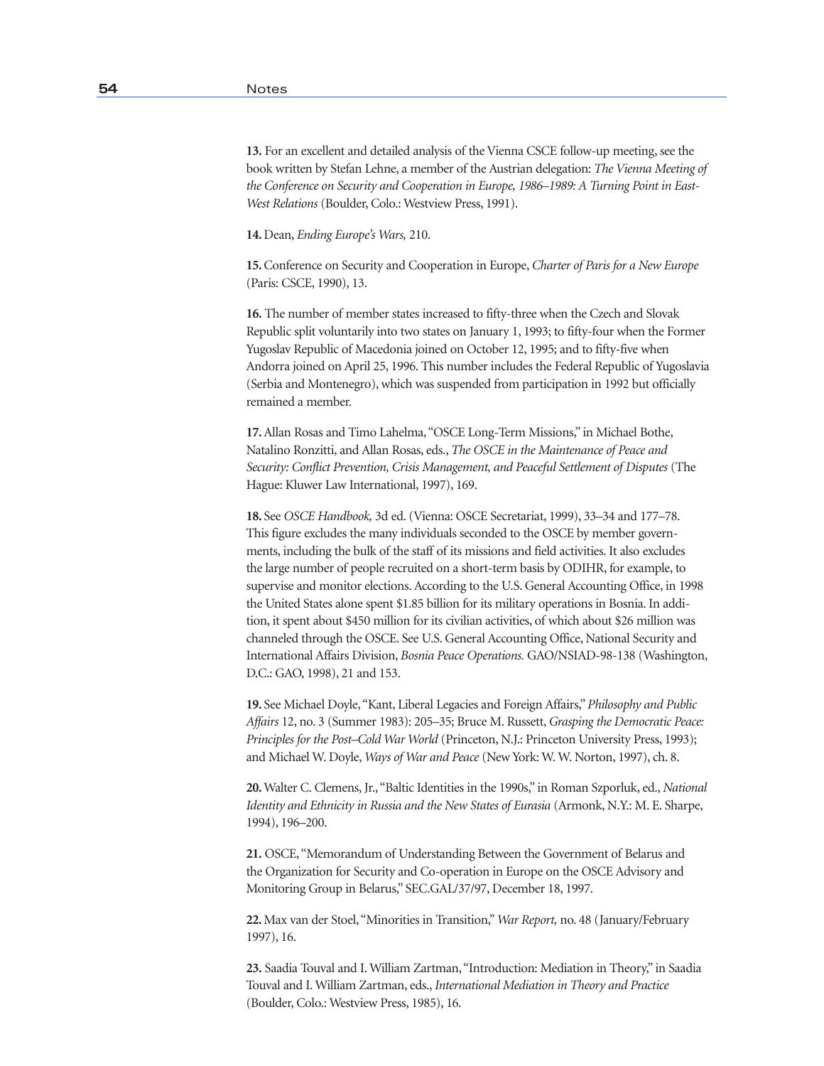**13.** For an excellent and detailed analysis of the Vienna CSCE follow-up meeting, see the book written by Stefan Lehne, a member of the Austrian delegation: *The Vienna Meeting of the Conference on Security and Cooperation in Europe, 1986–1989: A Turning Point in East-West Relations* (Boulder, Colo.: Westview Press, 1991).

**14.** Dean, *Ending Europe's Wars,* 210.

**15.** Conference on Security and Cooperation in Europe, *Charter of Paris for a New Europe* (Paris: CSCE, 1990), 13.

**16.** The number of member states increased to fifty-three when the Czech and Slovak Republic split voluntarily into two states on January 1, 1993; to fifty-four when the Former Yugoslav Republic of Macedonia joined on October 12, 1995; and to fifty-five when Andorra joined on April 25, 1996. This number includes the Federal Republic of Yugoslavia (Serbia and Montenegro), which was suspended from participation in 1992 but officially remained a member.

**17.** Allan Rosas and Timo Lahelma, "OSCE Long-Term Missions," in Michael Bothe, Natalino Ronzitti, and Allan Rosas, eds., *The OSCE in the Maintenance of Peace and Security: Conflict Prevention, Crisis Management, and Peaceful Settlement of Disputes* (The Hague: Kluwer Law International, 1997), 169.

**18.** See *OSCE Handbook,* 3d ed. (Vienna: OSCE Secretariat, 1999), 33–34 and 177–78. This figure excludes the many individuals seconded to the OSCE by member governments, including the bulk of the staff of its missions and field activities. It also excludes the large number of people recruited on a short-term basis by ODIHR, for example, to supervise and monitor elections. According to the U.S. General Accounting Office, in 1998 the United States alone spent $1.85 billion for its military operations in Bosnia. In addition, it spent about $450 million for its civilian activities, of which about $26 million was channeled through the OSCE. See U.S. General Accounting Office, National Security and International Affairs Division, *Bosnia Peace Operations.* GAO/NSIAD-98-138 (Washington, D.C.: GAO, 1998), 21 and 153.

**19.** See Michael Doyle, "Kant, Liberal Legacies and Foreign Affairs," *Philosophy and Public Affairs* 12, no. 3 (Summer 1983): 205–35; Bruce M. Russett, *Grasping the Democratic Peace: Principles for the Post–Cold War World* (Princeton, N.J.: Princeton University Press, 1993); and Michael W. Doyle, *Ways of War and Peace* (New York: W. W. Norton, 1997), ch. 8.

**20.** Walter C. Clemens, Jr., "Baltic Identities in the 1990s," in Roman Szporluk, ed., *National Identity and Ethnicity in Russia and the New States of Eurasia* (Armonk, N.Y.: M. E. Sharpe, 1994), 196–200.

**21.** OSCE, "Memorandum of Understanding Between the Government of Belarus and the Organization for Security and Co-operation in Europe on the OSCE Advisory and Monitoring Group in Belarus," SEC.GAL/37/97, December 18, 1997.

**22.** Max van der Stoel, "Minorities in Transition," *War Report,* no. 48 (January/February 1997), 16.

**23.** Saadia Touval and I. William Zartman, "Introduction: Mediation in Theory," in Saadia Touval and I. William Zartman, eds., *International Mediation in Theory and Practice* (Boulder, Colo.: Westview Press, 1985), 16.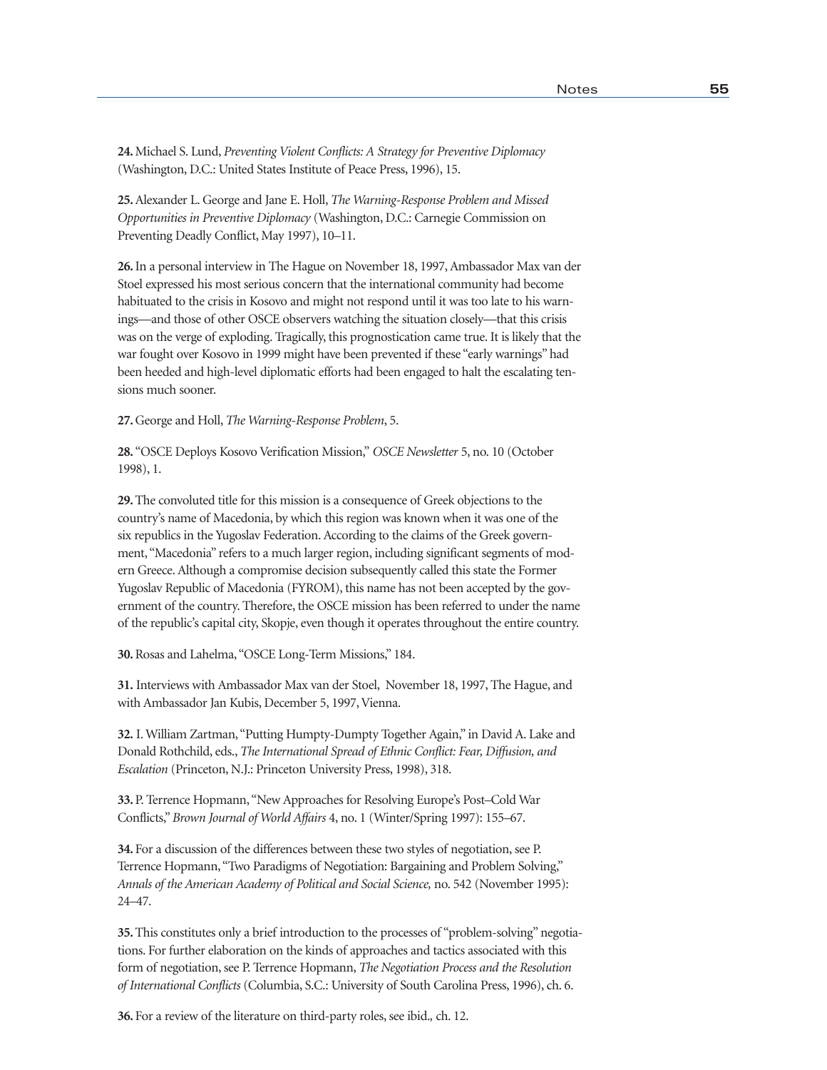**24.** Michael S. Lund, *Preventing Violent Conflicts: A Strategy for Preventive Diplomacy* (Washington, D.C.: United States Institute of Peace Press, 1996), 15.

**25.** Alexander L. George and Jane E. Holl, *The Warning-Response Problem and Missed Opportunities in Preventive Diplomacy* (Washington, D.C.: Carnegie Commission on Preventing Deadly Conflict, May 1997), 10–11.

**26.** In a personal interview in The Hague on November 18, 1997, Ambassador Max van der Stoel expressed his most serious concern that the international community had become habituated to the crisis in Kosovo and might not respond until it was too late to his warnings—and those of other OSCE observers watching the situation closely—that this crisis was on the verge of exploding. Tragically, this prognostication came true. It is likely that the war fought over Kosovo in 1999 might have been prevented if these "early warnings" had been heeded and high-level diplomatic efforts had been engaged to halt the escalating tensions much sooner.

**27.** George and Holl, *The Warning-Response Problem*, 5.

**28.** "OSCE Deploys Kosovo Verification Mission," *OSCE Newsletter* 5, no. 10 (October 1998), 1.

**29.** The convoluted title for this mission is a consequence of Greek objections to the country's name of Macedonia, by which this region was known when it was one of the six republics in the Yugoslav Federation. According to the claims of the Greek government, "Macedonia" refers to a much larger region, including significant segments of modern Greece. Although a compromise decision subsequently called this state the Former Yugoslav Republic of Macedonia (FYROM), this name has not been accepted by the government of the country. Therefore, the OSCE mission has been referred to under the name of the republic's capital city, Skopje, even though it operates throughout the entire country.

**30.** Rosas and Lahelma, "OSCE Long-Term Missions," 184.

**31.** Interviews with Ambassador Max van der Stoel, November 18, 1997, The Hague, and with Ambassador Jan Kubis, December 5, 1997, Vienna.

**32.** I. William Zartman, "Putting Humpty-Dumpty Together Again," in David A. Lake and Donald Rothchild, eds., *The International Spread of Ethnic Conflict: Fear, Diffusion, and Escalation* (Princeton, N.J.: Princeton University Press, 1998), 318.

**33.** P. Terrence Hopmann, "New Approaches for Resolving Europe's Post–Cold War Conflicts," *Brown Journal of World Affairs* 4, no. 1 (Winter/Spring 1997): 155–67.

**34.** For a discussion of the differences between these two styles of negotiation, see P. Terrence Hopmann, "Two Paradigms of Negotiation: Bargaining and Problem Solving," *Annals of the American Academy of Political and Social Science,* no. 542 (November 1995): 24–47.

**35.** This constitutes only a brief introduction to the processes of "problem-solving" negotiations. For further elaboration on the kinds of approaches and tactics associated with this form of negotiation, see P. Terrence Hopmann, *The Negotiation Process and the Resolution of International Conflicts* (Columbia, S.C.: University of South Carolina Press, 1996), ch. 6.

**36.** For a review of the literature on third-party roles, see ibid.*,* ch. 12.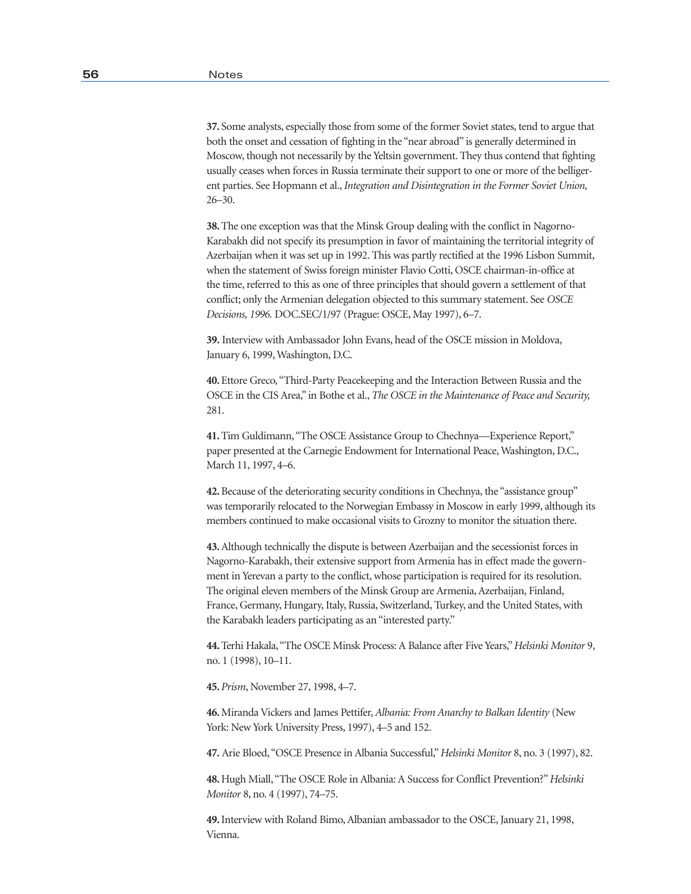**37.** Some analysts, especially those from some of the former Soviet states, tend to argue that both the onset and cessation of fighting in the "near abroad" is generally determined in Moscow, though not necessarily by the Yeltsin government. They thus contend that fighting usually ceases when forces in Russia terminate their support to one or more of the belligerent parties. See Hopmann et al., *Integration and Disintegration in the Former Soviet Union,* 26–30.

**38.** The one exception was that the Minsk Group dealing with the conflict in Nagorno-Karabakh did not specify its presumption in favor of maintaining the territorial integrity of Azerbaijan when it was set up in 1992. This was partly rectified at the 1996 Lisbon Summit, when the statement of Swiss foreign minister Flavio Cotti, OSCE chairman-in-office at the time, referred to this as one of three principles that should govern a settlement of that conflict; only the Armenian delegation objected to this summary statement. See *OSCE Decisions, 1996.* DOC.SEC/1/97 (Prague: OSCE, May 1997), 6–7.

**39.** Interview with Ambassador John Evans, head of the OSCE mission in Moldova, January 6, 1999, Washington, D.C.

**40.** Ettore Greco, "Third-Party Peacekeeping and the Interaction Between Russia and the OSCE in the CIS Area," in Bothe et al., *The OSCE in the Maintenance of Peace and Security,* 281.

**41.** Tim Guldimann, "The OSCE Assistance Group to Chechnya—Experience Report," paper presented at the Carnegie Endowment for International Peace, Washington, D.C., March 11, 1997, 4–6.

**42.** Because of the deteriorating security conditions in Chechnya, the "assistance group" was temporarily relocated to the Norwegian Embassy in Moscow in early 1999, although its members continued to make occasional visits to Grozny to monitor the situation there.

**43.** Although technically the dispute is between Azerbaijan and the secessionist forces in Nagorno-Karabakh, their extensive support from Armenia has in effect made the government in Yerevan a party to the conflict, whose participation is required for its resolution. The original eleven members of the Minsk Group are Armenia, Azerbaijan, Finland, France, Germany, Hungary, Italy, Russia, Switzerland, Turkey, and the United States, with the Karabakh leaders participating as an "interested party."

**44.** Terhi Hakala, "The OSCE Minsk Process: A Balance after Five Years," *Helsinki Monitor* 9, no. 1 (1998), 10–11.

**45.** *Prism*, November 27, 1998, 4–7.

**46.** Miranda Vickers and James Pettifer, *Albania: From Anarchy to Balkan Identity* (New York: New York University Press, 1997), 4–5 and 152.

**47.** Arie Bloed, "OSCE Presence in Albania Successful," *Helsinki Monitor* 8, no. 3 (1997), 82.

**48.** Hugh Miall, "The OSCE Role in Albania: A Success for Conflict Prevention?" *Helsinki Monitor* 8, no. 4 (1997), 74–75.

**49.** Interview with Roland Bimo, Albanian ambassador to the OSCE, January 21, 1998, Vienna.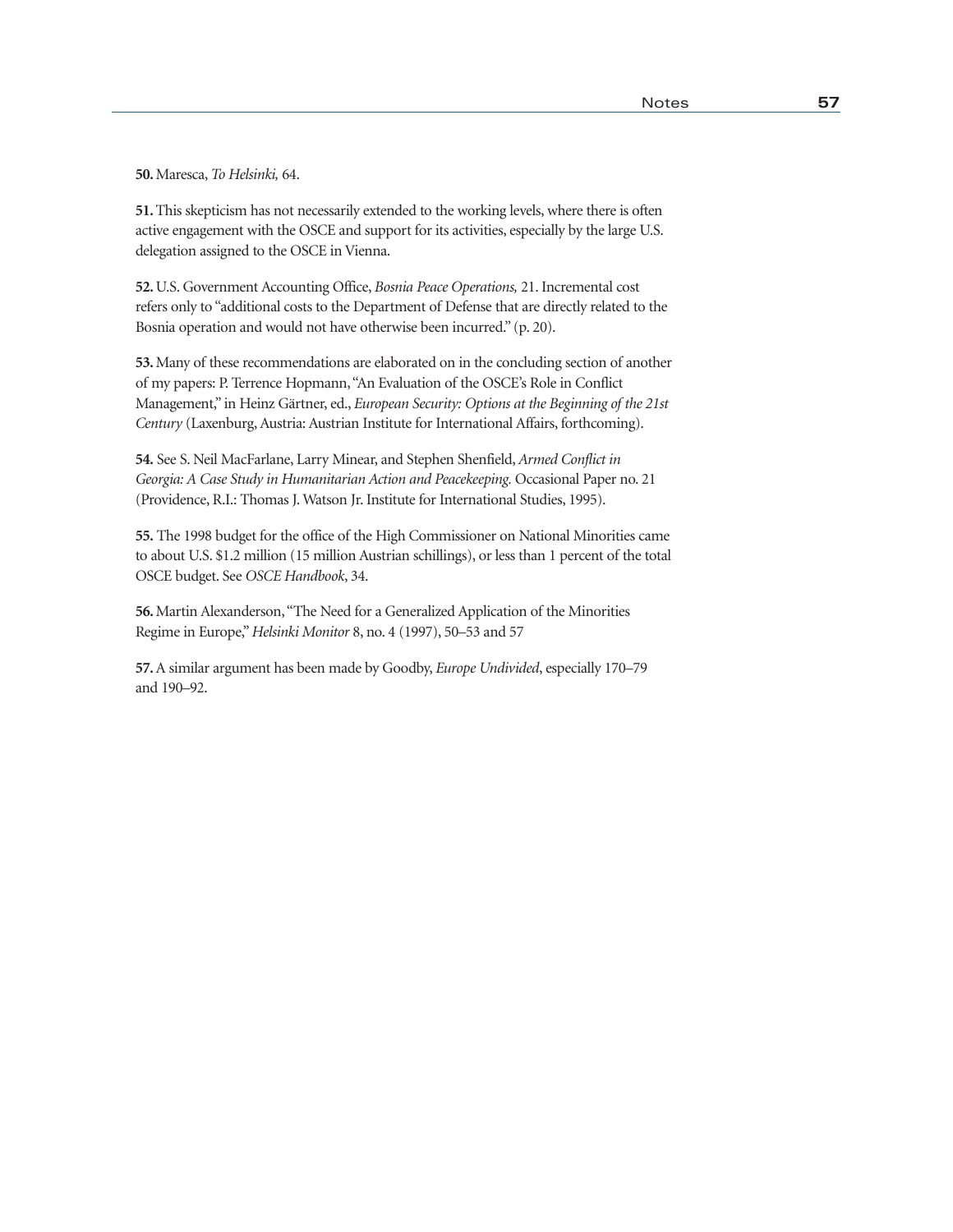**50.** Maresca, *To Helsinki,* 64.

**51.** This skepticism has not necessarily extended to the working levels, where there is often active engagement with the OSCE and support for its activities, especially by the large U.S. delegation assigned to the OSCE in Vienna.

**52.** U.S. Government Accounting Office, *Bosnia Peace Operations,* 21. Incremental cost refers only to "additional costs to the Department of Defense that are directly related to the Bosnia operation and would not have otherwise been incurred." (p. 20).

**53.** Many of these recommendations are elaborated on in the concluding section of another of my papers: P. Terrence Hopmann, "An Evaluation of the OSCE's Role in Conflict Management," in Heinz Gärtner, ed., *European Security: Options at the Beginning of the 21st Century* (Laxenburg, Austria: Austrian Institute for International Affairs, forthcoming).

**54.** See S. Neil MacFarlane, Larry Minear, and Stephen Shenfield, *Armed Conflict in Georgia: A Case Study in Humanitarian Action and Peacekeeping.* Occasional Paper no. 21 (Providence, R.I.: Thomas J. Watson Jr. Institute for International Studies, 1995).

**55.** The 1998 budget for the office of the High Commissioner on National Minorities came to about U.S. $1.2 million (15 million Austrian schillings), or less than 1 percent of the total OSCE budget. See *OSCE Handbook*, 34.

**56.** Martin Alexanderson, "The Need for a Generalized Application of the Minorities Regime in Europe," *Helsinki Monitor* 8, no. 4 (1997), 50–53 and 57

**57.** A similar argument has been made by Goodby, *Europe Undivided*, especially 170–79 and 190–92.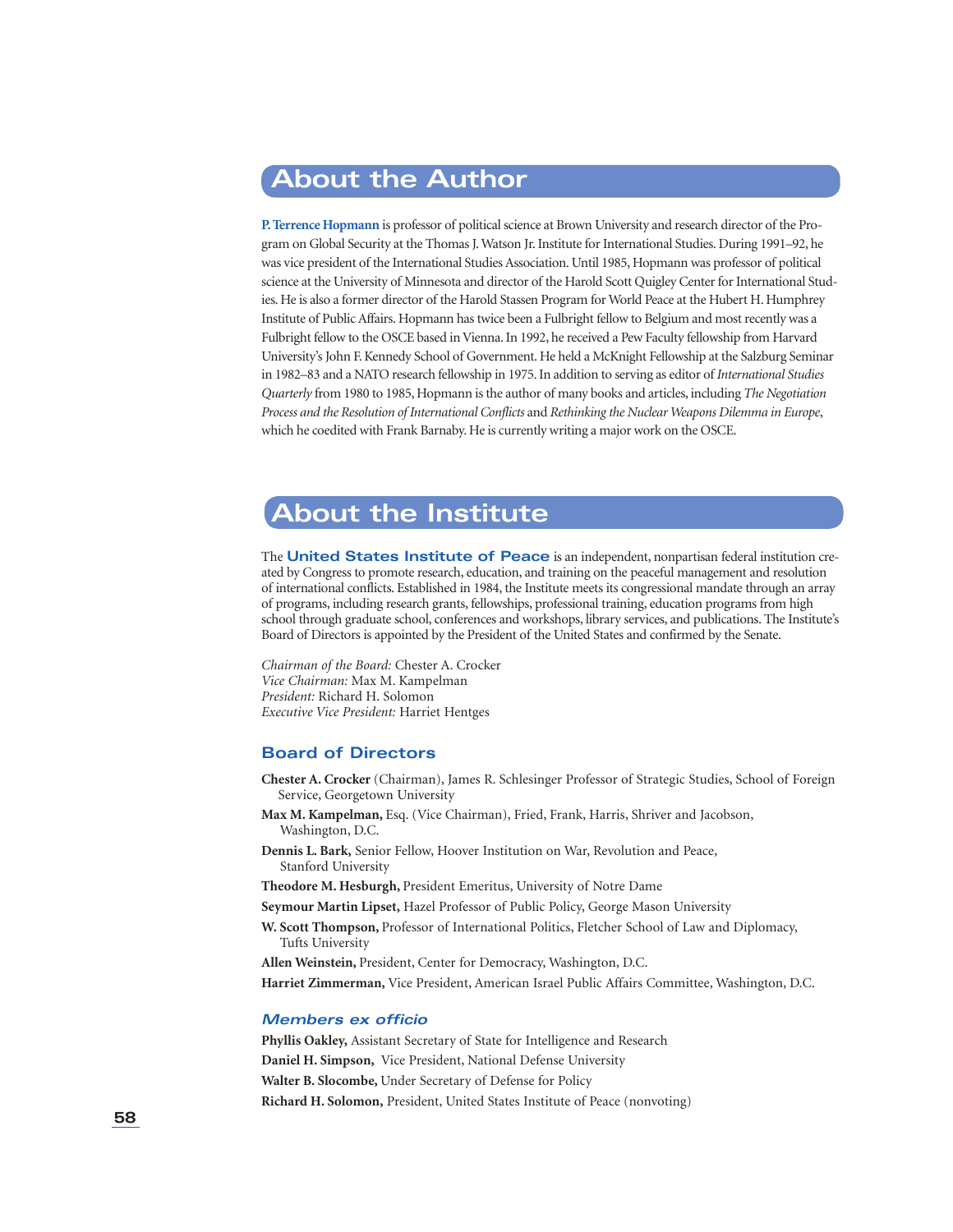## About the Author

**P. Terrence Hopmann** is professor of political science at Brown University and research director of the Program on Global Security at the Thomas J. Watson Jr. Institute for International Studies. During 1991–92, he was vice president of the International Studies Association. Until 1985, Hopmann was professor of political science at the University of Minnesota and director of the Harold Scott Quigley Center for International Studies. He is also a former director of the Harold Stassen Program for World Peace at the Hubert H. Humphrey Institute of Public Affairs. Hopmann has twice been a Fulbright fellow to Belgium and most recently was a Fulbright fellow to the OSCE based in Vienna. In 1992, he received a Pew Faculty fellowship from Harvard University's John F. Kennedy School of Government. He held a McKnight Fellowship at the Salzburg Seminar in 1982–83 and a NATO research fellowship in 1975. In addition to serving as editor of *International Studies Quarterly* from 1980 to 1985, Hopmann is the author of many books and articles, including *The Negotiation Process and the Resolution of International Conflicts* and *Rethinking the Nuclear Weapons Dilemma in Europe*, which he coedited with Frank Barnaby. He is currently writing a major work on the OSCE.

## About the Institute

The **United States Institute of Peace** is an independent, nonpartisan federal institution created by Congress to promote research, education, and training on the peaceful management and resolution of international conflicts. Established in 1984, the Institute meets its congressional mandate through an array of programs, including research grants, fellowships, professional training, education programs from high school through graduate school, conferences and workshops, library services, and publications. The Institute's Board of Directors is appointed by the President of the United States and confirmed by the Senate.

*Chairman of the Board:* Chester A. Crocker
*Vice Chairman:* Max M. Kampelman
*President:* Richard H. Solomon
*Executive Vice President:* Harriet Hentges

### Board of Directors

**Chester A. Crocker** (Chairman), James R. Schlesinger Professor of Strategic Studies, School of Foreign Service, Georgetown University

**Max M. Kampelman,** Esq. (Vice Chairman), Fried, Frank, Harris, Shriver and Jacobson, Washington, D.C.

**Dennis L. Bark,** Senior Fellow, Hoover Institution on War, Revolution and Peace, Stanford University

**Theodore M. Hesburgh,** President Emeritus, University of Notre Dame

**Seymour Martin Lipset,** Hazel Professor of Public Policy, George Mason University

**W. Scott Thompson,** Professor of International Politics, Fletcher School of Law and Diplomacy, Tufts University

**Allen Weinstein,** President, Center for Democracy, Washington, D.C.

**Harriet Zimmerman,** Vice President, American Israel Public Affairs Committee, Washington, D.C.

#### *Members ex officio*

**Phyllis Oakley,** Assistant Secretary of State for Intelligence and Research

**Daniel H. Simpson,** Vice President, National Defense University

**Walter B. Slocombe,** Under Secretary of Defense for Policy

**Richard H. Solomon,** President, United States Institute of Peace (nonvoting)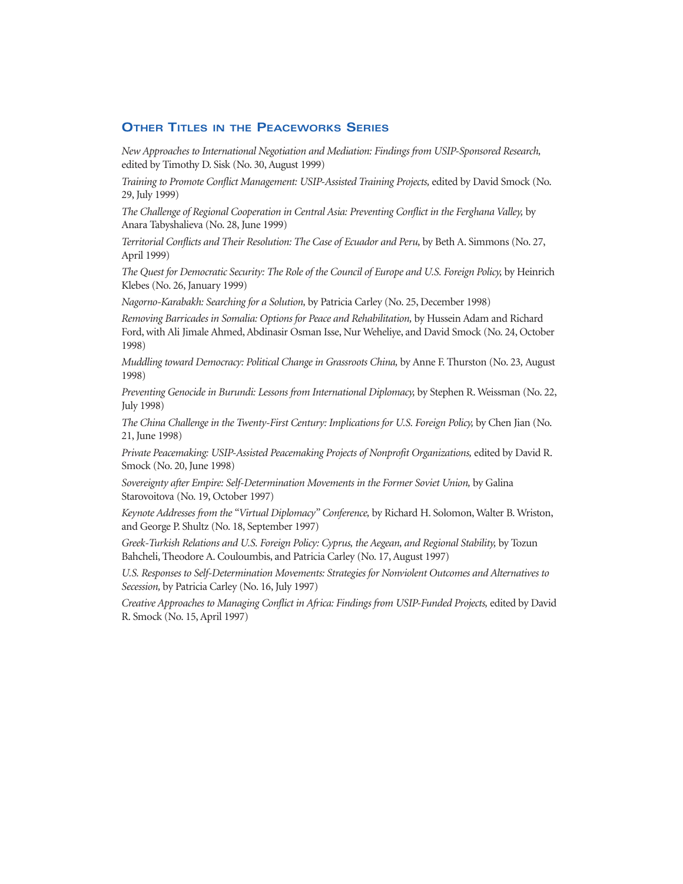## Other Titles in the Peaceworks Series

*New Approaches to International Negotiation and Mediation: Findings from USIP-Sponsored Research,* edited by Timothy D. Sisk (No. 30, August 1999)

*Training to Promote Conflict Management: USIP-Assisted Training Projects,* edited by David Smock (No. 29, July 1999)

*The Challenge of Regional Cooperation in Central Asia: Preventing Conflict in the Ferghana Valley,* by Anara Tabyshalieva (No. 28, June 1999)

*Territorial Conflicts and Their Resolution: The Case of Ecuador and Peru,* by Beth A. Simmons (No. 27, April 1999)

*The Quest for Democratic Security: The Role of the Council of Europe and U.S. Foreign Policy,* by Heinrich Klebes (No. 26, January 1999)

*Nagorno-Karabakh: Searching for a Solution,* by Patricia Carley (No. 25, December 1998)

*Removing Barricades in Somalia: Options for Peace and Rehabilitation,* by Hussein Adam and Richard Ford, with Ali Jimale Ahmed, Abdinasir Osman Isse, Nur Weheliye, and David Smock (No. 24, October 1998)

*Muddling toward Democracy: Political Change in Grassroots China,* by Anne F. Thurston (No. 23, August 1998)

*Preventing Genocide in Burundi: Lessons from International Diplomacy,* by Stephen R. Weissman (No. 22, July 1998)

*The China Challenge in the Twenty-First Century: Implications for U.S. Foreign Policy,* by Chen Jian (No. 21, June 1998)

*Private Peacemaking: USIP-Assisted Peacemaking Projects of Nonprofit Organizations,* edited by David R. Smock (No. 20, June 1998)

*Sovereignty after Empire: Self-Determination Movements in the Former Soviet Union,* by Galina Starovoitova (No. 19, October 1997)

*Keynote Addresses from the "Virtual Diplomacy" Conference,* by Richard H. Solomon, Walter B. Wriston, and George P. Shultz (No. 18, September 1997)

*Greek-Turkish Relations and U.S. Foreign Policy: Cyprus, the Aegean, and Regional Stability,* by Tozun Bahcheli, Theodore A. Couloumbis, and Patricia Carley (No. 17, August 1997)

*U.S. Responses to Self-Determination Movements: Strategies for Nonviolent Outcomes and Alternatives to Secession,* by Patricia Carley (No. 16, July 1997)

*Creative Approaches to Managing Conflict in Africa: Findings from USIP-Funded Projects,* edited by David R. Smock (No. 15, April 1997)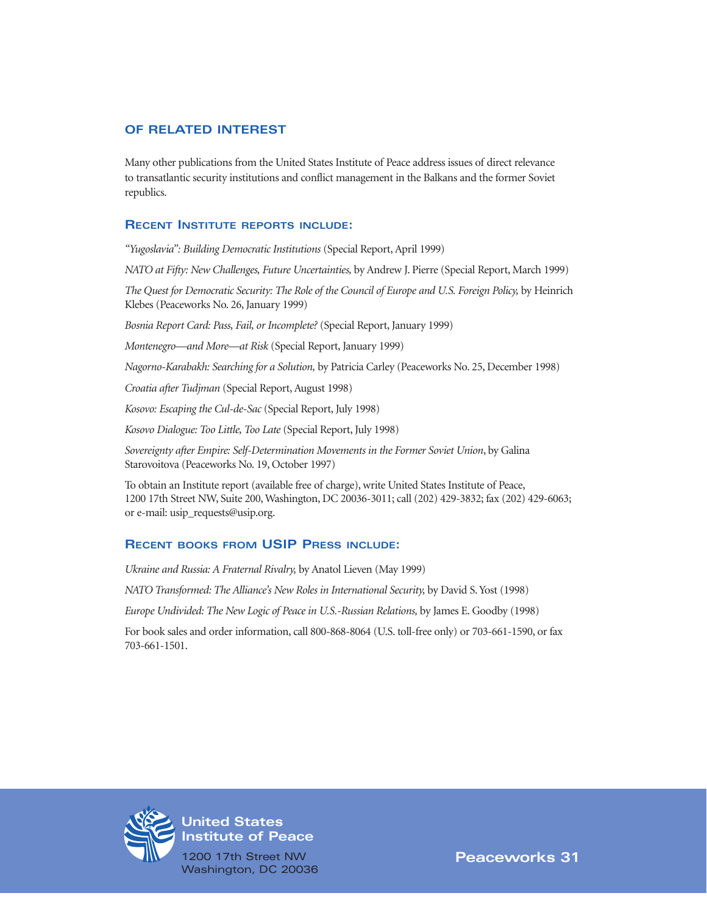## OF RELATED INTEREST

Many other publications from the United States Institute of Peace address issues of direct relevance to transatlantic security institutions and conflict management in the Balkans and the former Soviet republics.

### Recent Institute reports include:

*"Yugoslavia": Building Democratic Institutions* (Special Report, April 1999)

*NATO at Fifty: New Challenges, Future Uncertainties,* by Andrew J. Pierre (Special Report, March 1999)

*The Quest for Democratic Security: The Role of the Council of Europe and U.S. Foreign Policy,* by Heinrich Klebes (Peaceworks No. 26, January 1999)

*Bosnia Report Card: Pass, Fail, or Incomplete?* (Special Report, January 1999)

*Montenegro—and More—at Risk* (Special Report, January 1999)

*Nagorno-Karabakh: Searching for a Solution,* by Patricia Carley (Peaceworks No. 25, December 1998)

*Croatia after Tudjman* (Special Report, August 1998)

*Kosovo: Escaping the Cul-de-Sac* (Special Report, July 1998)

*Kosovo Dialogue: Too Little, Too Late* (Special Report, July 1998)

*Sovereignty after Empire: Self-Determination Movements in the Former Soviet Union*, by Galina Starovoitova (Peaceworks No. 19, October 1997)

To obtain an Institute report (available free of charge), write United States Institute of Peace, 1200 17th Street NW, Suite 200, Washington, DC 20036-3011; call (202) 429-3832; fax (202) 429-6063; or e-mail: usip_requests@usip.org.

### Recent books from USIP Press include:

*Ukraine and Russia: A Fraternal Rivalry,* by Anatol Lieven (May 1999)

*NATO Transformed: The Alliance's New Roles in International Security,* by David S. Yost (1998)

*Europe Undivided: The New Logic of Peace in U.S.-Russian Relations,* by James E. Goodby (1998)

For book sales and order information, call 800-868-8064 (U.S. toll-free only) or 703-661-1590, or fax 703-661-1501.

United States Institute of Peace
1200 17th Street NW
Washington, DC 20036

Peaceworks 31